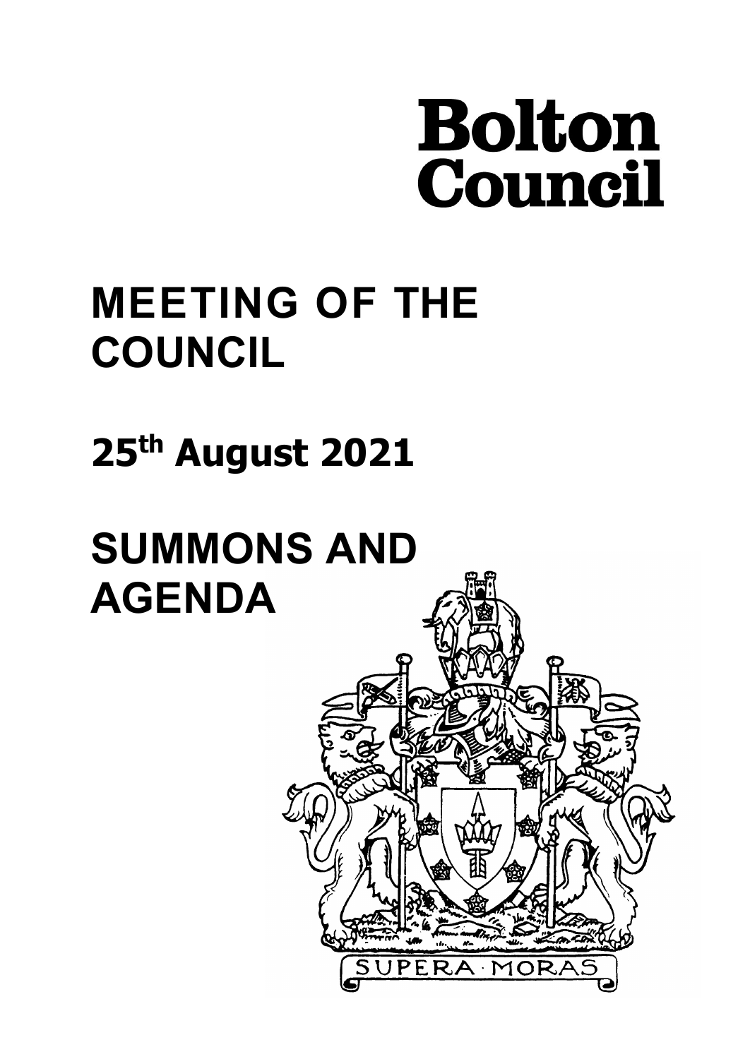# Bolton Council

# MEETING OF THE COUNCIL

## 25th August 2021

# SUMMONS AND AGENDA

SUPERA MORAS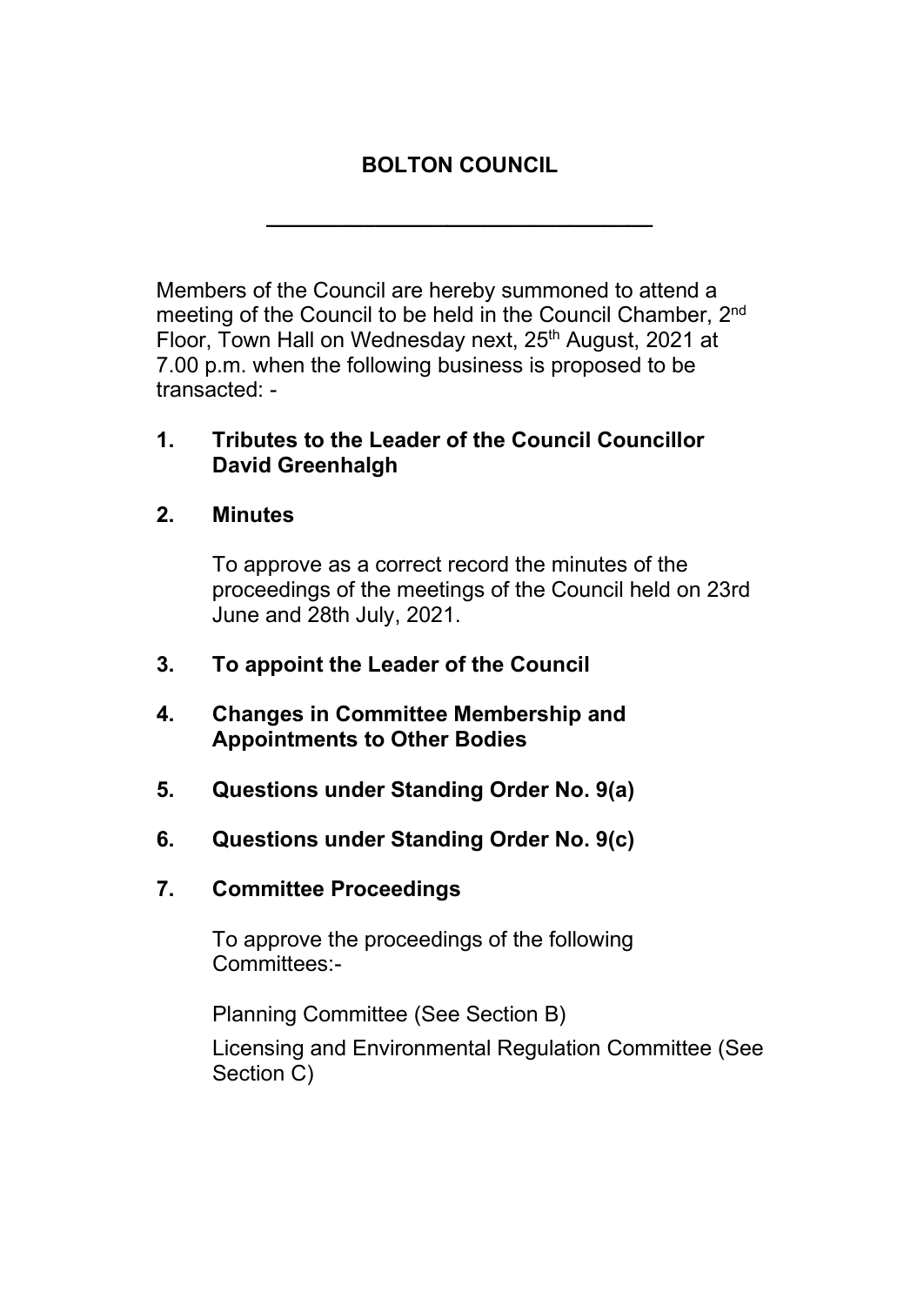# BOLTON COUNCIL

---

Members of the Council are hereby summoned to attend a meeting of the Council to be held in the Council Chamber, 2nd Floor, Town Hall on Wednesday next, 25th August, 2021 at 7.00 p.m. when the following business is proposed to be transacted: -

**1. Tributes to the Leader of the Council Councillor David Greenhalgh**

**2. Minutes**

To approve as a correct record the minutes of the proceedings of the meetings of the Council held on 23rd June and 28th July, 2021.

**3. To appoint the Leader of the Council**

**4. Changes in Committee Membership and Appointments to Other Bodies**

**5. Questions under Standing Order No. 9(a)**

**6. Questions under Standing Order No. 9(c)**

**7. Committee Proceedings**

To approve the proceedings of the following Committees:-

Planning Committee (See Section B)

Licensing and Environmental Regulation Committee (See Section C)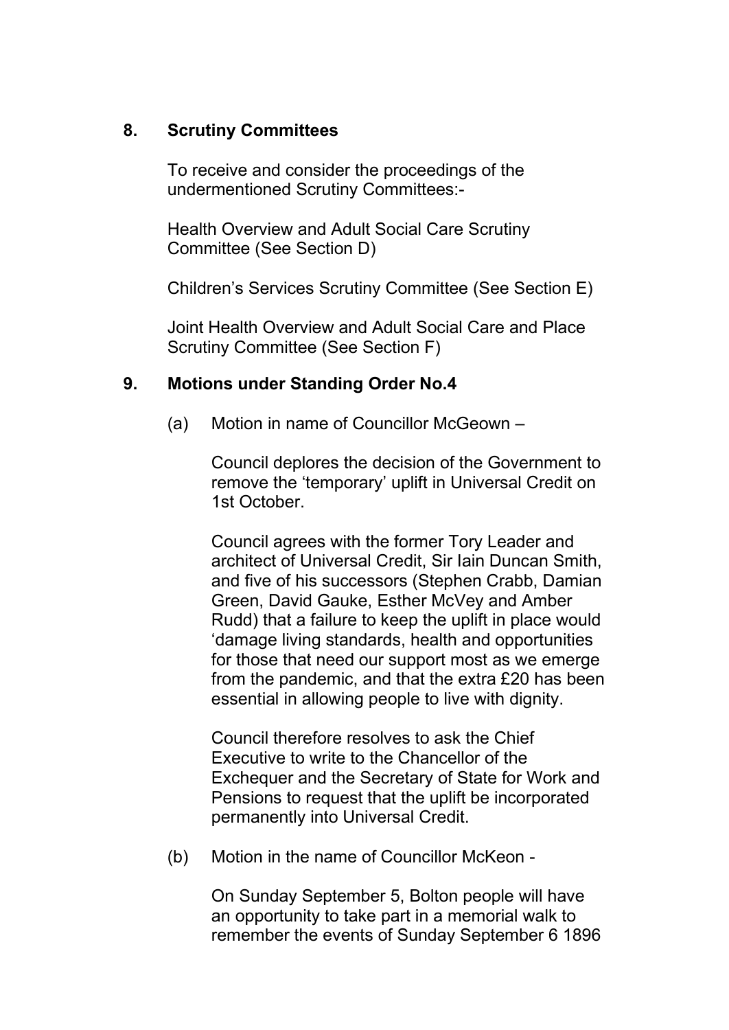## 8. Scrutiny Committees

To receive and consider the proceedings of the undermentioned Scrutiny Committees:-

Health Overview and Adult Social Care Scrutiny Committee (See Section D)

Children's Services Scrutiny Committee (See Section E)

Joint Health Overview and Adult Social Care and Place Scrutiny Committee (See Section F)

## 9. Motions under Standing Order No.4

(a) Motion in name of Councillor McGeown –

Council deplores the decision of the Government to remove the 'temporary' uplift in Universal Credit on 1st October.

Council agrees with the former Tory Leader and architect of Universal Credit, Sir Iain Duncan Smith, and five of his successors (Stephen Crabb, Damian Green, David Gauke, Esther McVey and Amber Rudd) that a failure to keep the uplift in place would 'damage living standards, health and opportunities for those that need our support most as we emerge from the pandemic, and that the extra £20 has been essential in allowing people to live with dignity.

Council therefore resolves to ask the Chief Executive to write to the Chancellor of the Exchequer and the Secretary of State for Work and Pensions to request that the uplift be incorporated permanently into Universal Credit.

(b) Motion in the name of Councillor McKeon -

On Sunday September 5, Bolton people will have an opportunity to take part in a memorial walk to remember the events of Sunday September 6 1896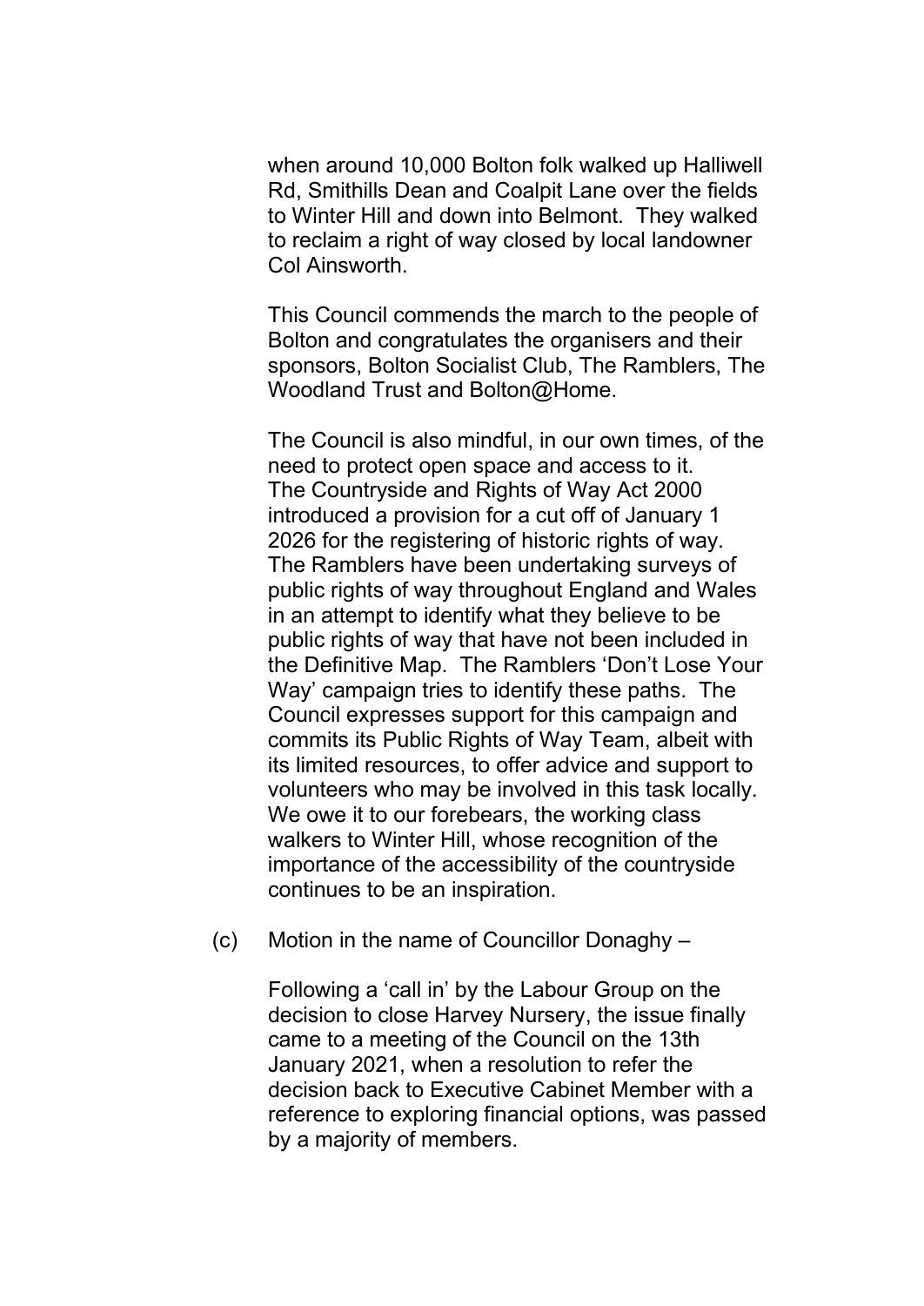when around 10,000 Bolton folk walked up Halliwell Rd, Smithills Dean and Coalpit Lane over the fields to Winter Hill and down into Belmont. They walked to reclaim a right of way closed by local landowner Col Ainsworth.

This Council commends the march to the people of Bolton and congratulates the organisers and their sponsors, Bolton Socialist Club, The Ramblers, The Woodland Trust and Bolton@Home.

The Council is also mindful, in our own times, of the need to protect open space and access to it. The Countryside and Rights of Way Act 2000 introduced a provision for a cut off of January 1 2026 for the registering of historic rights of way. The Ramblers have been undertaking surveys of public rights of way throughout England and Wales in an attempt to identify what they believe to be public rights of way that have not been included in the Definitive Map. The Ramblers 'Don't Lose Your Way' campaign tries to identify these paths. The Council expresses support for this campaign and commits its Public Rights of Way Team, albeit with its limited resources, to offer advice and support to volunteers who may be involved in this task locally. We owe it to our forebears, the working class walkers to Winter Hill, whose recognition of the importance of the accessibility of the countryside continues to be an inspiration.

(c) Motion in the name of Councillor Donaghy –

Following a 'call in' by the Labour Group on the decision to close Harvey Nursery, the issue finally came to a meeting of the Council on the 13th January 2021, when a resolution to refer the decision back to Executive Cabinet Member with a reference to exploring financial options, was passed by a majority of members.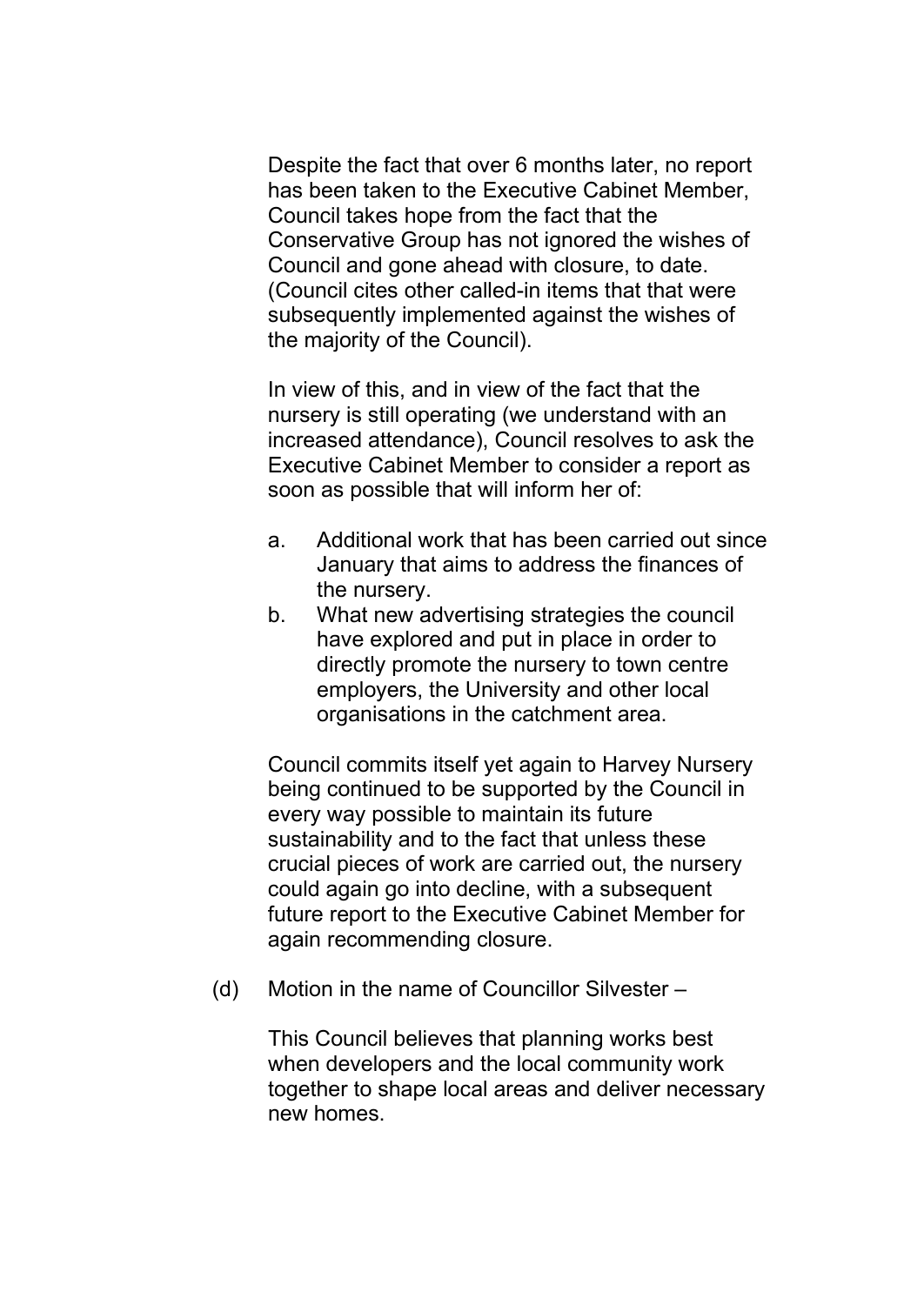Despite the fact that over 6 months later, no report has been taken to the Executive Cabinet Member, Council takes hope from the fact that the Conservative Group has not ignored the wishes of Council and gone ahead with closure, to date. (Council cites other called-in items that that were subsequently implemented against the wishes of the majority of the Council).

In view of this, and in view of the fact that the nursery is still operating (we understand with an increased attendance), Council resolves to ask the Executive Cabinet Member to consider a report as soon as possible that will inform her of:

a. Additional work that has been carried out since January that aims to address the finances of the nursery.
b. What new advertising strategies the council have explored and put in place in order to directly promote the nursery to town centre employers, the University and other local organisations in the catchment area.

Council commits itself yet again to Harvey Nursery being continued to be supported by the Council in every way possible to maintain its future sustainability and to the fact that unless these crucial pieces of work are carried out, the nursery could again go into decline, with a subsequent future report to the Executive Cabinet Member for again recommending closure.

(d) Motion in the name of Councillor Silvester –

This Council believes that planning works best when developers and the local community work together to shape local areas and deliver necessary new homes.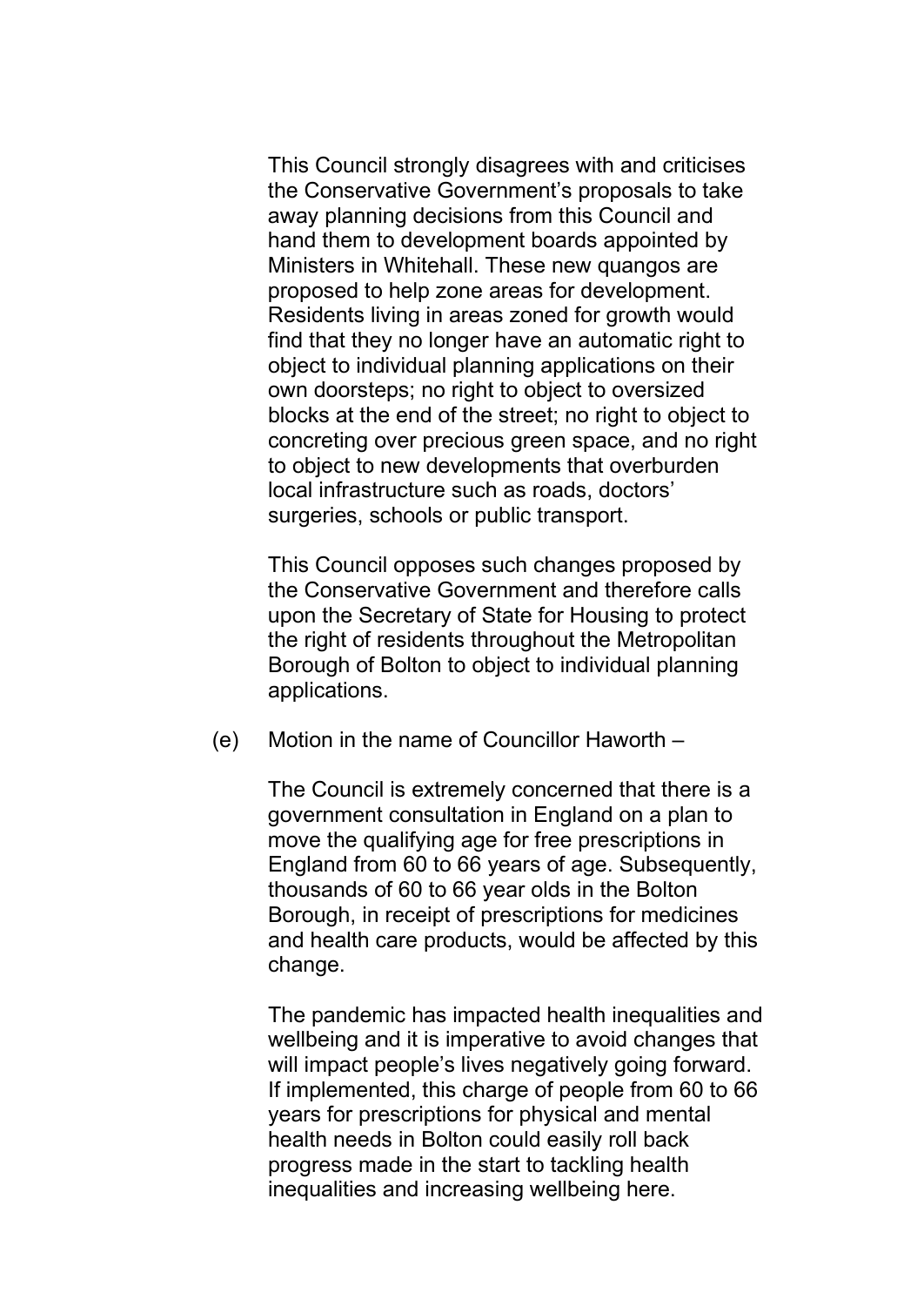This Council strongly disagrees with and criticises the Conservative Government's proposals to take away planning decisions from this Council and hand them to development boards appointed by Ministers in Whitehall. These new quangos are proposed to help zone areas for development. Residents living in areas zoned for growth would find that they no longer have an automatic right to object to individual planning applications on their own doorsteps; no right to object to oversized blocks at the end of the street; no right to object to concreting over precious green space, and no right to object to new developments that overburden local infrastructure such as roads, doctors' surgeries, schools or public transport.

This Council opposes such changes proposed by the Conservative Government and therefore calls upon the Secretary of State for Housing to protect the right of residents throughout the Metropolitan Borough of Bolton to object to individual planning applications.

(e) Motion in the name of Councillor Haworth –

The Council is extremely concerned that there is a government consultation in England on a plan to move the qualifying age for free prescriptions in England from 60 to 66 years of age. Subsequently, thousands of 60 to 66 year olds in the Bolton Borough, in receipt of prescriptions for medicines and health care products, would be affected by this change.

The pandemic has impacted health inequalities and wellbeing and it is imperative to avoid changes that will impact people's lives negatively going forward. If implemented, this charge of people from 60 to 66 years for prescriptions for physical and mental health needs in Bolton could easily roll back progress made in the start to tackling health inequalities and increasing wellbeing here.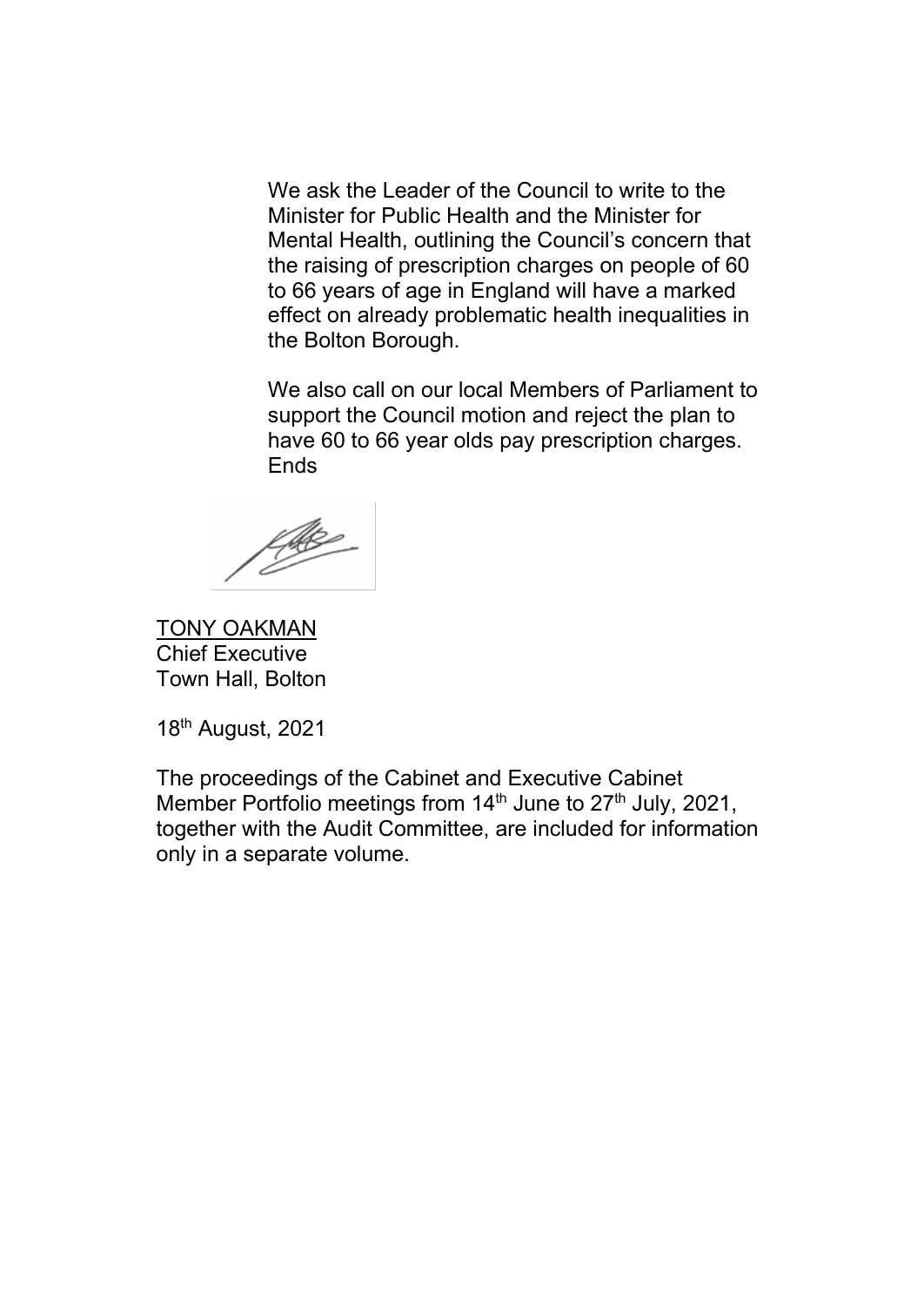We ask the Leader of the Council to write to the Minister for Public Health and the Minister for Mental Health, outlining the Council's concern that the raising of prescription charges on people of 60 to 66 years of age in England will have a marked effect on already problematic health inequalities in the Bolton Borough.

We also call on our local Members of Parliament to support the Council motion and reject the plan to have 60 to 66 year olds pay prescription charges.
Ends

TONY OAKMAN
Chief Executive
Town Hall, Bolton

18th August, 2021

The proceedings of the Cabinet and Executive Cabinet Member Portfolio meetings from 14th June to 27th July, 2021, together with the Audit Committee, are included for information only in a separate volume.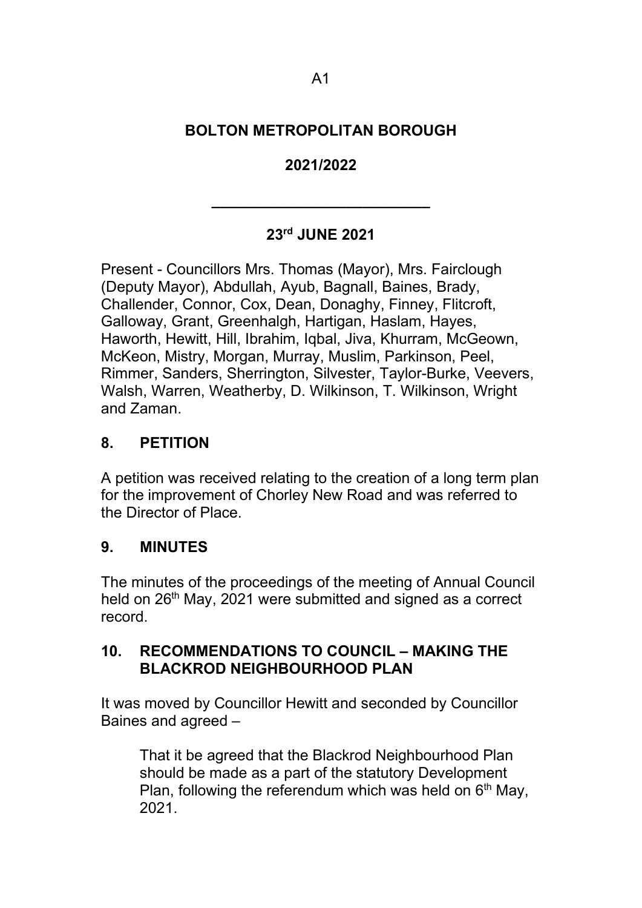# BOLTON METROPOLITAN BOROUGH

## 2021/2022

---

## 23rd JUNE 2021

Present - Councillors Mrs. Thomas (Mayor), Mrs. Fairclough (Deputy Mayor), Abdullah, Ayub, Bagnall, Baines, Brady, Challender, Connor, Cox, Dean, Donaghy, Finney, Flitcroft, Galloway, Grant, Greenhalgh, Hartigan, Haslam, Hayes, Haworth, Hewitt, Hill, Ibrahim, Iqbal, Jiva, Khurram, McGeown, McKeon, Mistry, Morgan, Murray, Muslim, Parkinson, Peel, Rimmer, Sanders, Sherrington, Silvester, Taylor-Burke, Veevers, Walsh, Warren, Weatherby, D. Wilkinson, T. Wilkinson, Wright and Zaman.

### 8. PETITION

A petition was received relating to the creation of a long term plan for the improvement of Chorley New Road and was referred to the Director of Place.

### 9. MINUTES

The minutes of the proceedings of the meeting of Annual Council held on 26th May, 2021 were submitted and signed as a correct record.

### 10. RECOMMENDATIONS TO COUNCIL – MAKING THE BLACKROD NEIGHBOURHOOD PLAN

It was moved by Councillor Hewitt and seconded by Councillor Baines and agreed –

> That it be agreed that the Blackrod Neighbourhood Plan should be made as a part of the statutory Development Plan, following the referendum which was held on 6th May, 2021.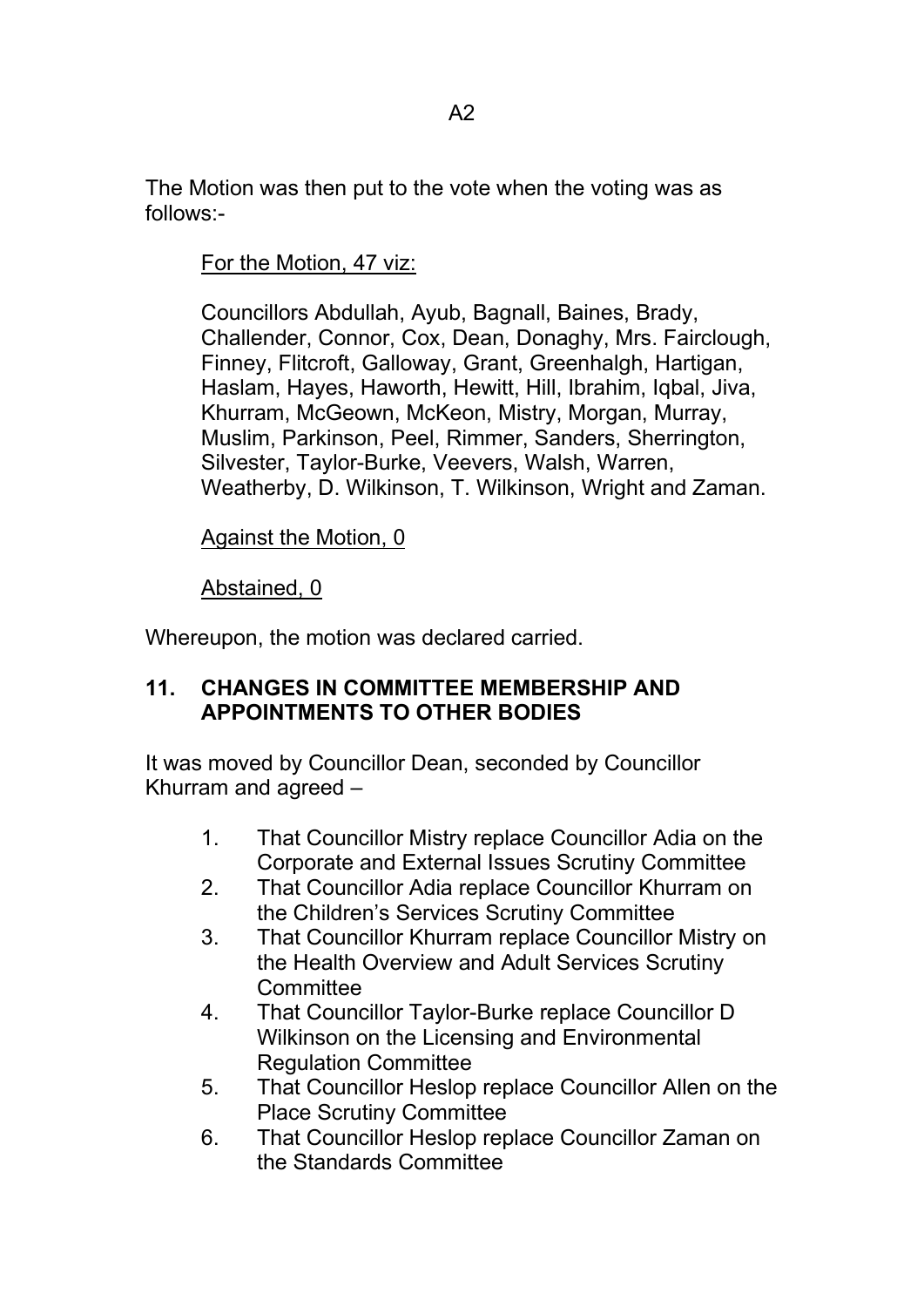The Motion was then put to the vote when the voting was as follows:-

For the Motion, 47 viz:

Councillors Abdullah, Ayub, Bagnall, Baines, Brady, Challender, Connor, Cox, Dean, Donaghy, Mrs. Fairclough, Finney, Flitcroft, Galloway, Grant, Greenhalgh, Hartigan, Haslam, Hayes, Haworth, Hewitt, Hill, Ibrahim, Iqbal, Jiva, Khurram, McGeown, McKeon, Mistry, Morgan, Murray, Muslim, Parkinson, Peel, Rimmer, Sanders, Sherrington, Silvester, Taylor-Burke, Veevers, Walsh, Warren, Weatherby, D. Wilkinson, T. Wilkinson, Wright and Zaman.

Against the Motion, 0

Abstained, 0

Whereupon, the motion was declared carried.

## 11. CHANGES IN COMMITTEE MEMBERSHIP AND APPOINTMENTS TO OTHER BODIES

It was moved by Councillor Dean, seconded by Councillor Khurram and agreed –

1. That Councillor Mistry replace Councillor Adia on the Corporate and External Issues Scrutiny Committee
2. That Councillor Adia replace Councillor Khurram on the Children's Services Scrutiny Committee
3. That Councillor Khurram replace Councillor Mistry on the Health Overview and Adult Services Scrutiny Committee
4. That Councillor Taylor-Burke replace Councillor D Wilkinson on the Licensing and Environmental Regulation Committee
5. That Councillor Heslop replace Councillor Allen on the Place Scrutiny Committee
6. That Councillor Heslop replace Councillor Zaman on the Standards Committee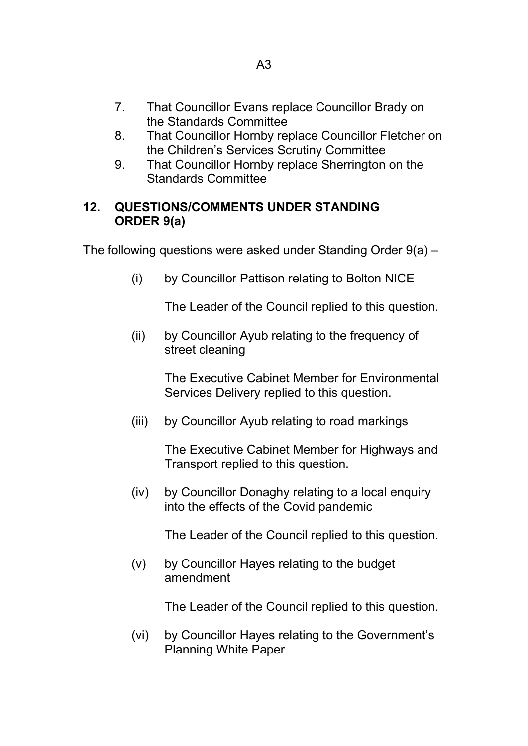7. That Councillor Evans replace Councillor Brady on the Standards Committee
8. That Councillor Hornby replace Councillor Fletcher on the Children's Services Scrutiny Committee
9. That Councillor Hornby replace Sherrington on the Standards Committee

## 12. QUESTIONS/COMMENTS UNDER STANDING ORDER 9(a)

The following questions were asked under Standing Order 9(a) –

(i) by Councillor Pattison relating to Bolton NICE

The Leader of the Council replied to this question.

(ii) by Councillor Ayub relating to the frequency of street cleaning

The Executive Cabinet Member for Environmental Services Delivery replied to this question.

(iii) by Councillor Ayub relating to road markings

The Executive Cabinet Member for Highways and Transport replied to this question.

(iv) by Councillor Donaghy relating to a local enquiry into the effects of the Covid pandemic

The Leader of the Council replied to this question.

(v) by Councillor Hayes relating to the budget amendment

The Leader of the Council replied to this question.

(vi) by Councillor Hayes relating to the Government's Planning White Paper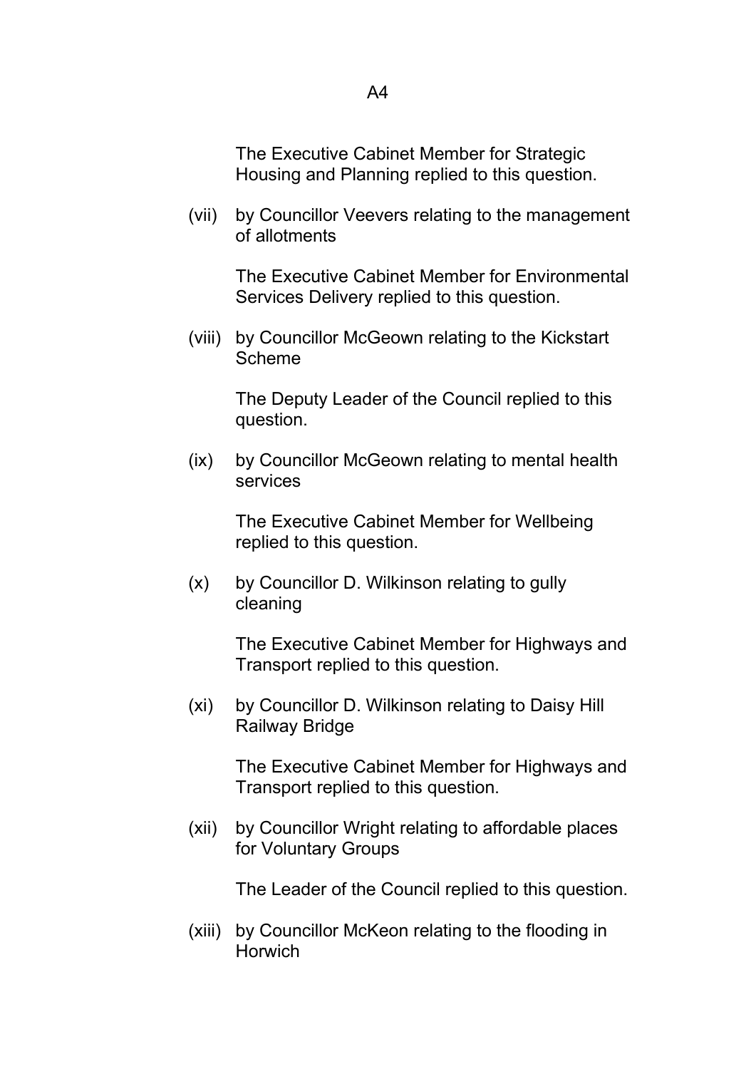The Executive Cabinet Member for Strategic Housing and Planning replied to this question.

(vii) by Councillor Veevers relating to the management of allotments

The Executive Cabinet Member for Environmental Services Delivery replied to this question.

(viii) by Councillor McGeown relating to the Kickstart Scheme

The Deputy Leader of the Council replied to this question.

(ix) by Councillor McGeown relating to mental health services

The Executive Cabinet Member for Wellbeing replied to this question.

(x) by Councillor D. Wilkinson relating to gully cleaning

The Executive Cabinet Member for Highways and Transport replied to this question.

(xi) by Councillor D. Wilkinson relating to Daisy Hill Railway Bridge

The Executive Cabinet Member for Highways and Transport replied to this question.

(xii) by Councillor Wright relating to affordable places for Voluntary Groups

The Leader of the Council replied to this question.

(xiii) by Councillor McKeon relating to the flooding in Horwich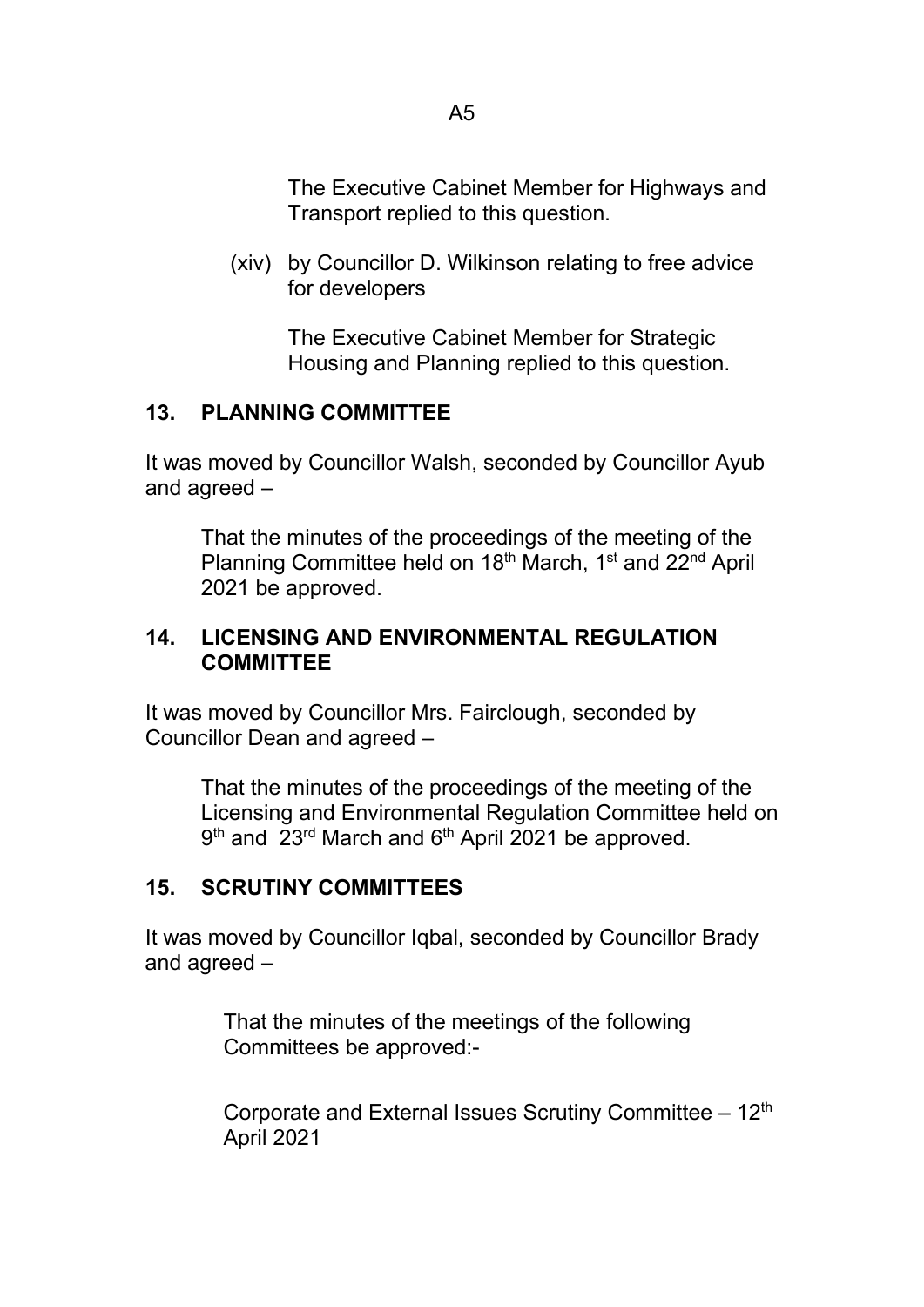The Executive Cabinet Member for Highways and Transport replied to this question.

(xiv) by Councillor D. Wilkinson relating to free advice for developers

The Executive Cabinet Member for Strategic Housing and Planning replied to this question.

## 13. PLANNING COMMITTEE

It was moved by Councillor Walsh, seconded by Councillor Ayub and agreed –

> That the minutes of the proceedings of the meeting of the Planning Committee held on 18th March, 1st and 22nd April 2021 be approved.

## 14. LICENSING AND ENVIRONMENTAL REGULATION COMMITTEE

It was moved by Councillor Mrs. Fairclough, seconded by Councillor Dean and agreed –

> That the minutes of the proceedings of the meeting of the Licensing and Environmental Regulation Committee held on 9th and 23rd March and 6th April 2021 be approved.

## 15. SCRUTINY COMMITTEES

It was moved by Councillor Iqbal, seconded by Councillor Brady and agreed –

> That the minutes of the meetings of the following Committees be approved:-
>
> Corporate and External Issues Scrutiny Committee – 12th April 2021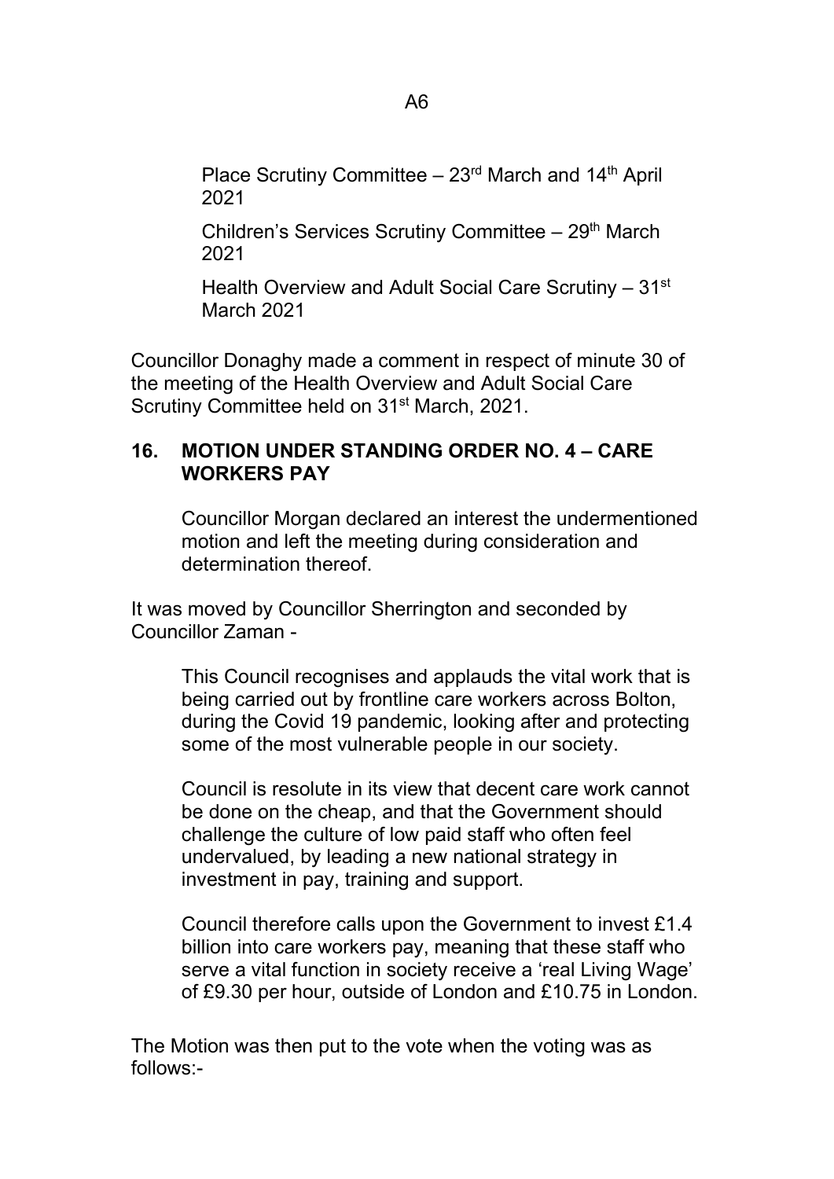Place Scrutiny Committee – 23rd March and 14th April 2021

Children's Services Scrutiny Committee – 29th March 2021

Health Overview and Adult Social Care Scrutiny – 31st March 2021

Councillor Donaghy made a comment in respect of minute 30 of the meeting of the Health Overview and Adult Social Care Scrutiny Committee held on 31st March, 2021.

## 16. MOTION UNDER STANDING ORDER NO. 4 – CARE WORKERS PAY

Councillor Morgan declared an interest the undermentioned motion and left the meeting during consideration and determination thereof.

It was moved by Councillor Sherrington and seconded by Councillor Zaman -

> This Council recognises and applauds the vital work that is being carried out by frontline care workers across Bolton, during the Covid 19 pandemic, looking after and protecting some of the most vulnerable people in our society.
>
> Council is resolute in its view that decent care work cannot be done on the cheap, and that the Government should challenge the culture of low paid staff who often feel undervalued, by leading a new national strategy in investment in pay, training and support.
>
> Council therefore calls upon the Government to invest £1.4 billion into care workers pay, meaning that these staff who serve a vital function in society receive a 'real Living Wage' of £9.30 per hour, outside of London and £10.75 in London.

The Motion was then put to the vote when the voting was as follows:-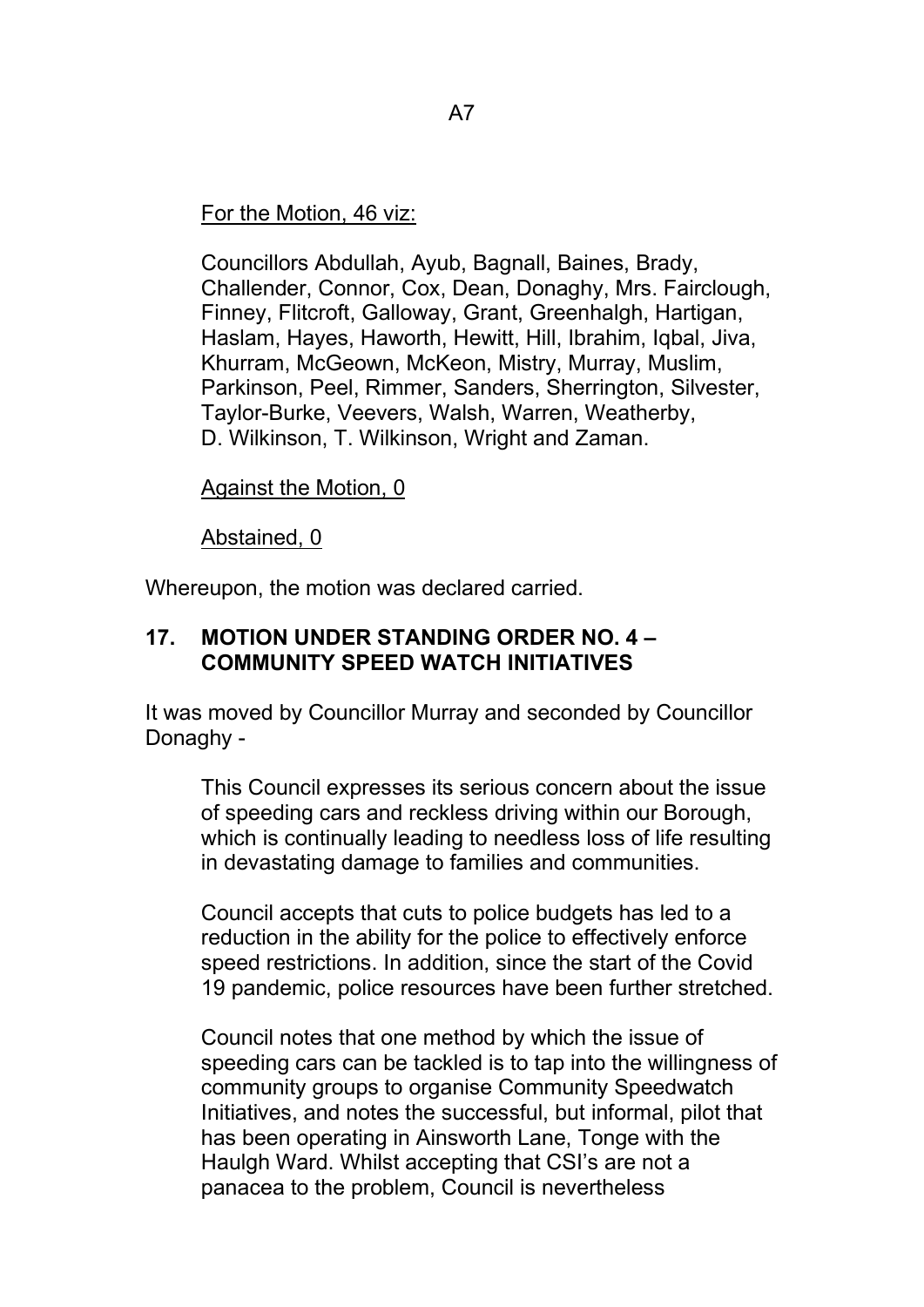For the Motion, 46 viz:

Councillors Abdullah, Ayub, Bagnall, Baines, Brady, Challender, Connor, Cox, Dean, Donaghy, Mrs. Fairclough, Finney, Flitcroft, Galloway, Grant, Greenhalgh, Hartigan, Haslam, Hayes, Haworth, Hewitt, Hill, Ibrahim, Iqbal, Jiva, Khurram, McGeown, McKeon, Mistry, Murray, Muslim, Parkinson, Peel, Rimmer, Sanders, Sherrington, Silvester, Taylor-Burke, Veevers, Walsh, Warren, Weatherby, D. Wilkinson, T. Wilkinson, Wright and Zaman.

Against the Motion, 0

Abstained, 0

Whereupon, the motion was declared carried.

## 17. MOTION UNDER STANDING ORDER NO. 4 – COMMUNITY SPEED WATCH INITIATIVES

It was moved by Councillor Murray and seconded by Councillor Donaghy -

This Council expresses its serious concern about the issue of speeding cars and reckless driving within our Borough, which is continually leading to needless loss of life resulting in devastating damage to families and communities.

Council accepts that cuts to police budgets has led to a reduction in the ability for the police to effectively enforce speed restrictions. In addition, since the start of the Covid 19 pandemic, police resources have been further stretched.

Council notes that one method by which the issue of speeding cars can be tackled is to tap into the willingness of community groups to organise Community Speedwatch Initiatives, and notes the successful, but informal, pilot that has been operating in Ainsworth Lane, Tonge with the Haulgh Ward. Whilst accepting that CSI's are not a panacea to the problem, Council is nevertheless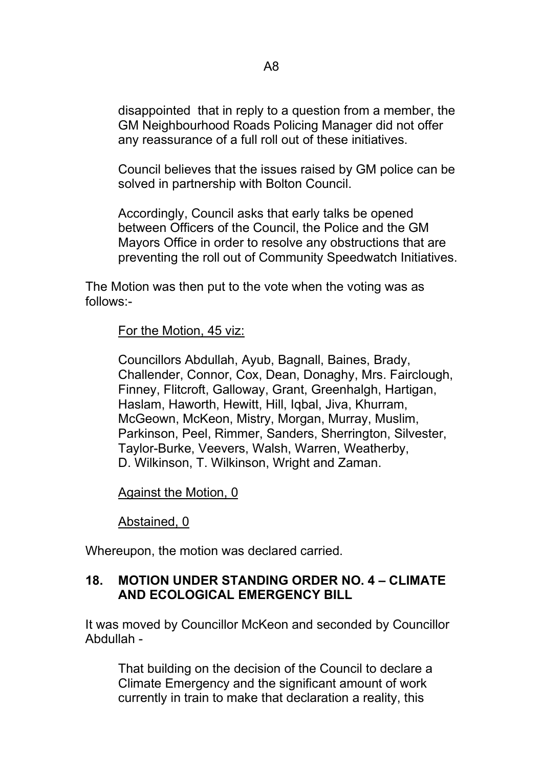disappointed that in reply to a question from a member, the GM Neighbourhood Roads Policing Manager did not offer any reassurance of a full roll out of these initiatives.

Council believes that the issues raised by GM police can be solved in partnership with Bolton Council.

Accordingly, Council asks that early talks be opened between Officers of the Council, the Police and the GM Mayors Office in order to resolve any obstructions that are preventing the roll out of Community Speedwatch Initiatives.

The Motion was then put to the vote when the voting was as follows:-

For the Motion, 45 viz:

Councillors Abdullah, Ayub, Bagnall, Baines, Brady, Challender, Connor, Cox, Dean, Donaghy, Mrs. Fairclough, Finney, Flitcroft, Galloway, Grant, Greenhalgh, Hartigan, Haslam, Haworth, Hewitt, Hill, Iqbal, Jiva, Khurram, McGeown, McKeon, Mistry, Morgan, Murray, Muslim, Parkinson, Peel, Rimmer, Sanders, Sherrington, Silvester, Taylor-Burke, Veevers, Walsh, Warren, Weatherby, D. Wilkinson, T. Wilkinson, Wright and Zaman.

Against the Motion, 0

Abstained, 0

Whereupon, the motion was declared carried.

## 18. MOTION UNDER STANDING ORDER NO. 4 – CLIMATE AND ECOLOGICAL EMERGENCY BILL

It was moved by Councillor McKeon and seconded by Councillor Abdullah -

That building on the decision of the Council to declare a Climate Emergency and the significant amount of work currently in train to make that declaration a reality, this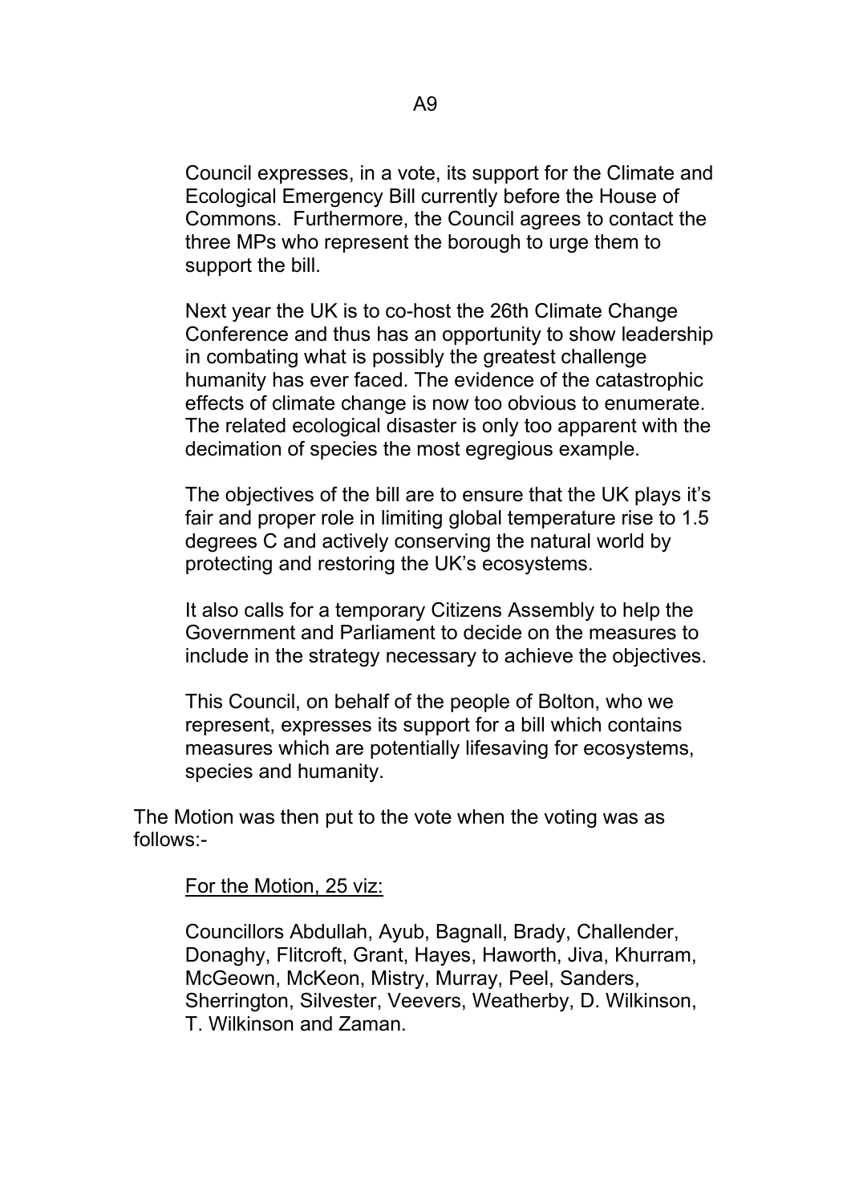Council expresses, in a vote, its support for the Climate and Ecological Emergency Bill currently before the House of Commons. Furthermore, the Council agrees to contact the three MPs who represent the borough to urge them to support the bill.

Next year the UK is to co-host the 26th Climate Change Conference and thus has an opportunity to show leadership in combating what is possibly the greatest challenge humanity has ever faced. The evidence of the catastrophic effects of climate change is now too obvious to enumerate. The related ecological disaster is only too apparent with the decimation of species the most egregious example.

The objectives of the bill are to ensure that the UK plays it's fair and proper role in limiting global temperature rise to 1.5 degrees C and actively conserving the natural world by protecting and restoring the UK's ecosystems.

It also calls for a temporary Citizens Assembly to help the Government and Parliament to decide on the measures to include in the strategy necessary to achieve the objectives.

This Council, on behalf of the people of Bolton, who we represent, expresses its support for a bill which contains measures which are potentially lifesaving for ecosystems, species and humanity.

The Motion was then put to the vote when the voting was as follows:-

For the Motion, 25 viz:

Councillors Abdullah, Ayub, Bagnall, Brady, Challender, Donaghy, Flitcroft, Grant, Hayes, Haworth, Jiva, Khurram, McGeown, McKeon, Mistry, Murray, Peel, Sanders, Sherrington, Silvester, Veevers, Weatherby, D. Wilkinson, T. Wilkinson and Zaman.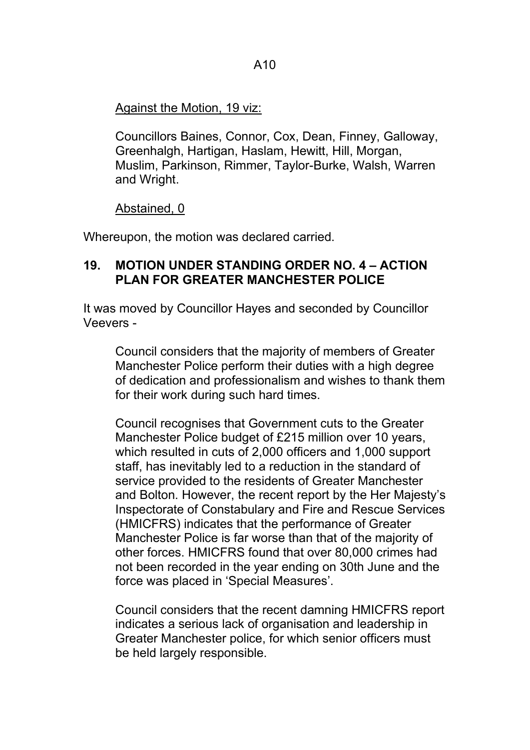Against the Motion, 19 viz:

Councillors Baines, Connor, Cox, Dean, Finney, Galloway, Greenhalgh, Hartigan, Haslam, Hewitt, Hill, Morgan, Muslim, Parkinson, Rimmer, Taylor-Burke, Walsh, Warren and Wright.

Abstained, 0

Whereupon, the motion was declared carried.

## 19. MOTION UNDER STANDING ORDER NO. 4 – ACTION PLAN FOR GREATER MANCHESTER POLICE

It was moved by Councillor Hayes and seconded by Councillor Veevers -

Council considers that the majority of members of Greater Manchester Police perform their duties with a high degree of dedication and professionalism and wishes to thank them for their work during such hard times.

Council recognises that Government cuts to the Greater Manchester Police budget of £215 million over 10 years, which resulted in cuts of 2,000 officers and 1,000 support staff, has inevitably led to a reduction in the standard of service provided to the residents of Greater Manchester and Bolton. However, the recent report by the Her Majesty's Inspectorate of Constabulary and Fire and Rescue Services (HMICFRS) indicates that the performance of Greater Manchester Police is far worse than that of the majority of other forces. HMICFRS found that over 80,000 crimes had not been recorded in the year ending on 30th June and the force was placed in 'Special Measures'.

Council considers that the recent damning HMICFRS report indicates a serious lack of organisation and leadership in Greater Manchester police, for which senior officers must be held largely responsible.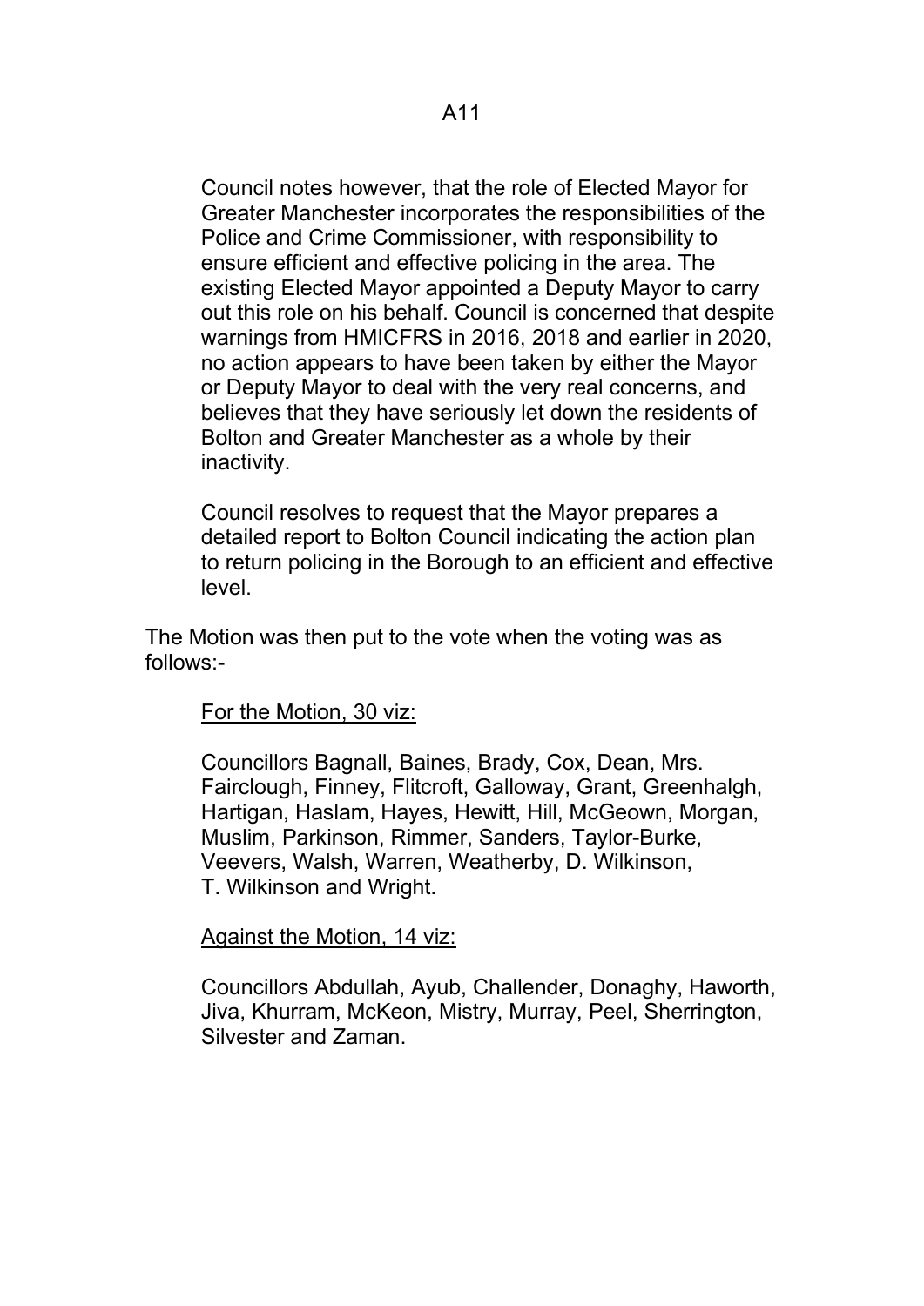Council notes however, that the role of Elected Mayor for Greater Manchester incorporates the responsibilities of the Police and Crime Commissioner, with responsibility to ensure efficient and effective policing in the area. The existing Elected Mayor appointed a Deputy Mayor to carry out this role on his behalf. Council is concerned that despite warnings from HMICFRS in 2016, 2018 and earlier in 2020, no action appears to have been taken by either the Mayor or Deputy Mayor to deal with the very real concerns, and believes that they have seriously let down the residents of Bolton and Greater Manchester as a whole by their inactivity.

Council resolves to request that the Mayor prepares a detailed report to Bolton Council indicating the action plan to return policing in the Borough to an efficient and effective level.

The Motion was then put to the vote when the voting was as follows:-

For the Motion, 30 viz:

Councillors Bagnall, Baines, Brady, Cox, Dean, Mrs. Fairclough, Finney, Flitcroft, Galloway, Grant, Greenhalgh, Hartigan, Haslam, Hayes, Hewitt, Hill, McGeown, Morgan, Muslim, Parkinson, Rimmer, Sanders, Taylor-Burke, Veevers, Walsh, Warren, Weatherby, D. Wilkinson, T. Wilkinson and Wright.

Against the Motion, 14 viz:

Councillors Abdullah, Ayub, Challender, Donaghy, Haworth, Jiva, Khurram, McKeon, Mistry, Murray, Peel, Sherrington, Silvester and Zaman.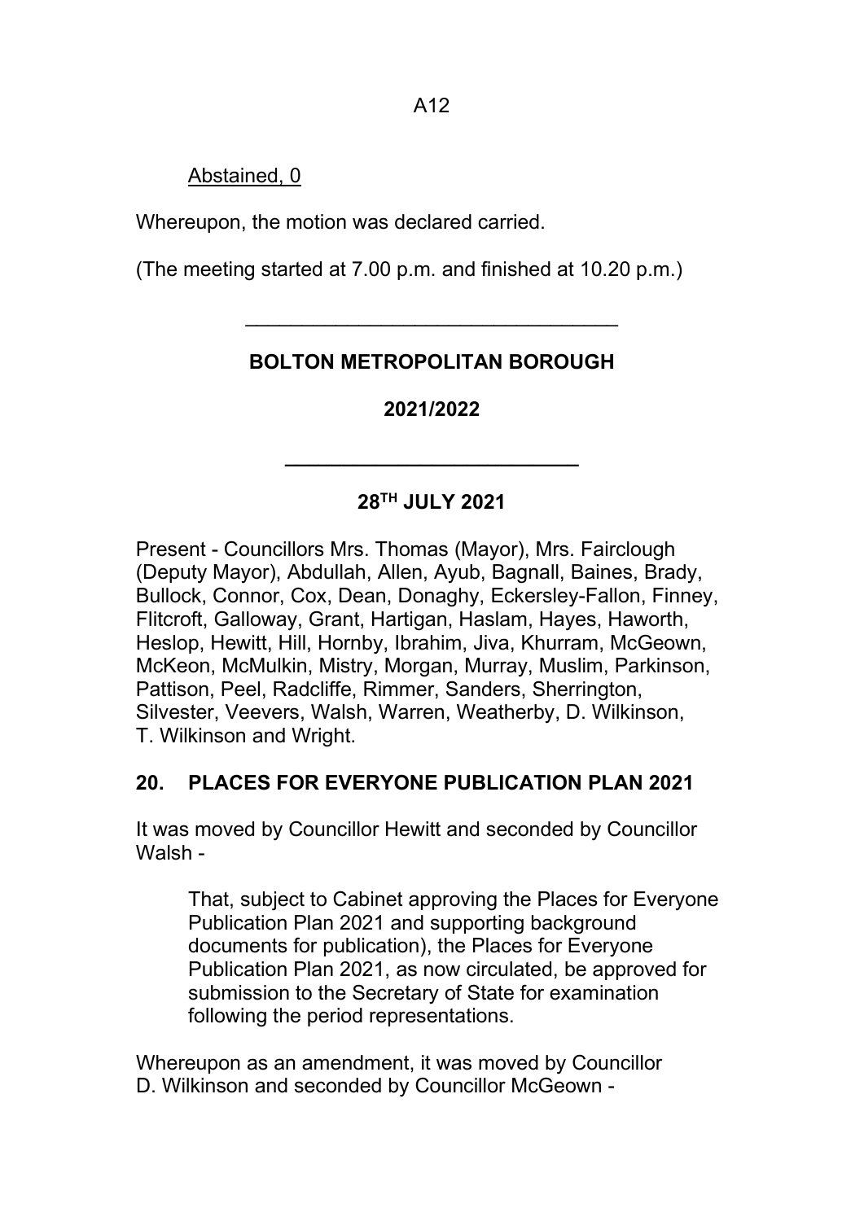Abstained, 0

Whereupon, the motion was declared carried.

(The meeting started at 7.00 p.m. and finished at 10.20 p.m.)

---

**BOLTON METROPOLITAN BOROUGH**

**2021/2022**

---

**28TH JULY 2021**

Present - Councillors Mrs. Thomas (Mayor), Mrs. Fairclough (Deputy Mayor), Abdullah, Allen, Ayub, Bagnall, Baines, Brady, Bullock, Connor, Cox, Dean, Donaghy, Eckersley-Fallon, Finney, Flitcroft, Galloway, Grant, Hartigan, Haslam, Hayes, Haworth, Heslop, Hewitt, Hill, Hornby, Ibrahim, Jiva, Khurram, McGeown, McKeon, McMulkin, Mistry, Morgan, Murray, Muslim, Parkinson, Pattison, Peel, Radcliffe, Rimmer, Sanders, Sherrington, Silvester, Veevers, Walsh, Warren, Weatherby, D. Wilkinson, T. Wilkinson and Wright.

## 20. PLACES FOR EVERYONE PUBLICATION PLAN 2021

It was moved by Councillor Hewitt and seconded by Councillor Walsh -

> That, subject to Cabinet approving the Places for Everyone Publication Plan 2021 and supporting background documents for publication), the Places for Everyone Publication Plan 2021, as now circulated, be approved for submission to the Secretary of State for examination following the period representations.

Whereupon as an amendment, it was moved by Councillor D. Wilkinson and seconded by Councillor McGeown -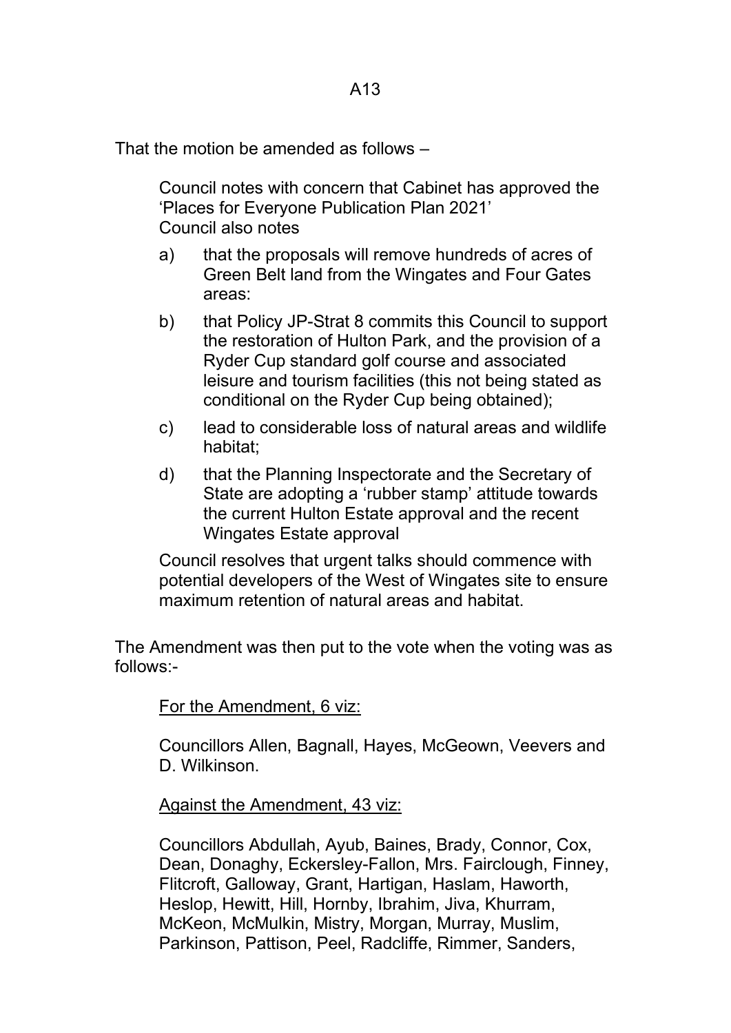A13

That the motion be amended as follows –

Council notes with concern that Cabinet has approved the 'Places for Everyone Publication Plan 2021'
Council also notes

a) that the proposals will remove hundreds of acres of Green Belt land from the Wingates and Four Gates areas:

b) that Policy JP-Strat 8 commits this Council to support the restoration of Hulton Park, and the provision of a Ryder Cup standard golf course and associated leisure and tourism facilities (this not being stated as conditional on the Ryder Cup being obtained);

c) lead to considerable loss of natural areas and wildlife habitat;

d) that the Planning Inspectorate and the Secretary of State are adopting a 'rubber stamp' attitude towards the current Hulton Estate approval and the recent Wingates Estate approval

Council resolves that urgent talks should commence with potential developers of the West of Wingates site to ensure maximum retention of natural areas and habitat.

The Amendment was then put to the vote when the voting was as follows:-

For the Amendment, 6 viz:

Councillors Allen, Bagnall, Hayes, McGeown, Veevers and D. Wilkinson.

Against the Amendment, 43 viz:

Councillors Abdullah, Ayub, Baines, Brady, Connor, Cox, Dean, Donaghy, Eckersley-Fallon, Mrs. Fairclough, Finney, Flitcroft, Galloway, Grant, Hartigan, Haslam, Haworth, Heslop, Hewitt, Hill, Hornby, Ibrahim, Jiva, Khurram, McKeon, McMulkin, Mistry, Morgan, Murray, Muslim, Parkinson, Pattison, Peel, Radcliffe, Rimmer, Sanders,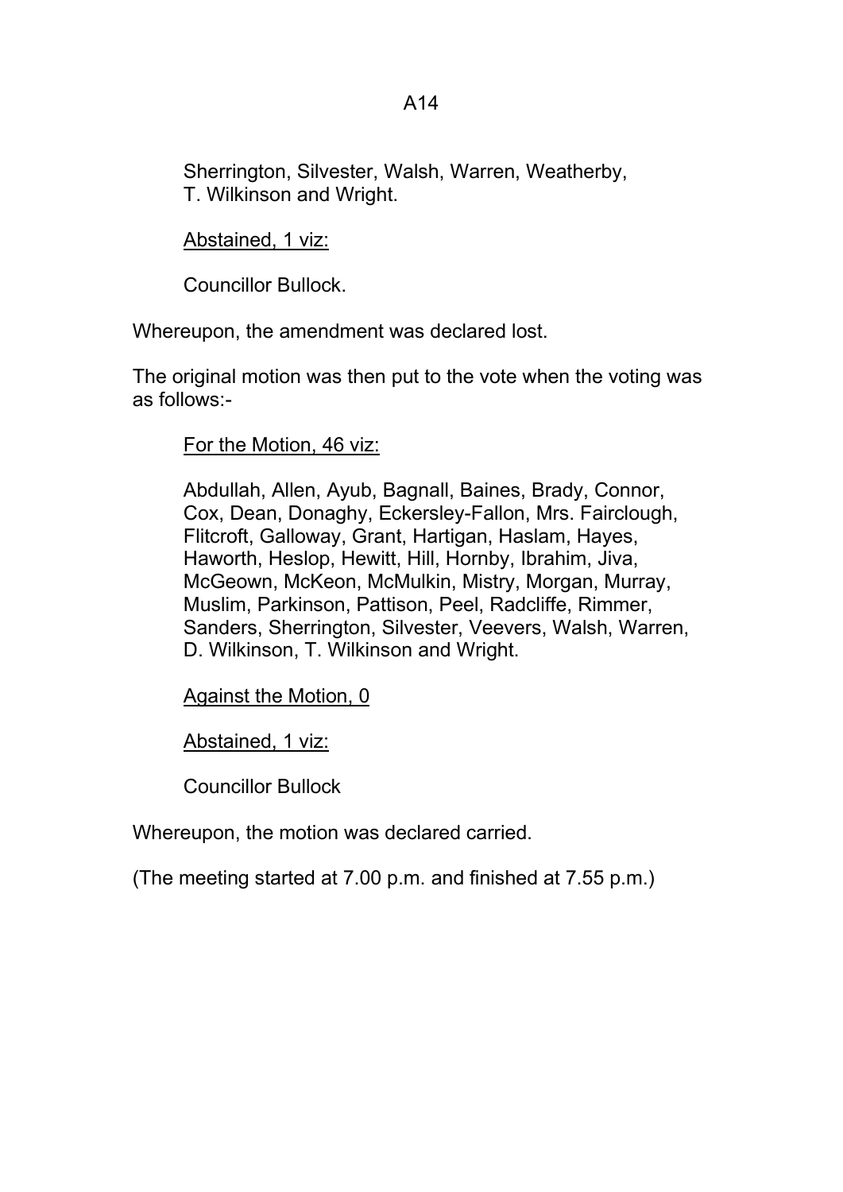Sherrington, Silvester, Walsh, Warren, Weatherby, T. Wilkinson and Wright.

Abstained, 1 viz:

Councillor Bullock.

Whereupon, the amendment was declared lost.

The original motion was then put to the vote when the voting was as follows:-

For the Motion, 46 viz:

Abdullah, Allen, Ayub, Bagnall, Baines, Brady, Connor, Cox, Dean, Donaghy, Eckersley-Fallon, Mrs. Fairclough, Flitcroft, Galloway, Grant, Hartigan, Haslam, Hayes, Haworth, Heslop, Hewitt, Hill, Hornby, Ibrahim, Jiva, McGeown, McKeon, McMulkin, Mistry, Morgan, Murray, Muslim, Parkinson, Pattison, Peel, Radcliffe, Rimmer, Sanders, Sherrington, Silvester, Veevers, Walsh, Warren, D. Wilkinson, T. Wilkinson and Wright.

Against the Motion, 0

Abstained, 1 viz:

Councillor Bullock

Whereupon, the motion was declared carried.

(The meeting started at 7.00 p.m. and finished at 7.55 p.m.)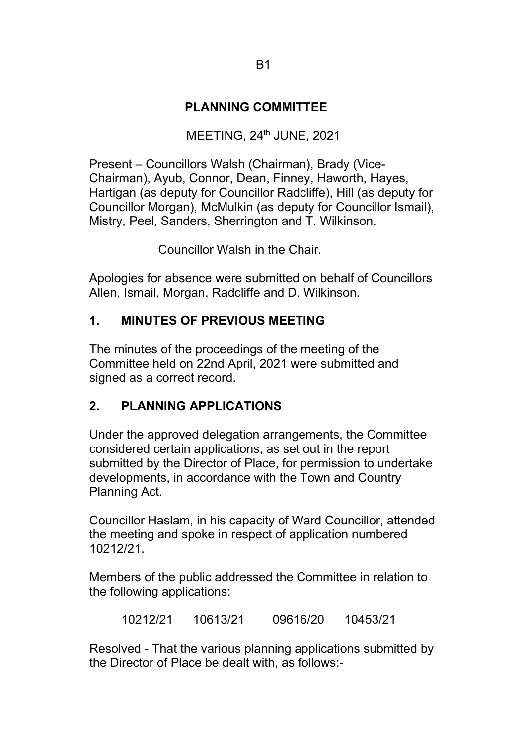B1

# PLANNING COMMITTEE

MEETING, 24th JUNE, 2021

Present – Councillors Walsh (Chairman), Brady (Vice-Chairman), Ayub, Connor, Dean, Finney, Haworth, Hayes, Hartigan (as deputy for Councillor Radcliffe), Hill (as deputy for Councillor Morgan), McMulkin (as deputy for Councillor Ismail), Mistry, Peel, Sanders, Sherrington and T. Wilkinson.

Councillor Walsh in the Chair.

Apologies for absence were submitted on behalf of Councillors Allen, Ismail, Morgan, Radcliffe and D. Wilkinson.

## 1. MINUTES OF PREVIOUS MEETING

The minutes of the proceedings of the meeting of the Committee held on 22nd April, 2021 were submitted and signed as a correct record.

## 2. PLANNING APPLICATIONS

Under the approved delegation arrangements, the Committee considered certain applications, as set out in the report submitted by the Director of Place, for permission to undertake developments, in accordance with the Town and Country Planning Act.

Councillor Haslam, in his capacity of Ward Councillor, attended the meeting and spoke in respect of application numbered 10212/21.

Members of the public addressed the Committee in relation to the following applications:

10212/21 10613/21 09616/20 10453/21

Resolved - That the various planning applications submitted by the Director of Place be dealt with, as follows:-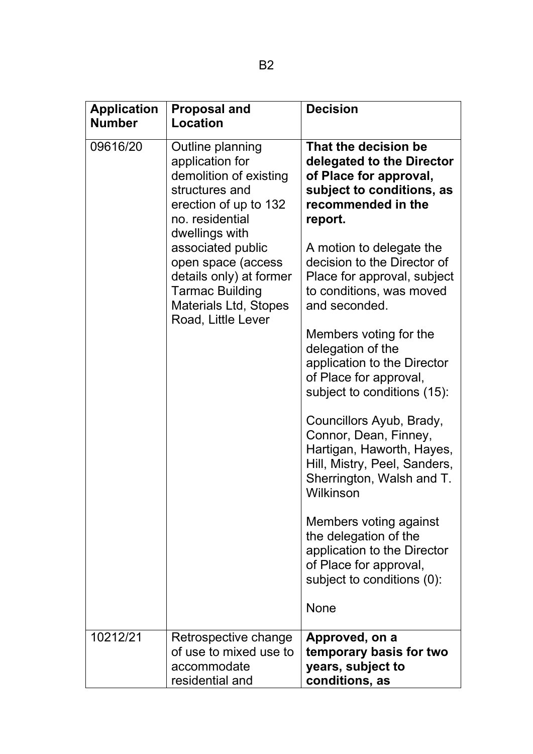| Application Number | Proposal and Location | Decision |
|---|---|---|
| 09616/20 | Outline planning application for demolition of existing structures and erection of up to 132 no. residential dwellings with associated public open space (access details only) at former Tarmac Building Materials Ltd, Stopes Road, Little Lever | **That the decision be delegated to the Director of Place for approval, subject to conditions, as recommended in the report.**<br><br>A motion to delegate the decision to the Director of Place for approval, subject to conditions, was moved and seconded.<br><br>Members voting for the delegation of the application to the Director of Place for approval, subject to conditions (15):<br><br>Councillors Ayub, Brady, Connor, Dean, Finney, Hartigan, Haworth, Hayes, Hill, Mistry, Peel, Sanders, Sherrington, Walsh and T. Wilkinson<br><br>Members voting against the delegation of the application to the Director of Place for approval, subject to conditions (0):<br><br>None |
| 10212/21 | Retrospective change of use to mixed use to accommodate residential and | **Approved, on a temporary basis for two years, subject to conditions, as** |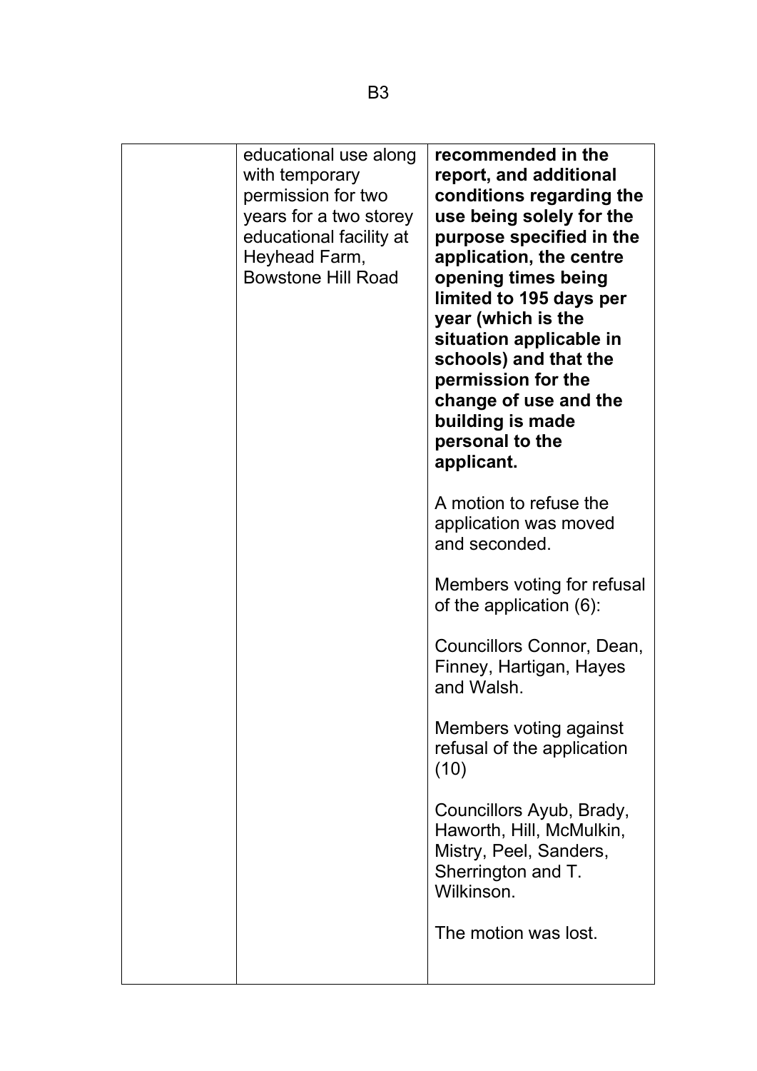|  |  |  |
|---|---|---|
|  | educational use along with temporary permission for two years for a two storey educational facility at Heyhead Farm, Bowstone Hill Road | **recommended in the report, and additional conditions regarding the use being solely for the purpose specified in the application, the centre opening times being limited to 195 days per year (which is the situation applicable in schools) and that the permission for the change of use and the building is made personal to the applicant.**<br><br>A motion to refuse the application was moved and seconded.<br><br>Members voting for refusal of the application (6):<br><br>Councillors Connor, Dean, Finney, Hartigan, Hayes and Walsh.<br><br>Members voting against refusal of the application (10)<br><br>Councillors Ayub, Brady, Haworth, Hill, McMulkin, Mistry, Peel, Sanders, Sherrington and T. Wilkinson.<br><br>The motion was lost. |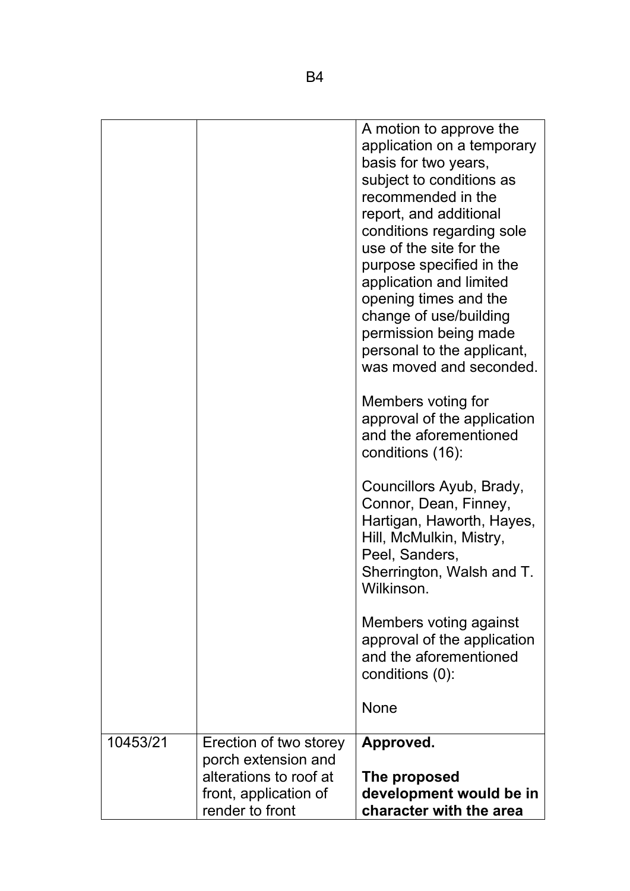| | | |
|---|---|---|
| | | A motion to approve the application on a temporary basis for two years, subject to conditions as recommended in the report, and additional conditions regarding sole use of the site for the purpose specified in the application and limited opening times and the change of use/building permission being made personal to the applicant, was moved and seconded.<br><br>Members voting for approval of the application and the aforementioned conditions (16):<br><br>Councillors Ayub, Brady, Connor, Dean, Finney, Hartigan, Haworth, Hayes, Hill, McMulkin, Mistry, Peel, Sanders, Sherrington, Walsh and T. Wilkinson.<br><br>Members voting against approval of the application and the aforementioned conditions (0):<br><br>None |
| 10453/21 | Erection of two storey porch extension and alterations to roof at front, application of render to front | **Approved.**<br><br>**The proposed development would be in character with the area** |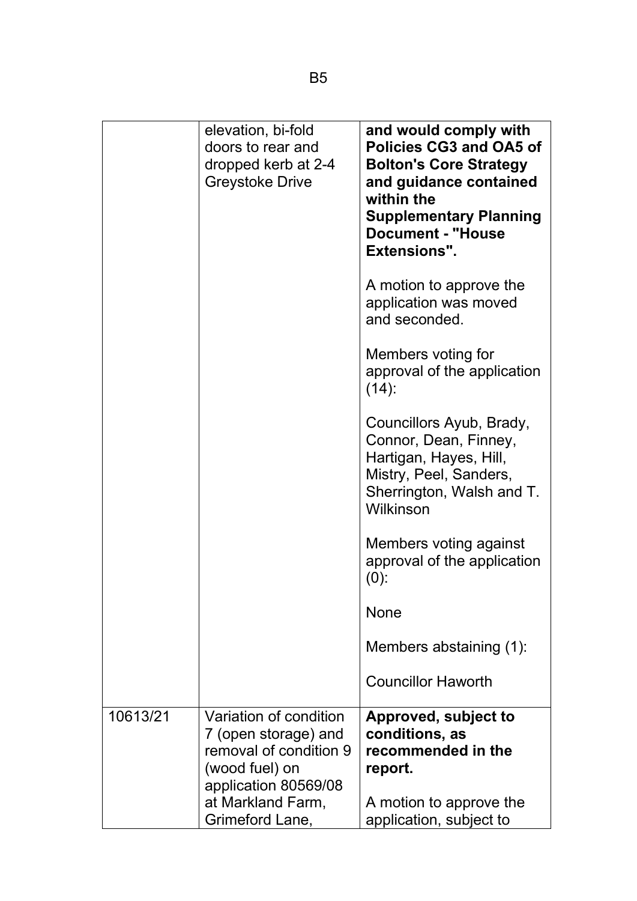| | | |
|---|---|---|
| | elevation, bi-fold doors to rear and dropped kerb at 2-4 Greystoke Drive | **and would comply with Policies CG3 and OA5 of Bolton's Core Strategy and guidance contained within the Supplementary Planning Document - "House Extensions".**<br><br>A motion to approve the application was moved and seconded.<br><br>Members voting for approval of the application (14):<br><br>Councillors Ayub, Brady, Connor, Dean, Finney, Hartigan, Hayes, Hill, Mistry, Peel, Sanders, Sherrington, Walsh and T. Wilkinson<br><br>Members voting against approval of the application (0):<br><br>None<br><br>Members abstaining (1):<br><br>Councillor Haworth |
| 10613/21 | Variation of condition 7 (open storage) and removal of condition 9 (wood fuel) on application 80569/08 at Markland Farm, Grimeford Lane, | **Approved, subject to conditions, as recommended in the report.**<br><br>A motion to approve the application, subject to |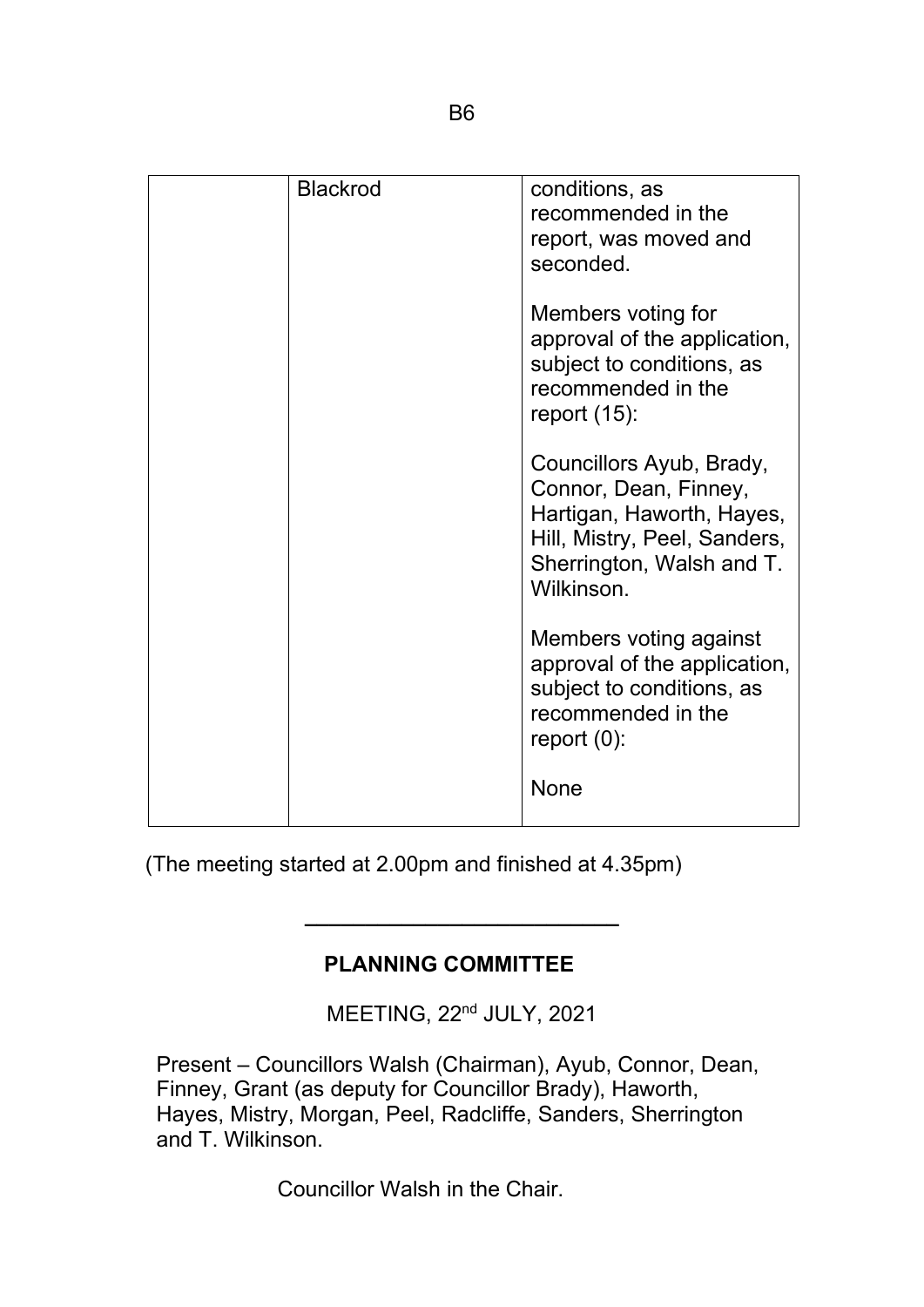| | Blackrod | conditions, as recommended in the report, was moved and seconded.<br><br>Members voting for approval of the application, subject to conditions, as recommended in the report (15):<br><br>Councillors Ayub, Brady, Connor, Dean, Finney, Hartigan, Haworth, Hayes, Hill, Mistry, Peel, Sanders, Sherrington, Walsh and T. Wilkinson.<br><br>Members voting against approval of the application, subject to conditions, as recommended in the report (0):<br><br>None |
|---|---|---|

(The meeting started at 2.00pm and finished at 4.35pm)

---

## PLANNING COMMITTEE

MEETING, 22nd JULY, 2021

Present – Councillors Walsh (Chairman), Ayub, Connor, Dean, Finney, Grant (as deputy for Councillor Brady), Haworth, Hayes, Mistry, Morgan, Peel, Radcliffe, Sanders, Sherrington and T. Wilkinson.

Councillor Walsh in the Chair.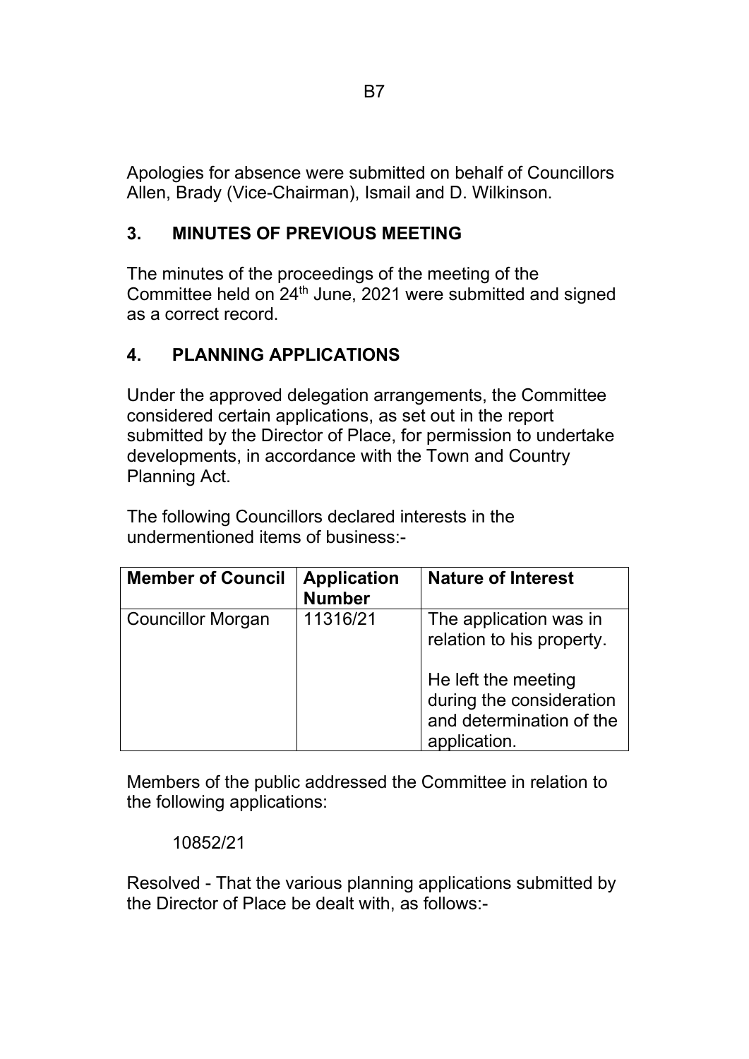Apologies for absence were submitted on behalf of Councillors Allen, Brady (Vice-Chairman), Ismail and D. Wilkinson.

## 3. MINUTES OF PREVIOUS MEETING

The minutes of the proceedings of the meeting of the Committee held on 24th June, 2021 were submitted and signed as a correct record.

## 4. PLANNING APPLICATIONS

Under the approved delegation arrangements, the Committee considered certain applications, as set out in the report submitted by the Director of Place, for permission to undertake developments, in accordance with the Town and Country Planning Act.

The following Councillors declared interests in the undermentioned items of business:-

| Member of Council | Application Number | Nature of Interest |
|---|---|---|
| Councillor Morgan | 11316/21 | The application was in relation to his property.<br><br>He left the meeting during the consideration and determination of the application. |

Members of the public addressed the Committee in relation to the following applications:

10852/21

Resolved - That the various planning applications submitted by the Director of Place be dealt with, as follows:-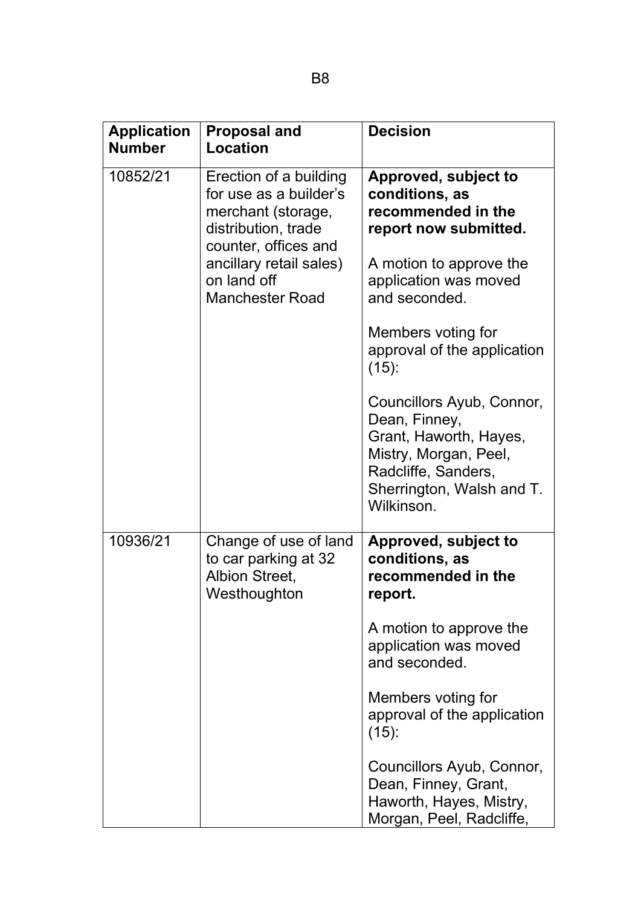| Application Number | Proposal and Location | Decision |
|---|---|---|
| 10852/21 | Erection of a building for use as a builder's merchant (storage, distribution, trade counter, offices and ancillary retail sales) on land off Manchester Road | **Approved, subject to conditions, as recommended in the report now submitted.**<br><br>A motion to approve the application was moved and seconded.<br><br>Members voting for approval of the application (15):<br><br>Councillors Ayub, Connor, Dean, Finney, Grant, Haworth, Hayes, Mistry, Morgan, Peel, Radcliffe, Sanders, Sherrington, Walsh and T. Wilkinson. |
| 10936/21 | Change of use of land to car parking at 32 Albion Street, Westhoughton | **Approved, subject to conditions, as recommended in the report.**<br><br>A motion to approve the application was moved and seconded.<br><br>Members voting for approval of the application (15):<br><br>Councillors Ayub, Connor, Dean, Finney, Grant, Haworth, Hayes, Mistry, Morgan, Peel, Radcliffe, |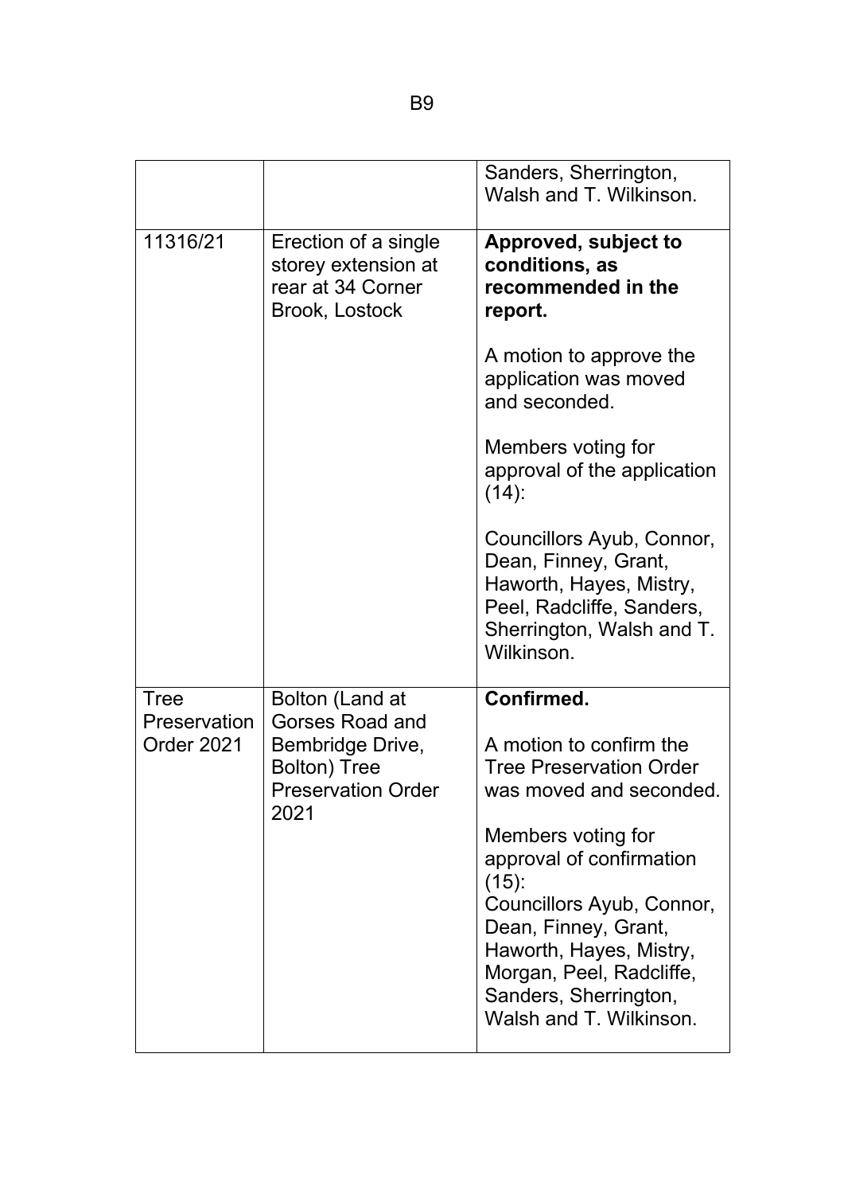| | | |
|---|---|---|
| | | Sanders, Sherrington, Walsh and T. Wilkinson. |
| 11316/21 | Erection of a single storey extension at rear at 34 Corner Brook, Lostock | **Approved, subject to conditions, as recommended in the report.**<br><br>A motion to approve the application was moved and seconded.<br><br>Members voting for approval of the application (14):<br><br>Councillors Ayub, Connor, Dean, Finney, Grant, Haworth, Hayes, Mistry, Peel, Radcliffe, Sanders, Sherrington, Walsh and T. Wilkinson. |
| Tree Preservation Order 2021 | Bolton (Land at Gorses Road and Bembridge Drive, Bolton) Tree Preservation Order 2021 | **Confirmed.**<br><br>A motion to confirm the Tree Preservation Order was moved and seconded.<br><br>Members voting for approval of confirmation (15):<br>Councillors Ayub, Connor, Dean, Finney, Grant, Haworth, Hayes, Mistry, Morgan, Peel, Radcliffe, Sanders, Sherrington, Walsh and T. Wilkinson. |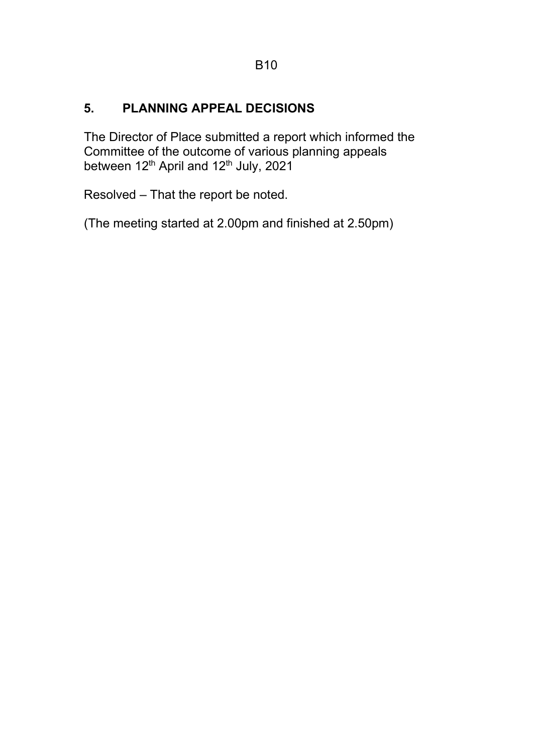## 5. PLANNING APPEAL DECISIONS

The Director of Place submitted a report which informed the Committee of the outcome of various planning appeals between 12th April and 12th July, 2021

Resolved – That the report be noted.

(The meeting started at 2.00pm and finished at 2.50pm)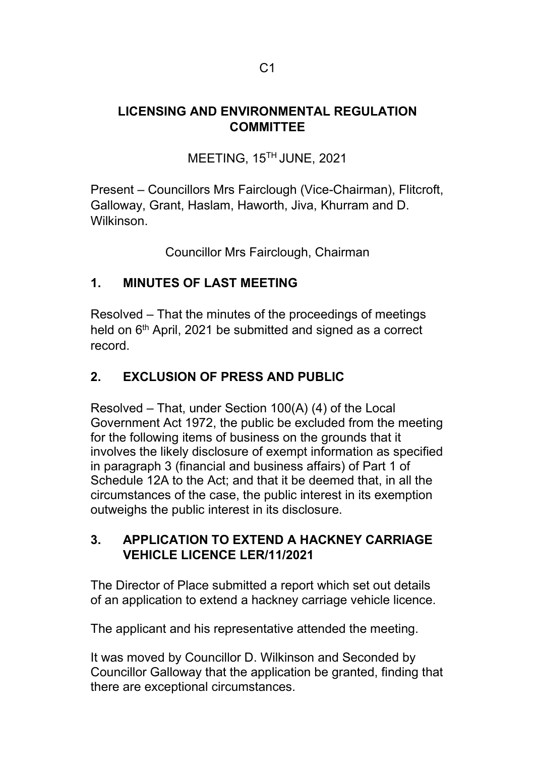C1

# LICENSING AND ENVIRONMENTAL REGULATION COMMITTEE

MEETING, 15TH JUNE, 2021

Present – Councillors Mrs Fairclough (Vice-Chairman), Flitcroft, Galloway, Grant, Haslam, Haworth, Jiva, Khurram and D. Wilkinson.

Councillor Mrs Fairclough, Chairman

## 1. MINUTES OF LAST MEETING

Resolved – That the minutes of the proceedings of meetings held on 6th April, 2021 be submitted and signed as a correct record.

## 2. EXCLUSION OF PRESS AND PUBLIC

Resolved – That, under Section 100(A) (4) of the Local Government Act 1972, the public be excluded from the meeting for the following items of business on the grounds that it involves the likely disclosure of exempt information as specified in paragraph 3 (financial and business affairs) of Part 1 of Schedule 12A to the Act; and that it be deemed that, in all the circumstances of the case, the public interest in its exemption outweighs the public interest in its disclosure.

## 3. APPLICATION TO EXTEND A HACKNEY CARRIAGE VEHICLE LICENCE LER/11/2021

The Director of Place submitted a report which set out details of an application to extend a hackney carriage vehicle licence.

The applicant and his representative attended the meeting.

It was moved by Councillor D. Wilkinson and Seconded by Councillor Galloway that the application be granted, finding that there are exceptional circumstances.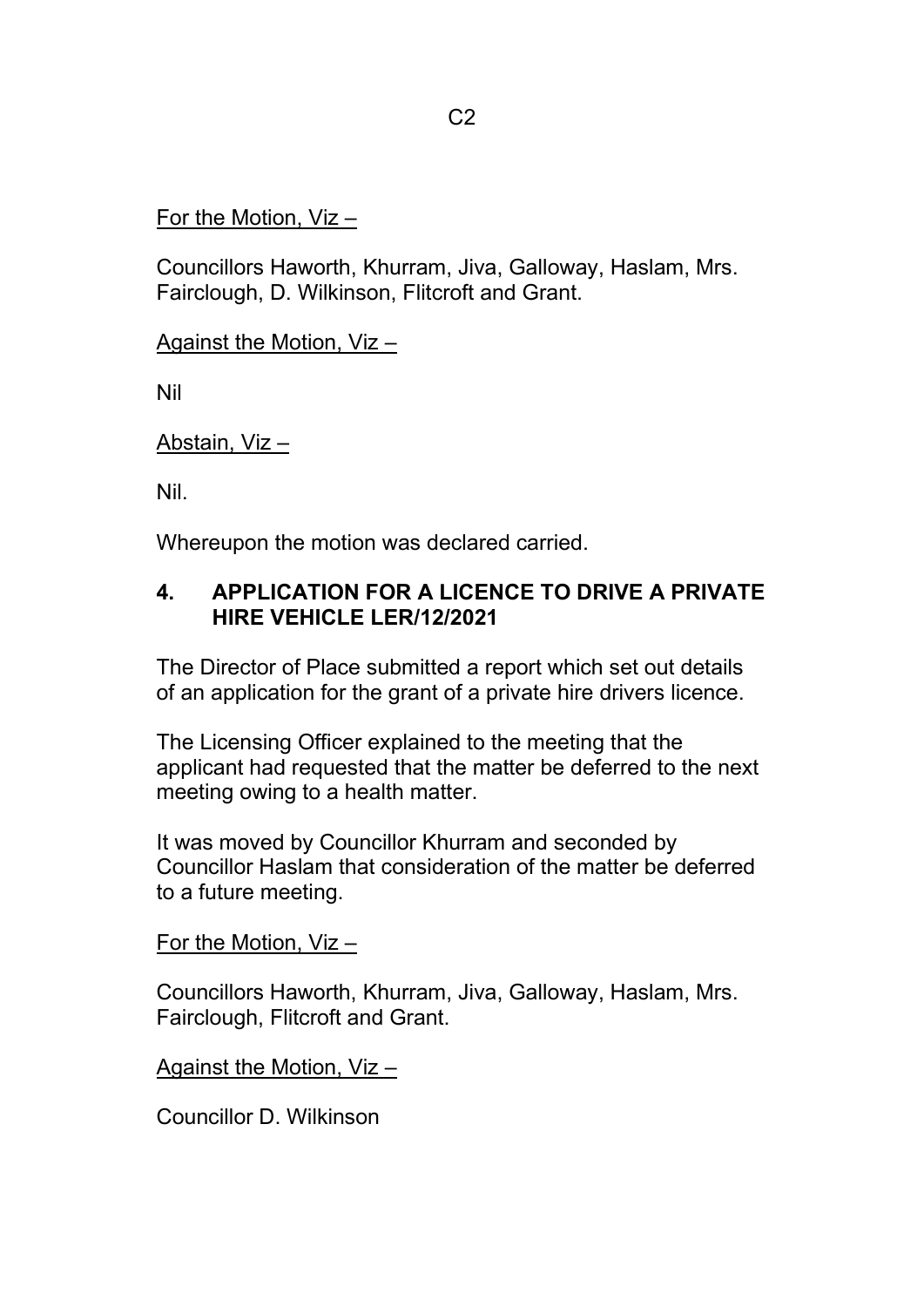For the Motion, Viz –

Councillors Haworth, Khurram, Jiva, Galloway, Haslam, Mrs. Fairclough, D. Wilkinson, Flitcroft and Grant.

Against the Motion, Viz –

Nil

Abstain, Viz –

Nil.

Whereupon the motion was declared carried.

## 4. APPLICATION FOR A LICENCE TO DRIVE A PRIVATE HIRE VEHICLE LER/12/2021

The Director of Place submitted a report which set out details of an application for the grant of a private hire drivers licence.

The Licensing Officer explained to the meeting that the applicant had requested that the matter be deferred to the next meeting owing to a health matter.

It was moved by Councillor Khurram and seconded by Councillor Haslam that consideration of the matter be deferred to a future meeting.

For the Motion, Viz –

Councillors Haworth, Khurram, Jiva, Galloway, Haslam, Mrs. Fairclough, Flitcroft and Grant.

Against the Motion, Viz –

Councillor D. Wilkinson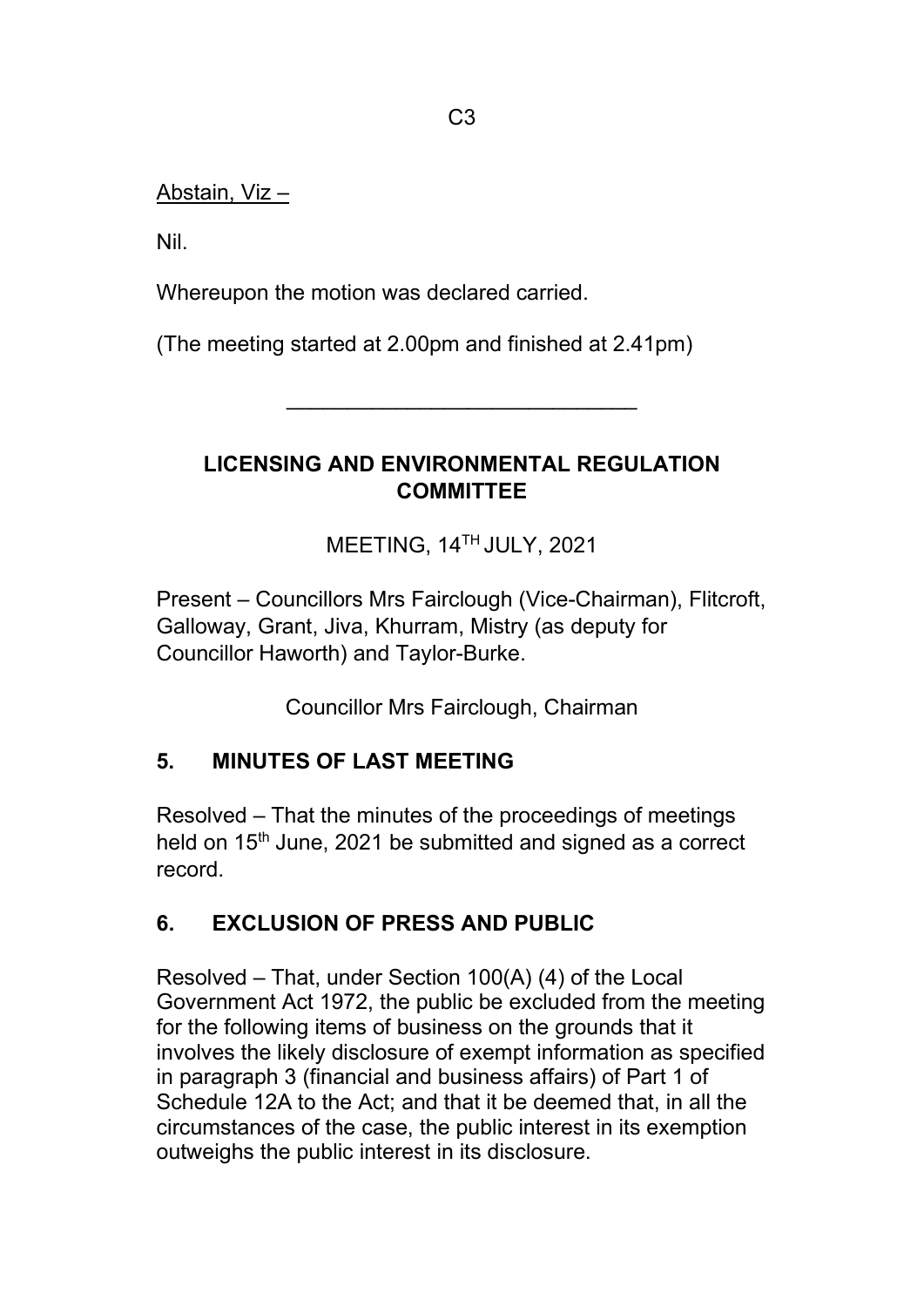Abstain, Viz –

Nil.

Whereupon the motion was declared carried.

(The meeting started at 2.00pm and finished at 2.41pm)

---

## LICENSING AND ENVIRONMENTAL REGULATION COMMITTEE

MEETING, 14TH JULY, 2021

Present – Councillors Mrs Fairclough (Vice-Chairman), Flitcroft, Galloway, Grant, Jiva, Khurram, Mistry (as deputy for Councillor Haworth) and Taylor-Burke.

Councillor Mrs Fairclough, Chairman

### 5. MINUTES OF LAST MEETING

Resolved – That the minutes of the proceedings of meetings held on 15th June, 2021 be submitted and signed as a correct record.

### 6. EXCLUSION OF PRESS AND PUBLIC

Resolved – That, under Section 100(A) (4) of the Local Government Act 1972, the public be excluded from the meeting for the following items of business on the grounds that it involves the likely disclosure of exempt information as specified in paragraph 3 (financial and business affairs) of Part 1 of Schedule 12A to the Act; and that it be deemed that, in all the circumstances of the case, the public interest in its exemption outweighs the public interest in its disclosure.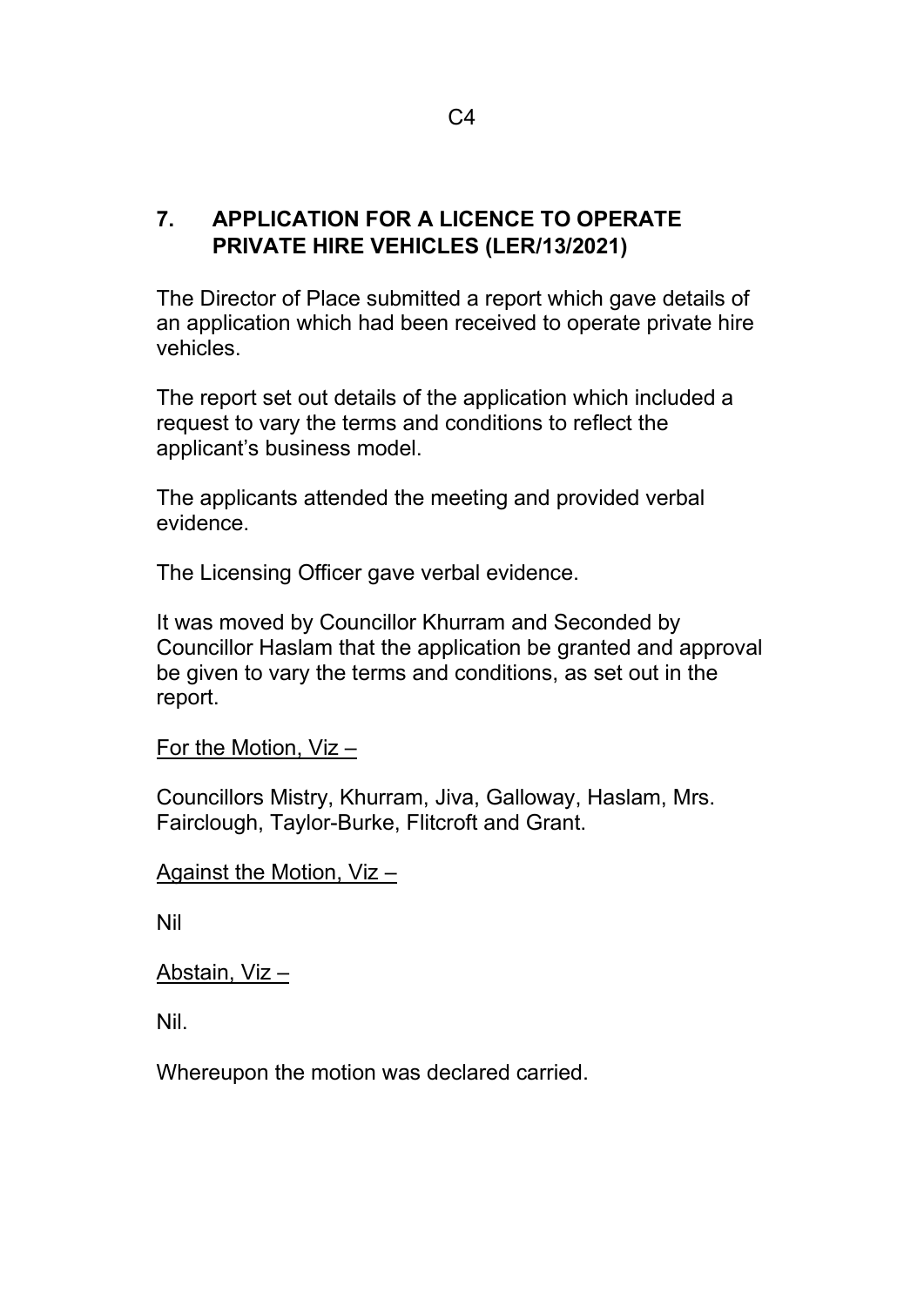## 7. APPLICATION FOR A LICENCE TO OPERATE PRIVATE HIRE VEHICLES (LER/13/2021)

The Director of Place submitted a report which gave details of an application which had been received to operate private hire vehicles.

The report set out details of the application which included a request to vary the terms and conditions to reflect the applicant's business model.

The applicants attended the meeting and provided verbal evidence.

The Licensing Officer gave verbal evidence.

It was moved by Councillor Khurram and Seconded by Councillor Haslam that the application be granted and approval be given to vary the terms and conditions, as set out in the report.

For the Motion, Viz –

Councillors Mistry, Khurram, Jiva, Galloway, Haslam, Mrs. Fairclough, Taylor-Burke, Flitcroft and Grant.

Against the Motion, Viz –

Nil

Abstain, Viz –

Nil.

Whereupon the motion was declared carried.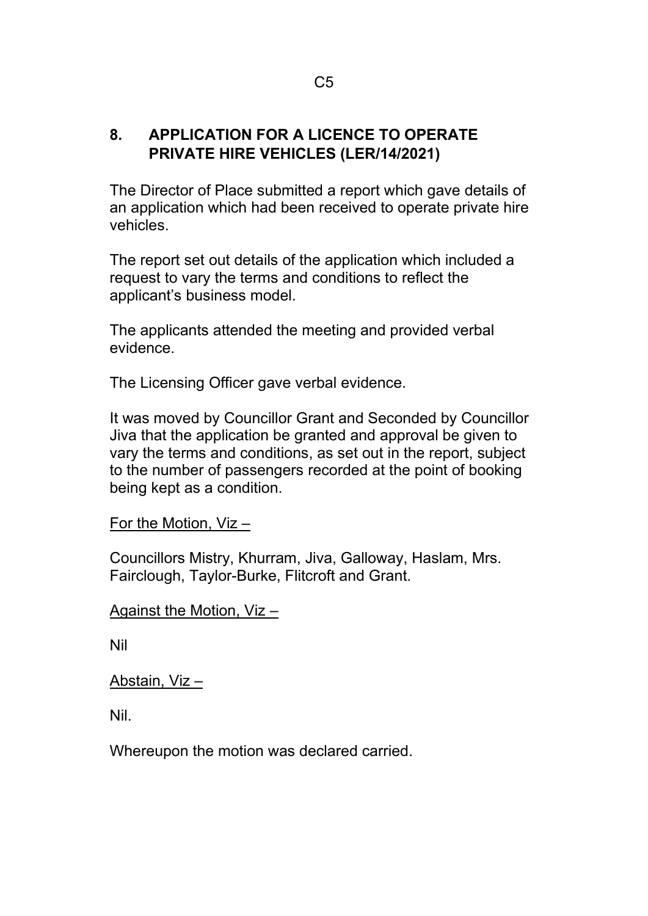## 8. APPLICATION FOR A LICENCE TO OPERATE PRIVATE HIRE VEHICLES (LER/14/2021)

The Director of Place submitted a report which gave details of an application which had been received to operate private hire vehicles.

The report set out details of the application which included a request to vary the terms and conditions to reflect the applicant's business model.

The applicants attended the meeting and provided verbal evidence.

The Licensing Officer gave verbal evidence.

It was moved by Councillor Grant and Seconded by Councillor Jiva that the application be granted and approval be given to vary the terms and conditions, as set out in the report, subject to the number of passengers recorded at the point of booking being kept as a condition.

<u>For the Motion, Viz –</u>

Councillors Mistry, Khurram, Jiva, Galloway, Haslam, Mrs. Fairclough, Taylor-Burke, Flitcroft and Grant.

<u>Against the Motion, Viz –</u>

Nil

<u>Abstain, Viz –</u>

Nil.

Whereupon the motion was declared carried.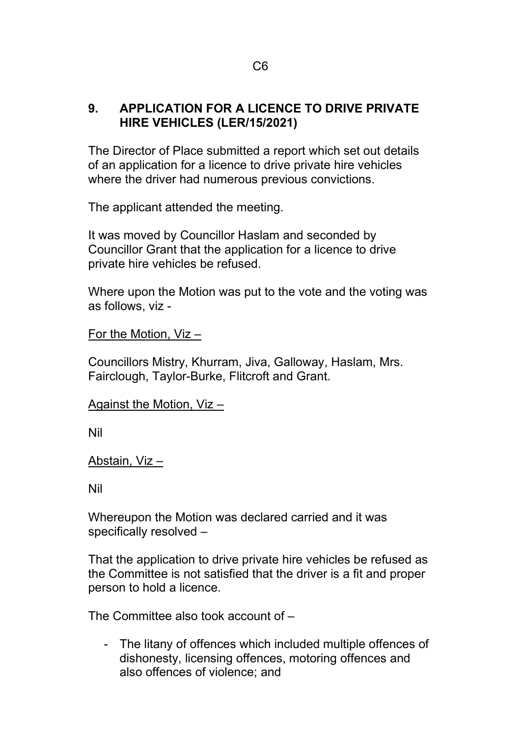## 9. APPLICATION FOR A LICENCE TO DRIVE PRIVATE HIRE VEHICLES (LER/15/2021)

The Director of Place submitted a report which set out details of an application for a licence to drive private hire vehicles where the driver had numerous previous convictions.

The applicant attended the meeting.

It was moved by Councillor Haslam and seconded by Councillor Grant that the application for a licence to drive private hire vehicles be refused.

Where upon the Motion was put to the vote and the voting was as follows, viz -

For the Motion, Viz –

Councillors Mistry, Khurram, Jiva, Galloway, Haslam, Mrs. Fairclough, Taylor-Burke, Flitcroft and Grant.

Against the Motion, Viz –

Nil

Abstain, Viz –

Nil

Whereupon the Motion was declared carried and it was specifically resolved –

That the application to drive private hire vehicles be refused as the Committee is not satisfied that the driver is a fit and proper person to hold a licence.

The Committee also took account of –

- The litany of offences which included multiple offences of dishonesty, licensing offences, motoring offences and also offences of violence; and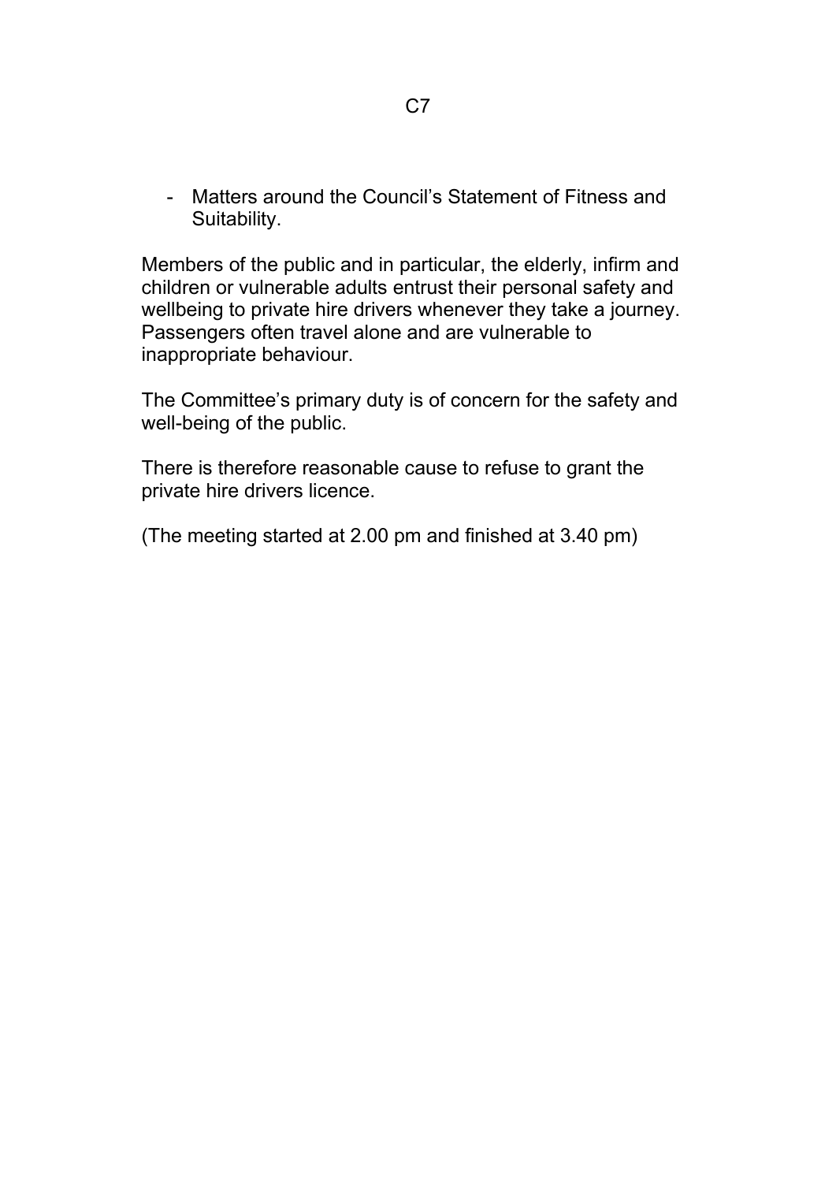- Matters around the Council's Statement of Fitness and Suitability.

Members of the public and in particular, the elderly, infirm and children or vulnerable adults entrust their personal safety and wellbeing to private hire drivers whenever they take a journey. Passengers often travel alone and are vulnerable to inappropriate behaviour.

The Committee's primary duty is of concern for the safety and well-being of the public.

There is therefore reasonable cause to refuse to grant the private hire drivers licence.

(The meeting started at 2.00 pm and finished at 3.40 pm)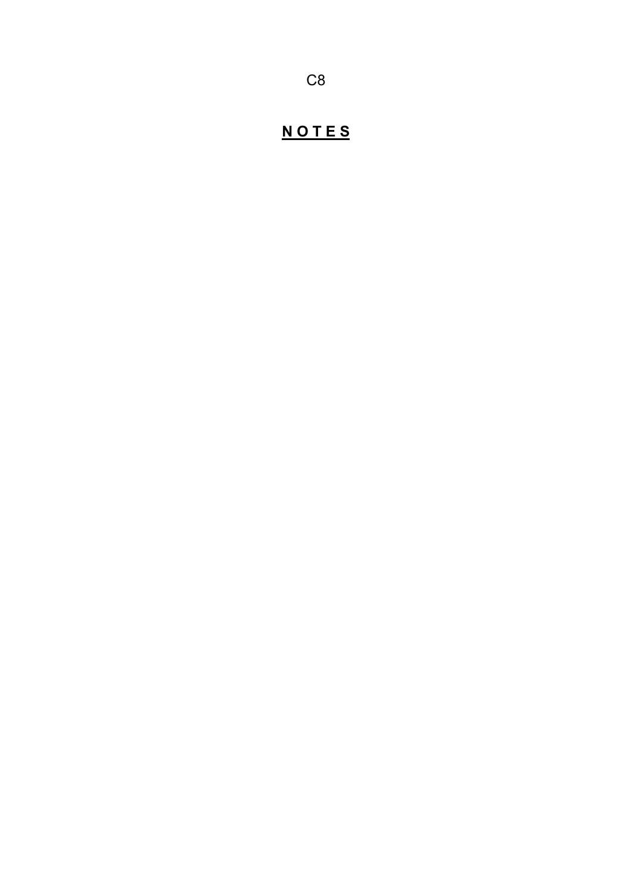C8

## **N O T E S**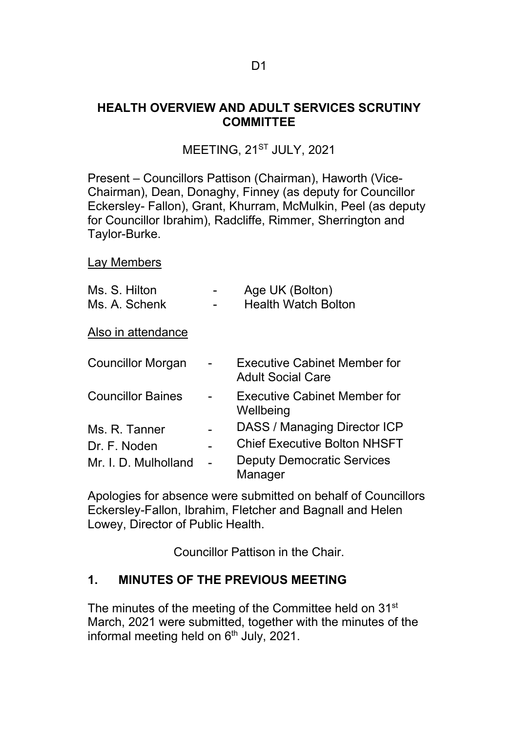D1

## HEALTH OVERVIEW AND ADULT SERVICES SCRUTINY COMMITTEE

MEETING, 21ST JULY, 2021

Present – Councillors Pattison (Chairman), Haworth (Vice-Chairman), Dean, Donaghy, Finney (as deputy for Councillor Eckersley- Fallon), Grant, Khurram, McMulkin, Peel (as deputy for Councillor Ibrahim), Radcliffe, Rimmer, Sherrington and Taylor-Burke.

Lay Members

| | | |
|---|---|---|
| Ms. S. Hilton | - | Age UK (Bolton) |
| Ms. A. Schenk | - | Health Watch Bolton |

Also in attendance

| | | |
|---|---|---|
| Councillor Morgan | - | Executive Cabinet Member for Adult Social Care |
| Councillor Baines | - | Executive Cabinet Member for Wellbeing |
| Ms. R. Tanner | - | DASS / Managing Director ICP |
| Dr. F. Noden | - | Chief Executive Bolton NHSFT |
| Mr. I. D. Mulholland | - | Deputy Democratic Services Manager |

Apologies for absence were submitted on behalf of Councillors Eckersley-Fallon, Ibrahim, Fletcher and Bagnall and Helen Lowey, Director of Public Health.

Councillor Pattison in the Chair.

## 1. MINUTES OF THE PREVIOUS MEETING

The minutes of the meeting of the Committee held on 31st March, 2021 were submitted, together with the minutes of the informal meeting held on 6th July, 2021.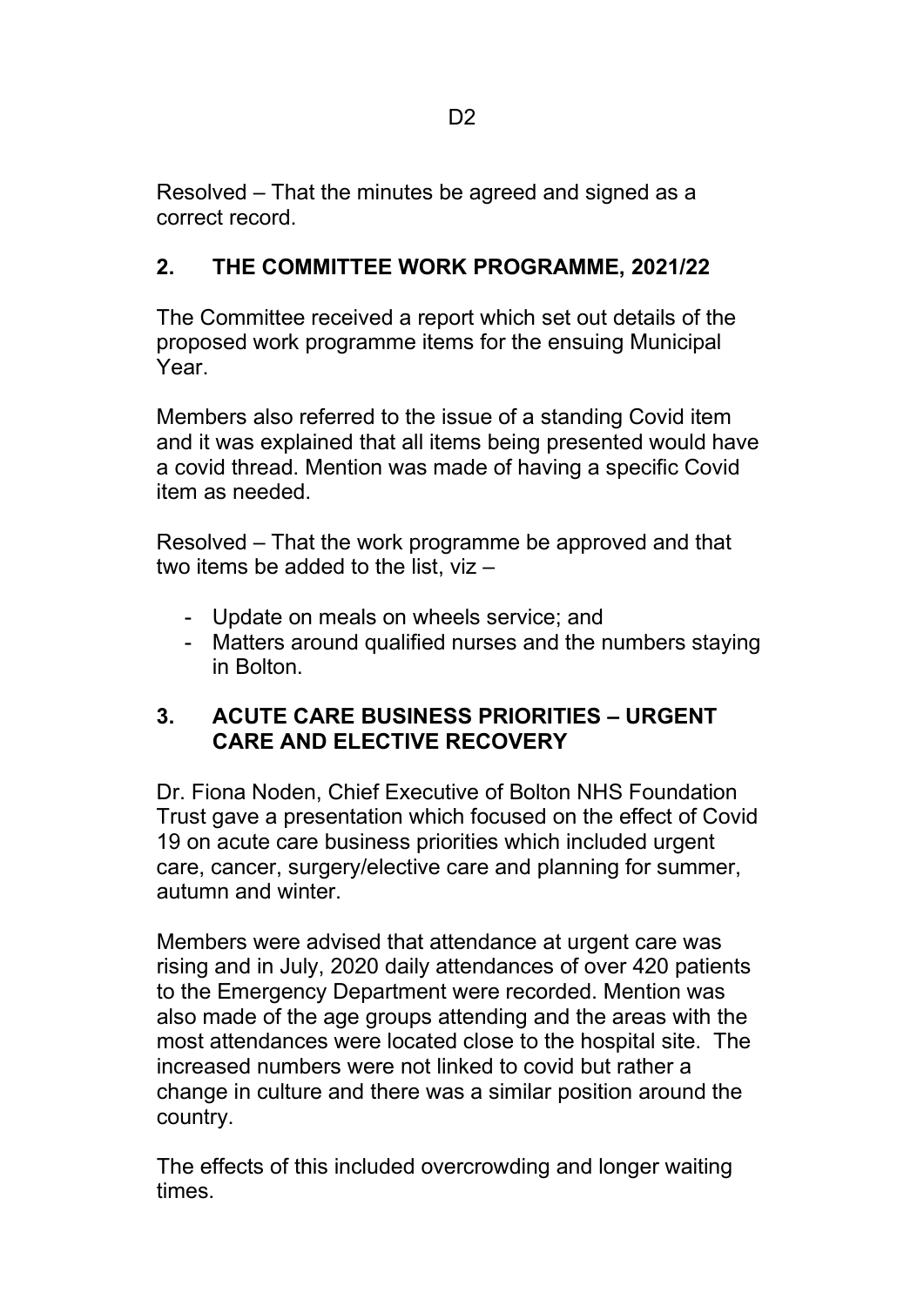Resolved – That the minutes be agreed and signed as a correct record.

## 2. THE COMMITTEE WORK PROGRAMME, 2021/22

The Committee received a report which set out details of the proposed work programme items for the ensuing Municipal Year.

Members also referred to the issue of a standing Covid item and it was explained that all items being presented would have a covid thread. Mention was made of having a specific Covid item as needed.

Resolved – That the work programme be approved and that two items be added to the list, viz –

- Update on meals on wheels service; and
- Matters around qualified nurses and the numbers staying in Bolton.

## 3. ACUTE CARE BUSINESS PRIORITIES – URGENT CARE AND ELECTIVE RECOVERY

Dr. Fiona Noden, Chief Executive of Bolton NHS Foundation Trust gave a presentation which focused on the effect of Covid 19 on acute care business priorities which included urgent care, cancer, surgery/elective care and planning for summer, autumn and winter.

Members were advised that attendance at urgent care was rising and in July, 2020 daily attendances of over 420 patients to the Emergency Department were recorded. Mention was also made of the age groups attending and the areas with the most attendances were located close to the hospital site. The increased numbers were not linked to covid but rather a change in culture and there was a similar position around the country.

The effects of this included overcrowding and longer waiting times.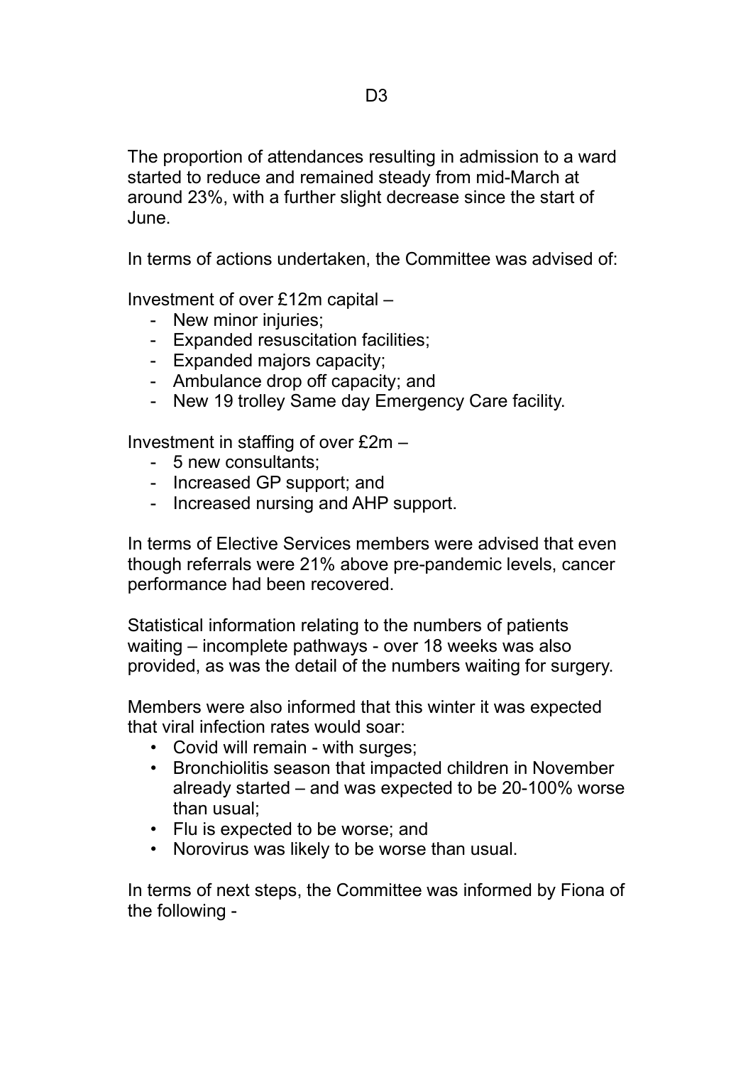The proportion of attendances resulting in admission to a ward started to reduce and remained steady from mid-March at around 23%, with a further slight decrease since the start of June.

In terms of actions undertaken, the Committee was advised of:

Investment of over £12m capital –

- New minor injuries;
- Expanded resuscitation facilities;
- Expanded majors capacity;
- Ambulance drop off capacity; and
- New 19 trolley Same day Emergency Care facility.

Investment in staffing of over £2m –

- 5 new consultants;
- Increased GP support; and
- Increased nursing and AHP support.

In terms of Elective Services members were advised that even though referrals were 21% above pre-pandemic levels, cancer performance had been recovered.

Statistical information relating to the numbers of patients waiting – incomplete pathways - over 18 weeks was also provided, as was the detail of the numbers waiting for surgery.

Members were also informed that this winter it was expected that viral infection rates would soar:

- Covid will remain - with surges;
- Bronchiolitis season that impacted children in November already started – and was expected to be 20-100% worse than usual;
- Flu is expected to be worse; and
- Norovirus was likely to be worse than usual.

In terms of next steps, the Committee was informed by Fiona of the following -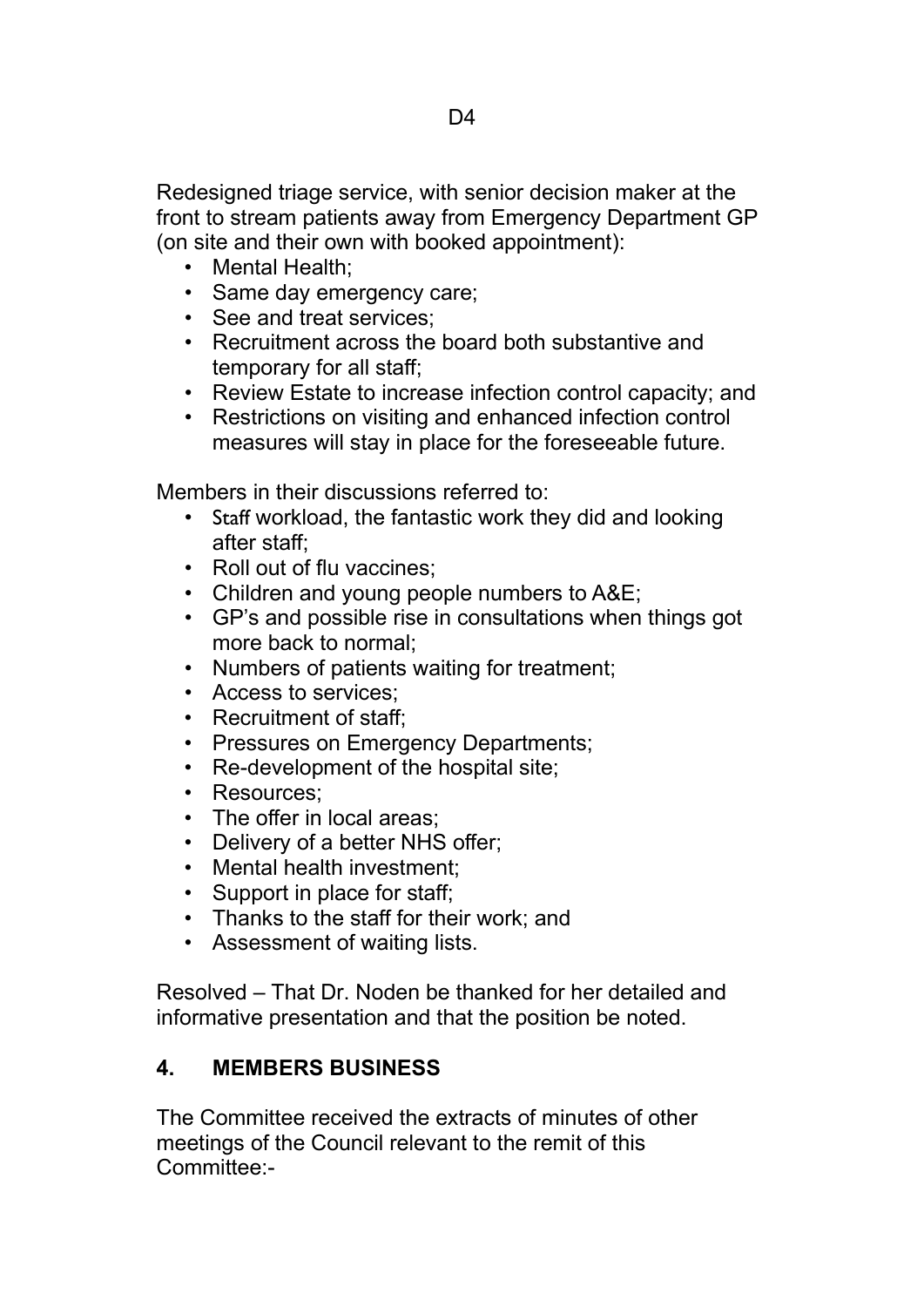Redesigned triage service, with senior decision maker at the front to stream patients away from Emergency Department GP (on site and their own with booked appointment):

- Mental Health;
- Same day emergency care;
- See and treat services;
- Recruitment across the board both substantive and temporary for all staff;
- Review Estate to increase infection control capacity; and
- Restrictions on visiting and enhanced infection control measures will stay in place for the foreseeable future.

Members in their discussions referred to:

- Staff workload, the fantastic work they did and looking after staff;
- Roll out of flu vaccines;
- Children and young people numbers to A&E;
- GP's and possible rise in consultations when things got more back to normal;
- Numbers of patients waiting for treatment;
- Access to services;
- Recruitment of staff;
- Pressures on Emergency Departments;
- Re-development of the hospital site;
- Resources;
- The offer in local areas;
- Delivery of a better NHS offer;
- Mental health investment;
- Support in place for staff;
- Thanks to the staff for their work; and
- Assessment of waiting lists.

Resolved – That Dr. Noden be thanked for her detailed and informative presentation and that the position be noted.

## 4. MEMBERS BUSINESS

The Committee received the extracts of minutes of other meetings of the Council relevant to the remit of this Committee:-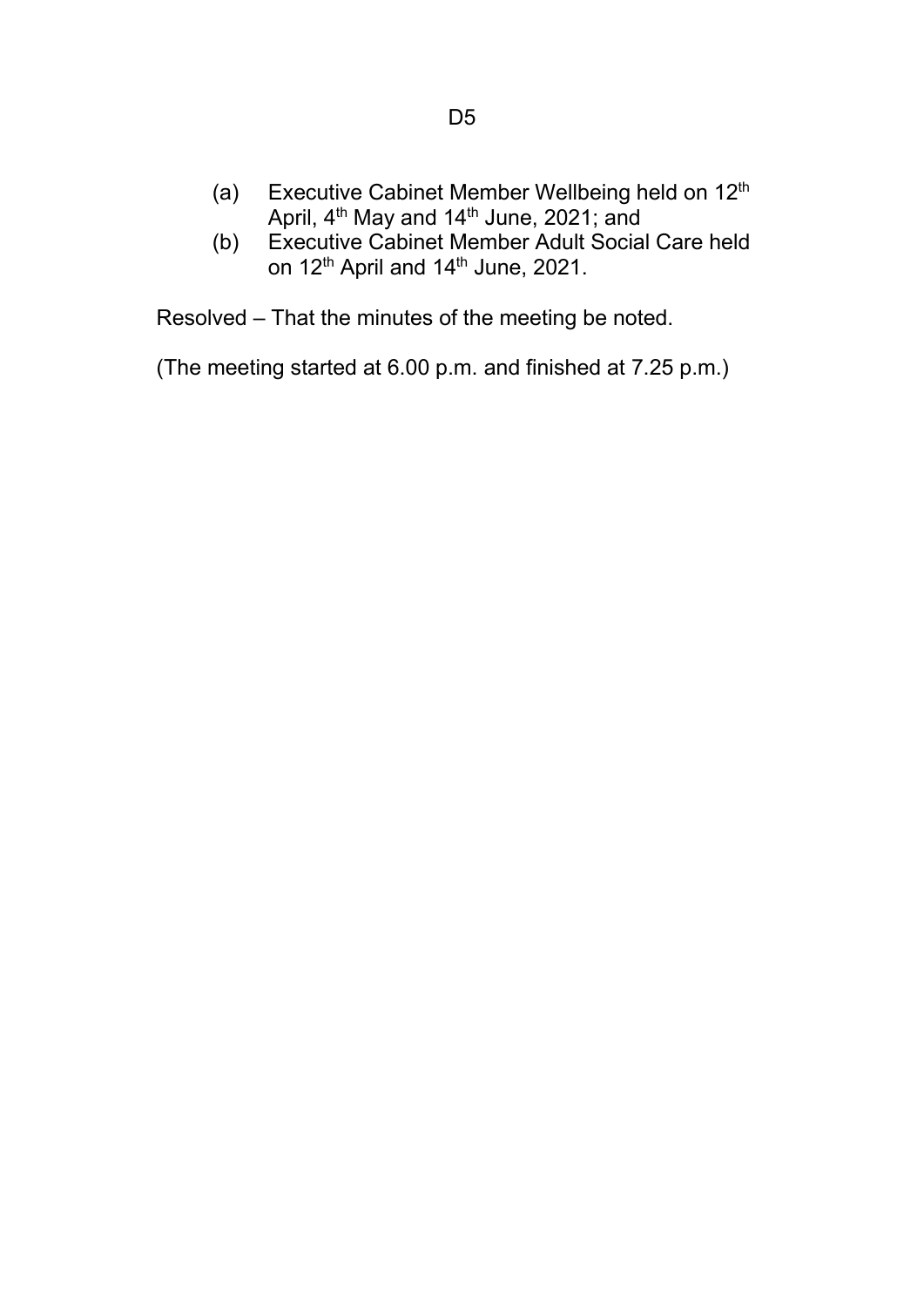(a) Executive Cabinet Member Wellbeing held on 12th April, 4th May and 14th June, 2021; and
(b) Executive Cabinet Member Adult Social Care held on 12th April and 14th June, 2021.

Resolved – That the minutes of the meeting be noted.

(The meeting started at 6.00 p.m. and finished at 7.25 p.m.)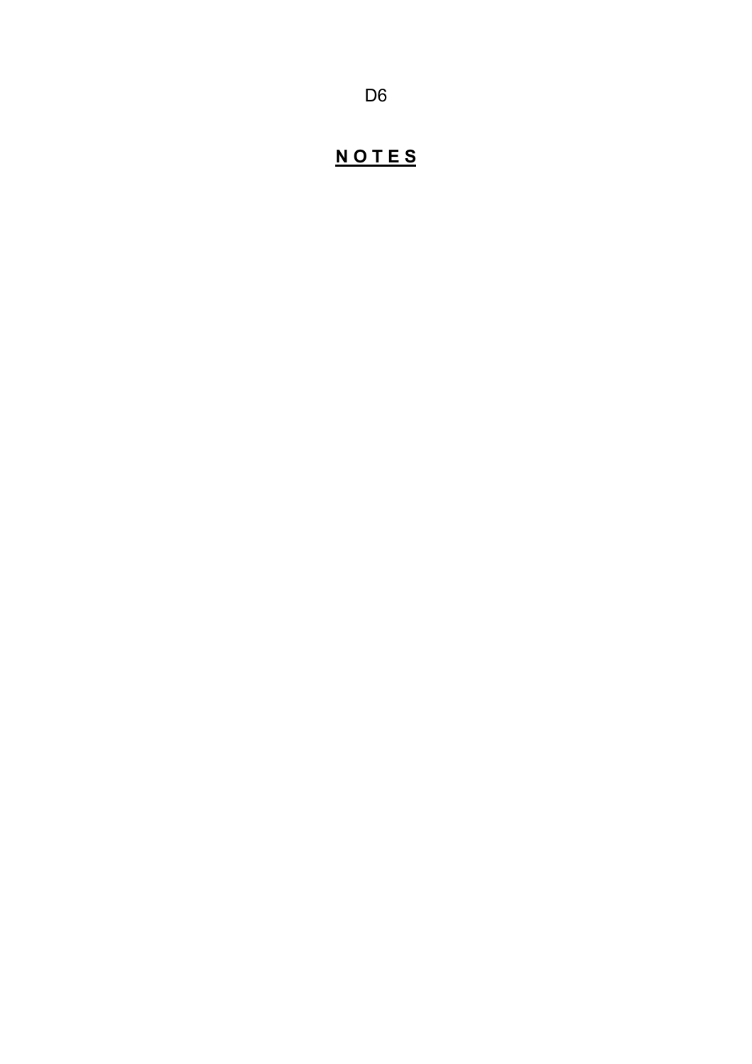## N O T E S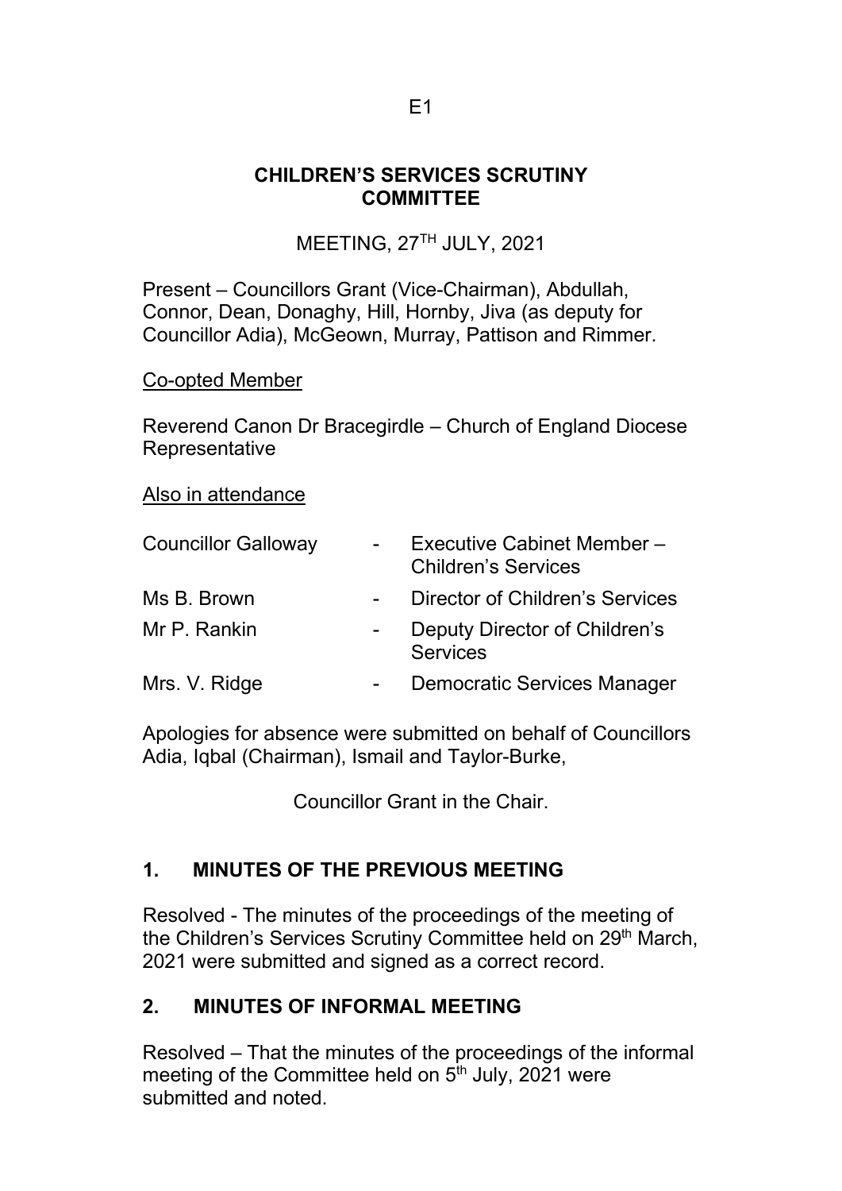E1

# CHILDREN'S SERVICES SCRUTINY COMMITTEE

MEETING, 27TH JULY, 2021

Present – Councillors Grant (Vice-Chairman), Abdullah, Connor, Dean, Donaghy, Hill, Hornby, Jiva (as deputy for Councillor Adia), McGeown, Murray, Pattison and Rimmer.

Co-opted Member

Reverend Canon Dr Bracegirdle – Church of England Diocese Representative

Also in attendance

| | | |
|---|---|---|
| Councillor Galloway | - | Executive Cabinet Member – Children's Services |
| Ms B. Brown | - | Director of Children's Services |
| Mr P. Rankin | - | Deputy Director of Children's Services |
| Mrs. V. Ridge | - | Democratic Services Manager |

Apologies for absence were submitted on behalf of Councillors Adia, Iqbal (Chairman), Ismail and Taylor-Burke,

Councillor Grant in the Chair.

## 1. MINUTES OF THE PREVIOUS MEETING

Resolved - The minutes of the proceedings of the meeting of the Children's Services Scrutiny Committee held on 29th March, 2021 were submitted and signed as a correct record.

## 2. MINUTES OF INFORMAL MEETING

Resolved – That the minutes of the proceedings of the informal meeting of the Committee held on 5th July, 2021 were submitted and noted.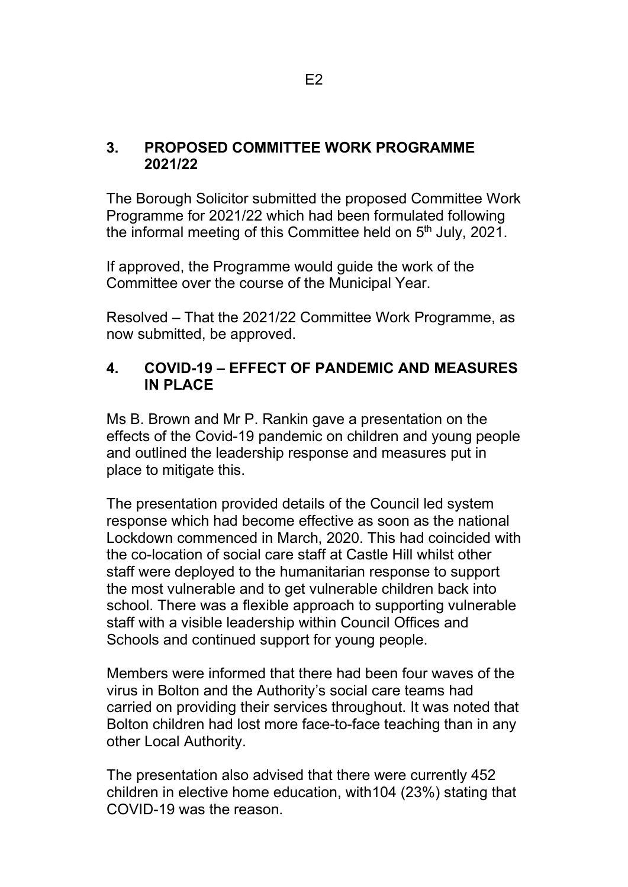## 3. PROPOSED COMMITTEE WORK PROGRAMME 2021/22

The Borough Solicitor submitted the proposed Committee Work Programme for 2021/22 which had been formulated following the informal meeting of this Committee held on 5th July, 2021.

If approved, the Programme would guide the work of the Committee over the course of the Municipal Year.

Resolved – That the 2021/22 Committee Work Programme, as now submitted, be approved.

## 4. COVID-19 – EFFECT OF PANDEMIC AND MEASURES IN PLACE

Ms B. Brown and Mr P. Rankin gave a presentation on the effects of the Covid-19 pandemic on children and young people and outlined the leadership response and measures put in place to mitigate this.

The presentation provided details of the Council led system response which had become effective as soon as the national Lockdown commenced in March, 2020. This had coincided with the co-location of social care staff at Castle Hill whilst other staff were deployed to the humanitarian response to support the most vulnerable and to get vulnerable children back into school. There was a flexible approach to supporting vulnerable staff with a visible leadership within Council Offices and Schools and continued support for young people.

Members were informed that there had been four waves of the virus in Bolton and the Authority's social care teams had carried on providing their services throughout. It was noted that Bolton children had lost more face-to-face teaching than in any other Local Authority.

The presentation also advised that there were currently 452 children in elective home education, with104 (23%) stating that COVID-19 was the reason.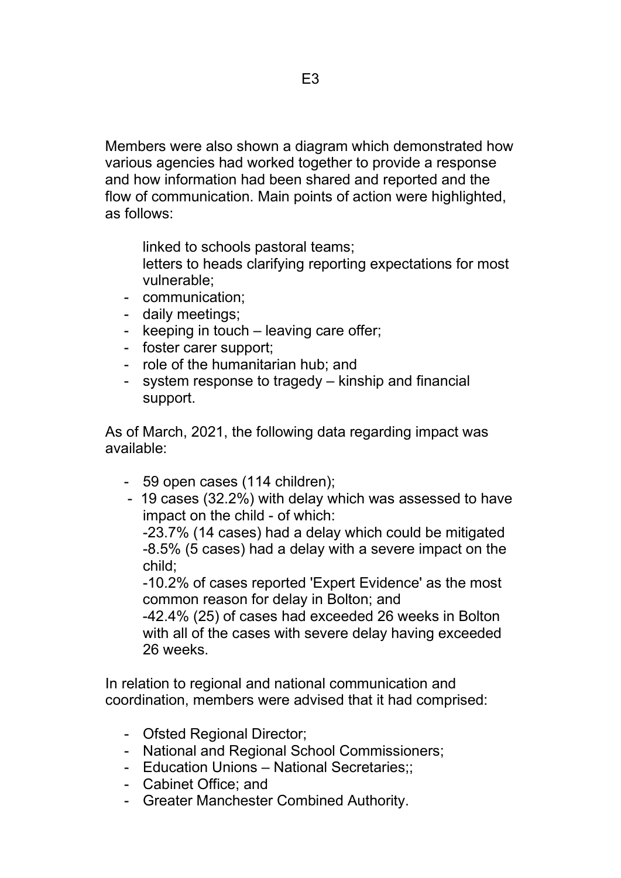Members were also shown a diagram which demonstrated how various agencies had worked together to provide a response and how information had been shared and reported and the flow of communication. Main points of action were highlighted, as follows:

linked to schools pastoral teams;
letters to heads clarifying reporting expectations for most vulnerable;

- communication;
- daily meetings;
- keeping in touch – leaving care offer;
- foster carer support;
- role of the humanitarian hub; and
- system response to tragedy – kinship and financial support.

As of March, 2021, the following data regarding impact was available:

- 59 open cases (114 children);
- 19 cases (32.2%) with delay which was assessed to have impact on the child - of which:
  -23.7% (14 cases) had a delay which could be mitigated
  -8.5% (5 cases) had a delay with a severe impact on the child;
  -10.2% of cases reported 'Expert Evidence' as the most common reason for delay in Bolton; and
  -42.4% (25) of cases had exceeded 26 weeks in Bolton with all of the cases with severe delay having exceeded 26 weeks.

In relation to regional and national communication and coordination, members were advised that it had comprised:

- Ofsted Regional Director;
- National and Regional School Commissioners;
- Education Unions – National Secretaries;;
- Cabinet Office; and
- Greater Manchester Combined Authority.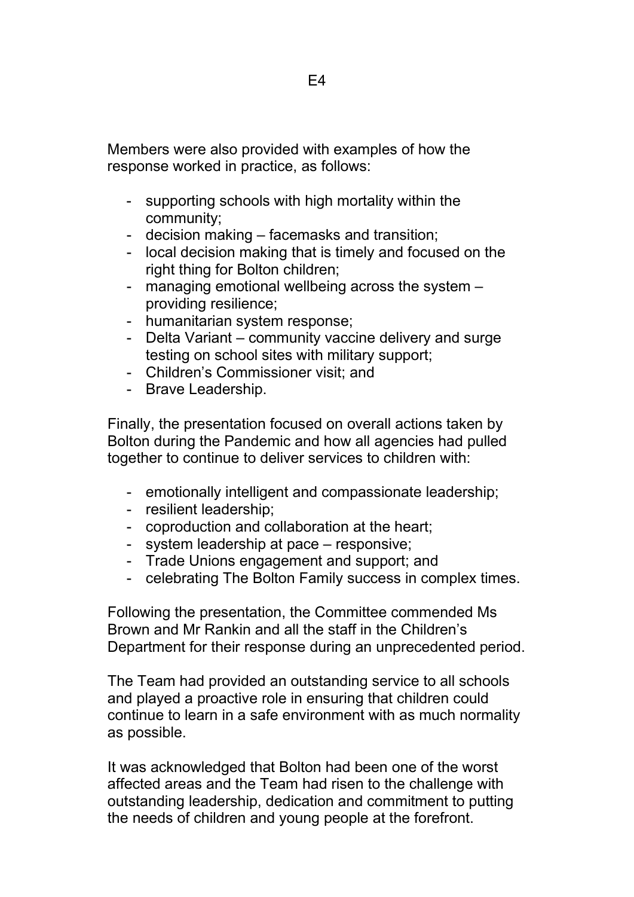Members were also provided with examples of how the response worked in practice, as follows:

- supporting schools with high mortality within the community;
- decision making – facemasks and transition;
- local decision making that is timely and focused on the right thing for Bolton children;
- managing emotional wellbeing across the system – providing resilience;
- humanitarian system response;
- Delta Variant – community vaccine delivery and surge testing on school sites with military support;
- Children's Commissioner visit; and
- Brave Leadership.

Finally, the presentation focused on overall actions taken by Bolton during the Pandemic and how all agencies had pulled together to continue to deliver services to children with:

- emotionally intelligent and compassionate leadership;
- resilient leadership;
- coproduction and collaboration at the heart;
- system leadership at pace – responsive;
- Trade Unions engagement and support; and
- celebrating The Bolton Family success in complex times.

Following the presentation, the Committee commended Ms Brown and Mr Rankin and all the staff in the Children's Department for their response during an unprecedented period.

The Team had provided an outstanding service to all schools and played a proactive role in ensuring that children could continue to learn in a safe environment with as much normality as possible.

It was acknowledged that Bolton had been one of the worst affected areas and the Team had risen to the challenge with outstanding leadership, dedication and commitment to putting the needs of children and young people at the forefront.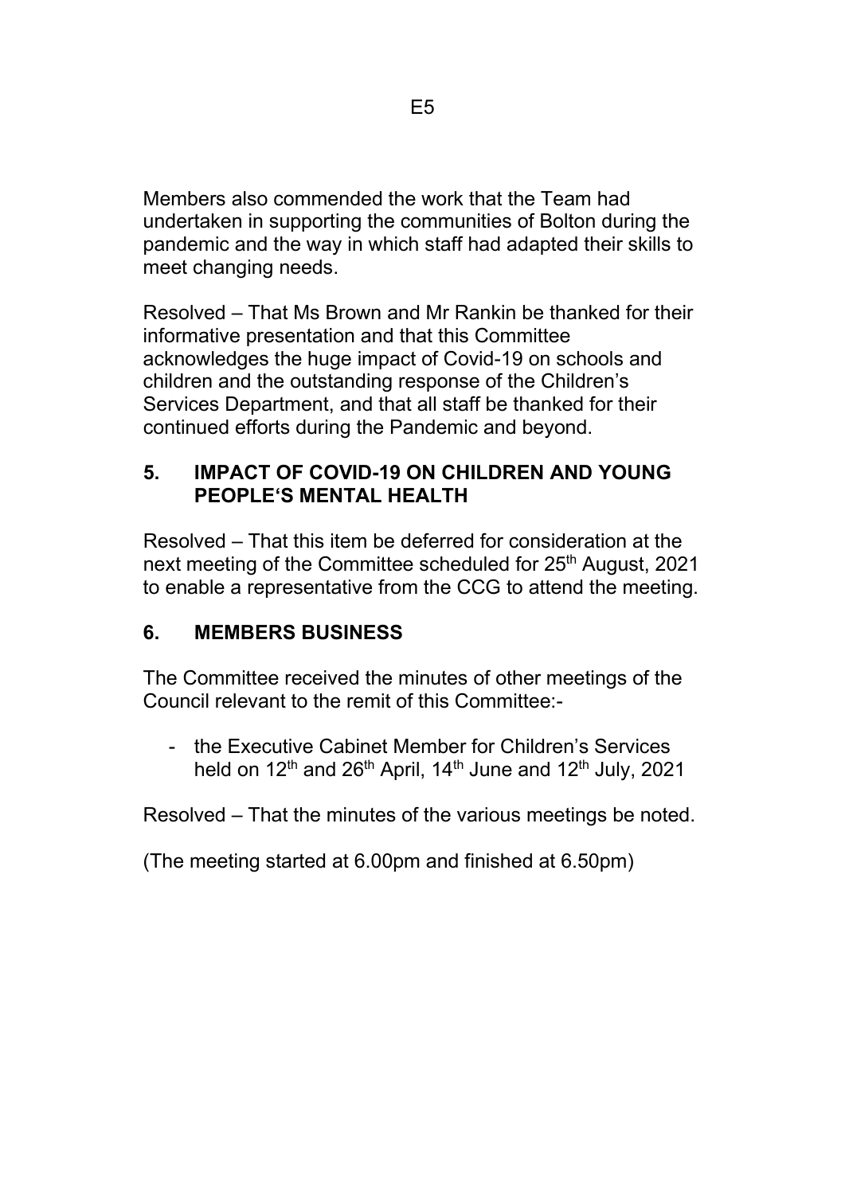Members also commended the work that the Team had undertaken in supporting the communities of Bolton during the pandemic and the way in which staff had adapted their skills to meet changing needs.

Resolved – That Ms Brown and Mr Rankin be thanked for their informative presentation and that this Committee acknowledges the huge impact of Covid-19 on schools and children and the outstanding response of the Children's Services Department, and that all staff be thanked for their continued efforts during the Pandemic and beyond.

## 5. IMPACT OF COVID-19 ON CHILDREN AND YOUNG PEOPLE'S MENTAL HEALTH

Resolved – That this item be deferred for consideration at the next meeting of the Committee scheduled for 25th August, 2021 to enable a representative from the CCG to attend the meeting.

## 6. MEMBERS BUSINESS

The Committee received the minutes of other meetings of the Council relevant to the remit of this Committee:-

- the Executive Cabinet Member for Children's Services held on 12th and 26th April, 14th June and 12th July, 2021

Resolved – That the minutes of the various meetings be noted.

(The meeting started at 6.00pm and finished at 6.50pm)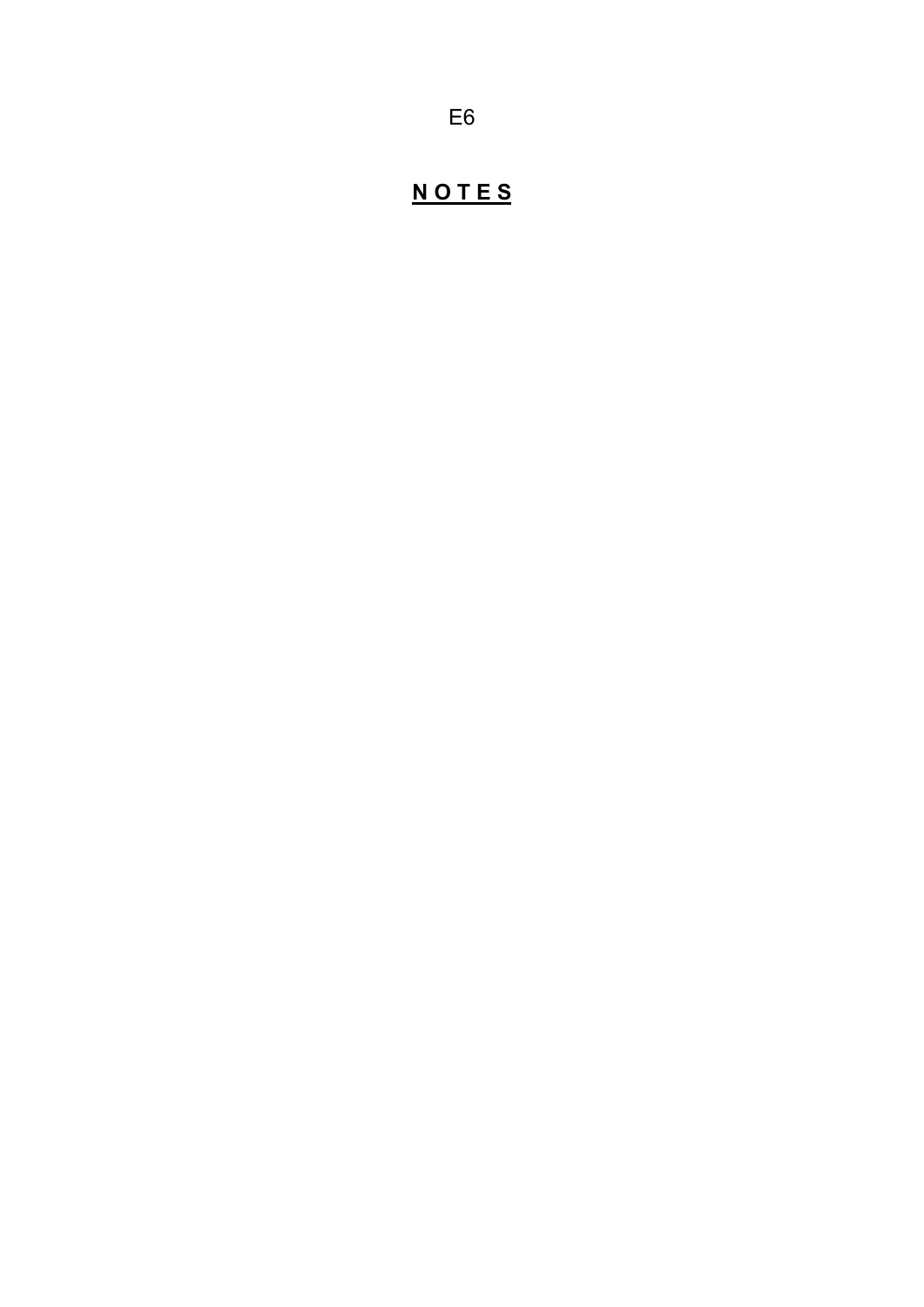# NOTES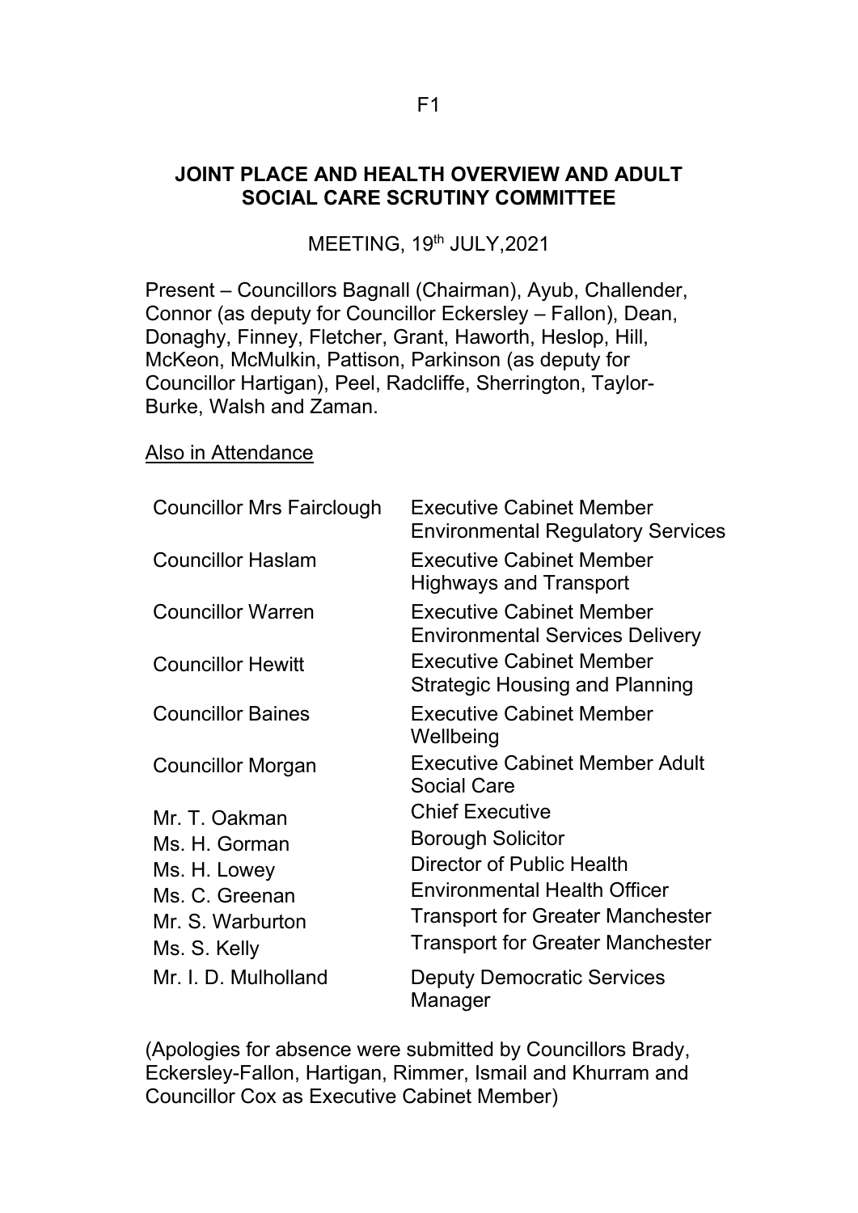F1

**JOINT PLACE AND HEALTH OVERVIEW AND ADULT SOCIAL CARE SCRUTINY COMMITTEE**

MEETING, 19th JULY,2021

Present – Councillors Bagnall (Chairman), Ayub, Challender, Connor (as deputy for Councillor Eckersley – Fallon), Dean, Donaghy, Finney, Fletcher, Grant, Haworth, Heslop, Hill, McKeon, McMulkin, Pattison, Parkinson (as deputy for Councillor Hartigan), Peel, Radcliffe, Sherrington, Taylor-Burke, Walsh and Zaman.

Also in Attendance

| | |
|---|---|
| Councillor Mrs Fairclough | Executive Cabinet Member Environmental Regulatory Services |
| Councillor Haslam | Executive Cabinet Member Highways and Transport |
| Councillor Warren | Executive Cabinet Member Environmental Services Delivery |
| Councillor Hewitt | Executive Cabinet Member Strategic Housing and Planning |
| Councillor Baines | Executive Cabinet Member Wellbeing |
| Councillor Morgan | Executive Cabinet Member Adult Social Care |
| Mr. T. Oakman | Chief Executive |
| Ms. H. Gorman | Borough Solicitor |
| Ms. H. Lowey | Director of Public Health |
| Ms. C. Greenan | Environmental Health Officer |
| Mr. S. Warburton | Transport for Greater Manchester |
| Ms. S. Kelly | Transport for Greater Manchester |
| Mr. I. D. Mulholland | Deputy Democratic Services Manager |

(Apologies for absence were submitted by Councillors Brady, Eckersley-Fallon, Hartigan, Rimmer, Ismail and Khurram and Councillor Cox as Executive Cabinet Member)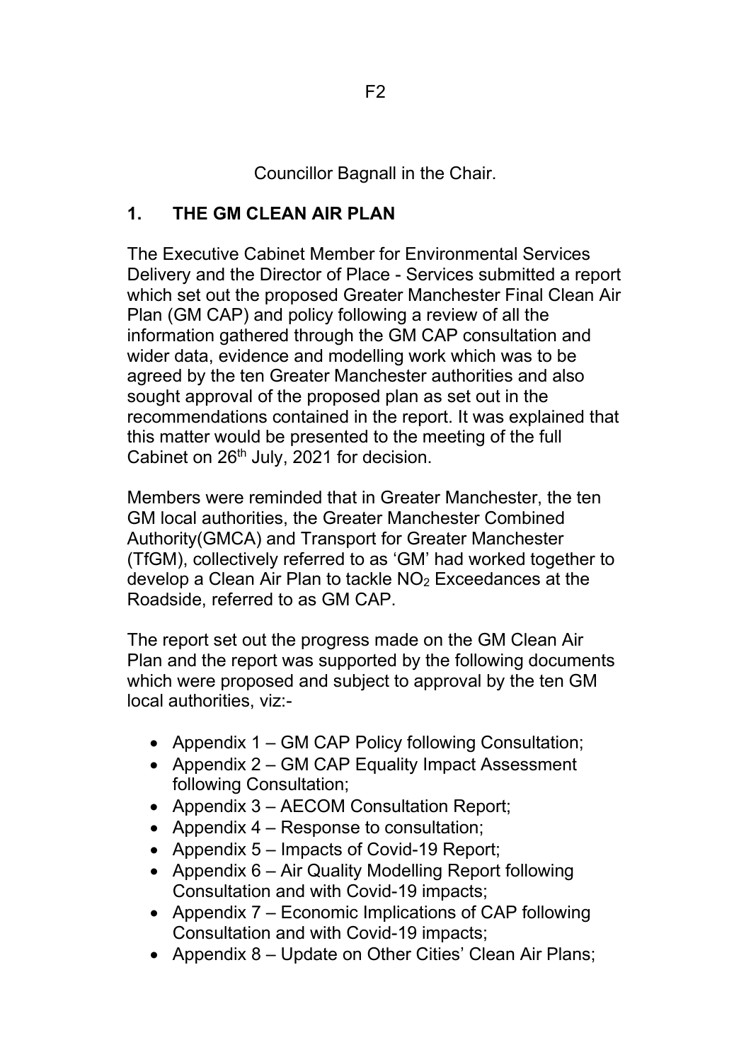F2

Councillor Bagnall in the Chair.

## 1. THE GM CLEAN AIR PLAN

The Executive Cabinet Member for Environmental Services Delivery and the Director of Place - Services submitted a report which set out the proposed Greater Manchester Final Clean Air Plan (GM CAP) and policy following a review of all the information gathered through the GM CAP consultation and wider data, evidence and modelling work which was to be agreed by the ten Greater Manchester authorities and also sought approval of the proposed plan as set out in the recommendations contained in the report. It was explained that this matter would be presented to the meeting of the full Cabinet on 26th July, 2021 for decision.

Members were reminded that in Greater Manchester, the ten GM local authorities, the Greater Manchester Combined Authority(GMCA) and Transport for Greater Manchester (TfGM), collectively referred to as 'GM' had worked together to develop a Clean Air Plan to tackle $NO_2$ Exceedances at the Roadside, referred to as GM CAP.

The report set out the progress made on the GM Clean Air Plan and the report was supported by the following documents which were proposed and subject to approval by the ten GM local authorities, viz:-

- Appendix 1 – GM CAP Policy following Consultation;
- Appendix 2 – GM CAP Equality Impact Assessment following Consultation;
- Appendix 3 – AECOM Consultation Report;
- Appendix 4 – Response to consultation;
- Appendix 5 – Impacts of Covid-19 Report;
- Appendix 6 – Air Quality Modelling Report following Consultation and with Covid-19 impacts;
- Appendix 7 – Economic Implications of CAP following Consultation and with Covid-19 impacts;
- Appendix 8 – Update on Other Cities' Clean Air Plans;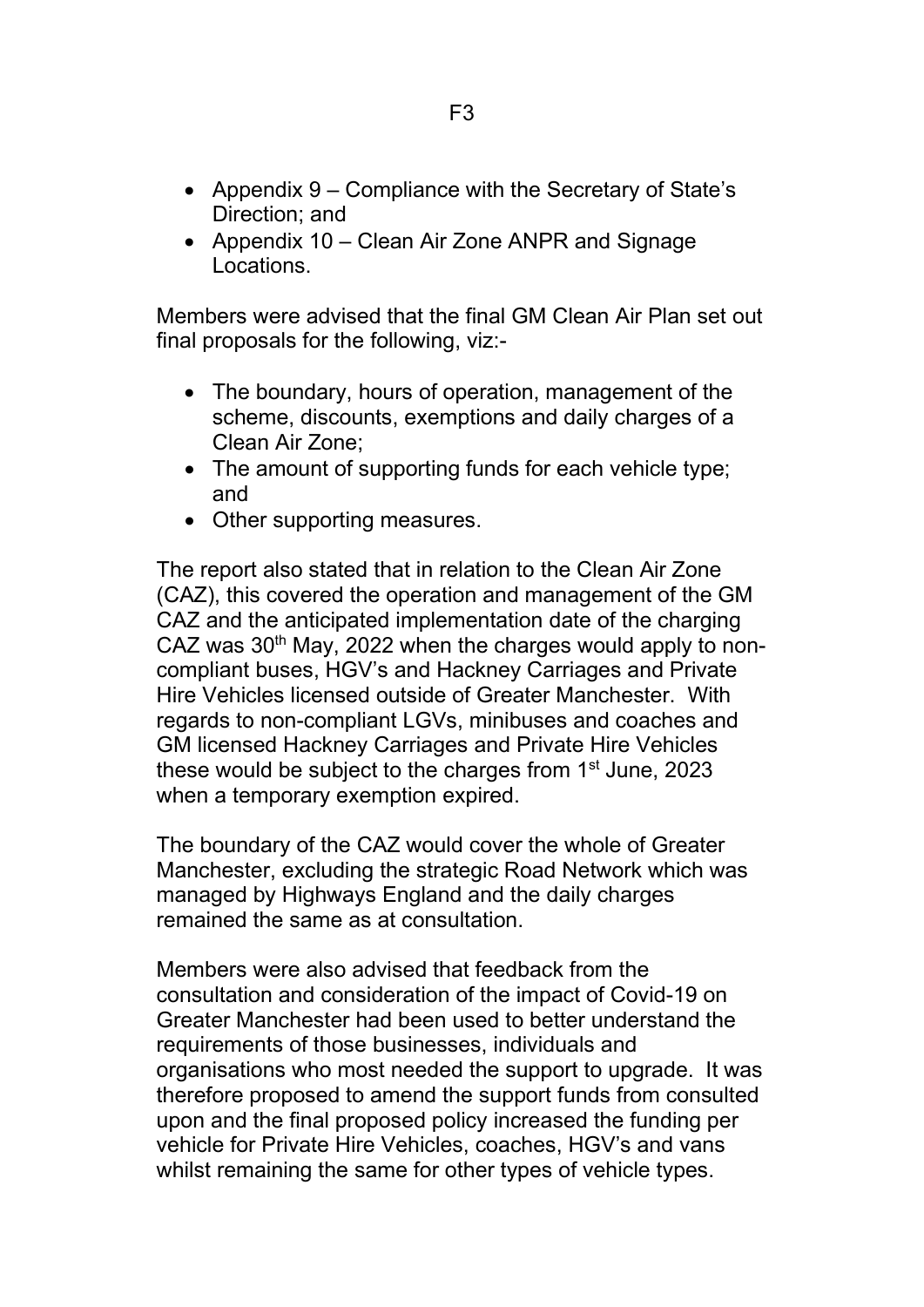- Appendix 9 – Compliance with the Secretary of State's Direction; and
- Appendix 10 – Clean Air Zone ANPR and Signage Locations.

Members were advised that the final GM Clean Air Plan set out final proposals for the following, viz:-

- The boundary, hours of operation, management of the scheme, discounts, exemptions and daily charges of a Clean Air Zone;
- The amount of supporting funds for each vehicle type; and
- Other supporting measures.

The report also stated that in relation to the Clean Air Zone (CAZ), this covered the operation and management of the GM CAZ and the anticipated implementation date of the charging CAZ was 30th May, 2022 when the charges would apply to non-compliant buses, HGV's and Hackney Carriages and Private Hire Vehicles licensed outside of Greater Manchester. With regards to non-compliant LGVs, minibuses and coaches and GM licensed Hackney Carriages and Private Hire Vehicles these would be subject to the charges from 1st June, 2023 when a temporary exemption expired.

The boundary of the CAZ would cover the whole of Greater Manchester, excluding the strategic Road Network which was managed by Highways England and the daily charges remained the same as at consultation.

Members were also advised that feedback from the consultation and consideration of the impact of Covid-19 on Greater Manchester had been used to better understand the requirements of those businesses, individuals and organisations who most needed the support to upgrade. It was therefore proposed to amend the support funds from consulted upon and the final proposed policy increased the funding per vehicle for Private Hire Vehicles, coaches, HGV's and vans whilst remaining the same for other types of vehicle types.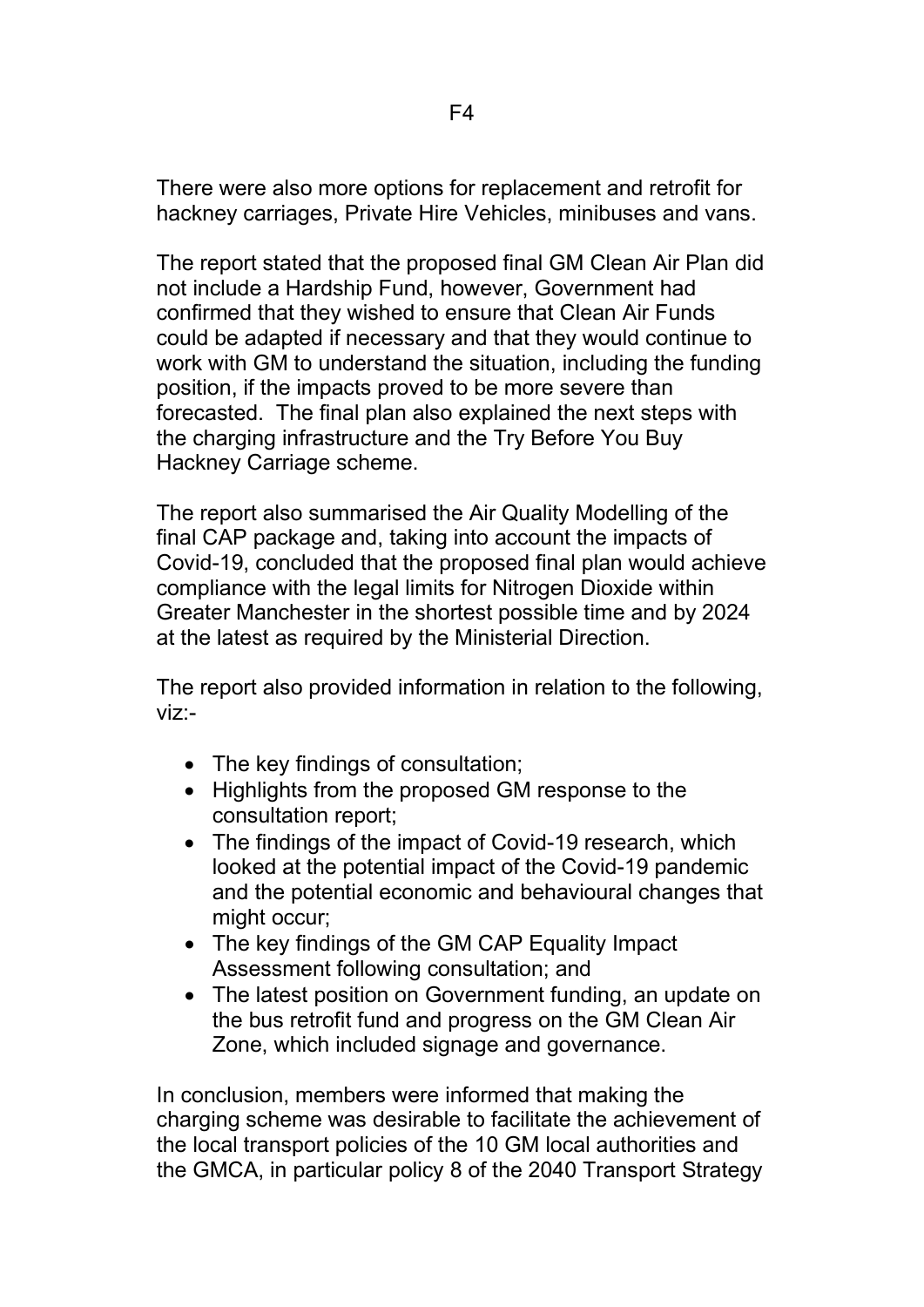There were also more options for replacement and retrofit for hackney carriages, Private Hire Vehicles, minibuses and vans.

The report stated that the proposed final GM Clean Air Plan did not include a Hardship Fund, however, Government had confirmed that they wished to ensure that Clean Air Funds could be adapted if necessary and that they would continue to work with GM to understand the situation, including the funding position, if the impacts proved to be more severe than forecasted. The final plan also explained the next steps with the charging infrastructure and the Try Before You Buy Hackney Carriage scheme.

The report also summarised the Air Quality Modelling of the final CAP package and, taking into account the impacts of Covid-19, concluded that the proposed final plan would achieve compliance with the legal limits for Nitrogen Dioxide within Greater Manchester in the shortest possible time and by 2024 at the latest as required by the Ministerial Direction.

The report also provided information in relation to the following, viz:-

- The key findings of consultation;
- Highlights from the proposed GM response to the consultation report;
- The findings of the impact of Covid-19 research, which looked at the potential impact of the Covid-19 pandemic and the potential economic and behavioural changes that might occur;
- The key findings of the GM CAP Equality Impact Assessment following consultation; and
- The latest position on Government funding, an update on the bus retrofit fund and progress on the GM Clean Air Zone, which included signage and governance.

In conclusion, members were informed that making the charging scheme was desirable to facilitate the achievement of the local transport policies of the 10 GM local authorities and the GMCA, in particular policy 8 of the 2040 Transport Strategy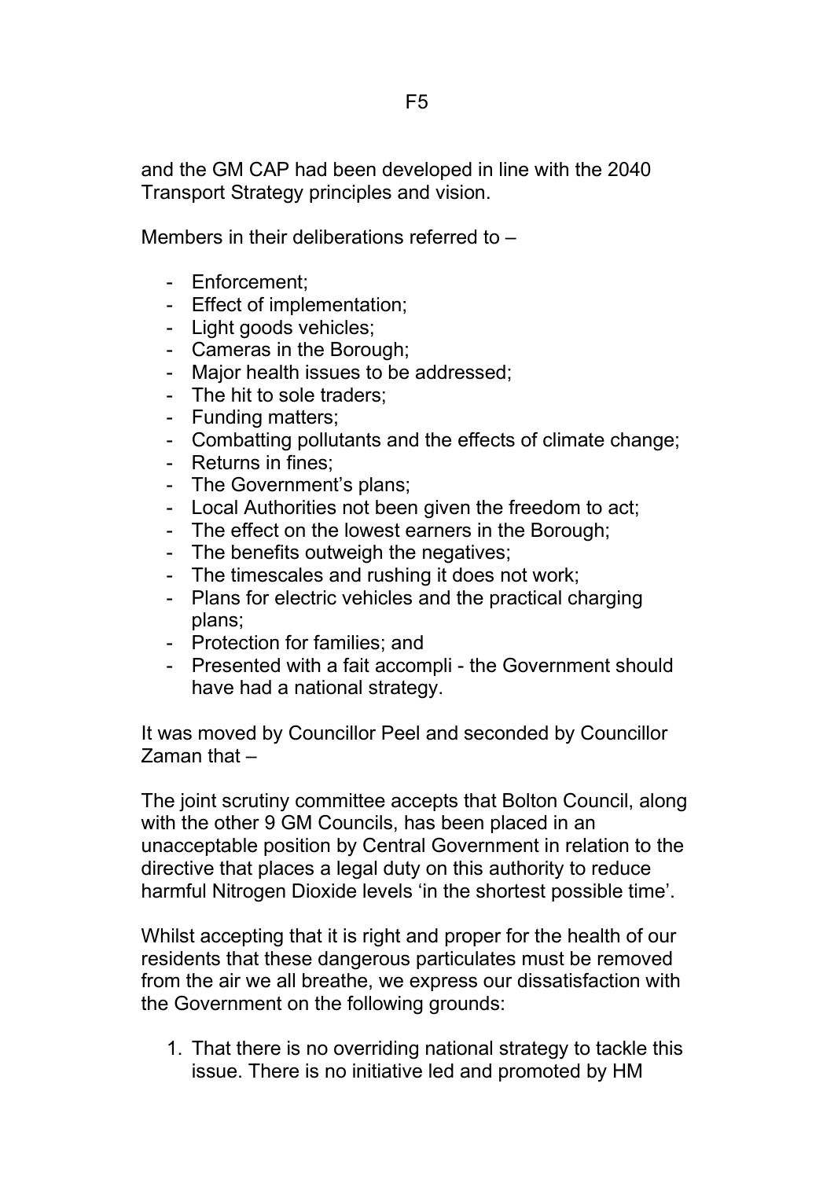and the GM CAP had been developed in line with the 2040 Transport Strategy principles and vision.

Members in their deliberations referred to –

- Enforcement;
- Effect of implementation;
- Light goods vehicles;
- Cameras in the Borough;
- Major health issues to be addressed;
- The hit to sole traders;
- Funding matters;
- Combatting pollutants and the effects of climate change;
- Returns in fines;
- The Government's plans;
- Local Authorities not been given the freedom to act;
- The effect on the lowest earners in the Borough;
- The benefits outweigh the negatives;
- The timescales and rushing it does not work;
- Plans for electric vehicles and the practical charging plans;
- Protection for families; and
- Presented with a fait accompli - the Government should have had a national strategy.

It was moved by Councillor Peel and seconded by Councillor Zaman that –

The joint scrutiny committee accepts that Bolton Council, along with the other 9 GM Councils, has been placed in an unacceptable position by Central Government in relation to the directive that places a legal duty on this authority to reduce harmful Nitrogen Dioxide levels 'in the shortest possible time'.

Whilst accepting that it is right and proper for the health of our residents that these dangerous particulates must be removed from the air we all breathe, we express our dissatisfaction with the Government on the following grounds:

1. That there is no overriding national strategy to tackle this issue. There is no initiative led and promoted by HM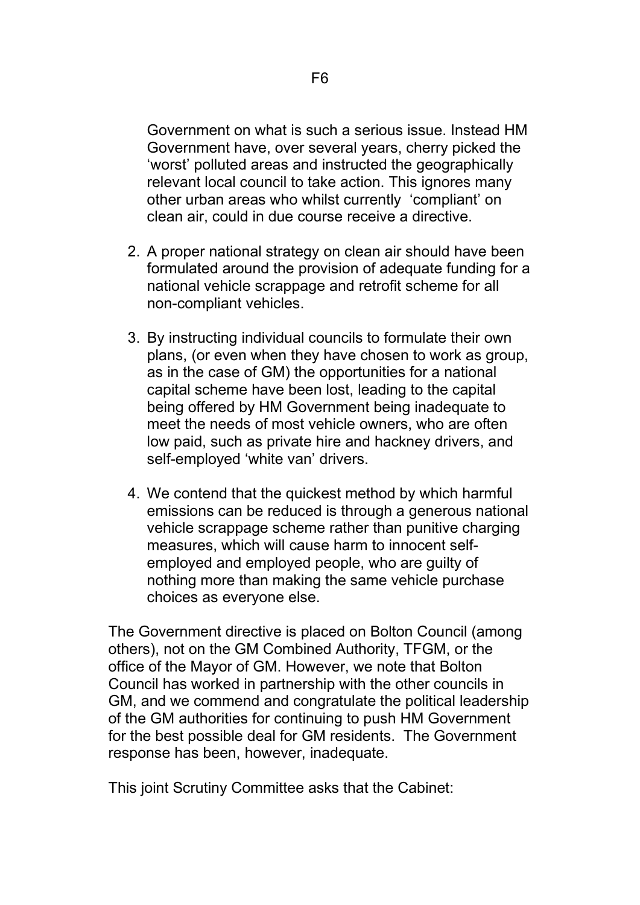Government on what is such a serious issue. Instead HM Government have, over several years, cherry picked the 'worst' polluted areas and instructed the geographically relevant local council to take action. This ignores many other urban areas who whilst currently 'compliant' on clean air, could in due course receive a directive.

2. A proper national strategy on clean air should have been formulated around the provision of adequate funding for a national vehicle scrappage and retrofit scheme for all non-compliant vehicles.

3. By instructing individual councils to formulate their own plans, (or even when they have chosen to work as group, as in the case of GM) the opportunities for a national capital scheme have been lost, leading to the capital being offered by HM Government being inadequate to meet the needs of most vehicle owners, who are often low paid, such as private hire and hackney drivers, and self-employed 'white van' drivers.

4. We contend that the quickest method by which harmful emissions can be reduced is through a generous national vehicle scrappage scheme rather than punitive charging measures, which will cause harm to innocent self-employed and employed people, who are guilty of nothing more than making the same vehicle purchase choices as everyone else.

The Government directive is placed on Bolton Council (among others), not on the GM Combined Authority, TFGM, or the office of the Mayor of GM. However, we note that Bolton Council has worked in partnership with the other councils in GM, and we commend and congratulate the political leadership of the GM authorities for continuing to push HM Government for the best possible deal for GM residents. The Government response has been, however, inadequate.

This joint Scrutiny Committee asks that the Cabinet: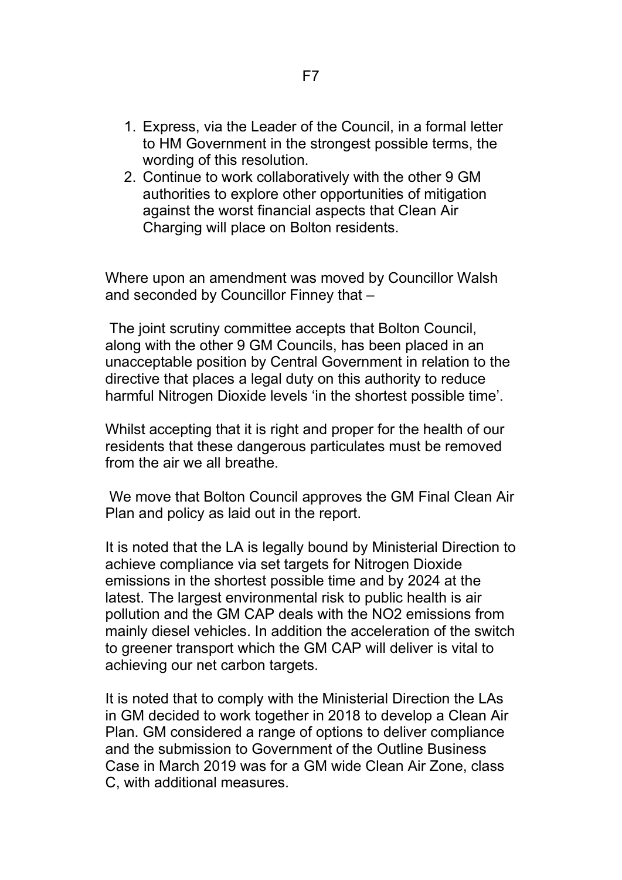1. Express, via the Leader of the Council, in a formal letter to HM Government in the strongest possible terms, the wording of this resolution.
2. Continue to work collaboratively with the other 9 GM authorities to explore other opportunities of mitigation against the worst financial aspects that Clean Air Charging will place on Bolton residents.

Where upon an amendment was moved by Councillor Walsh and seconded by Councillor Finney that –

The joint scrutiny committee accepts that Bolton Council, along with the other 9 GM Councils, has been placed in an unacceptable position by Central Government in relation to the directive that places a legal duty on this authority to reduce harmful Nitrogen Dioxide levels 'in the shortest possible time'.

Whilst accepting that it is right and proper for the health of our residents that these dangerous particulates must be removed from the air we all breathe.

We move that Bolton Council approves the GM Final Clean Air Plan and policy as laid out in the report.

It is noted that the LA is legally bound by Ministerial Direction to achieve compliance via set targets for Nitrogen Dioxide emissions in the shortest possible time and by 2024 at the latest. The largest environmental risk to public health is air pollution and the GM CAP deals with the NO2 emissions from mainly diesel vehicles. In addition the acceleration of the switch to greener transport which the GM CAP will deliver is vital to achieving our net carbon targets.

It is noted that to comply with the Ministerial Direction the LAs in GM decided to work together in 2018 to develop a Clean Air Plan. GM considered a range of options to deliver compliance and the submission to Government of the Outline Business Case in March 2019 was for a GM wide Clean Air Zone, class C, with additional measures.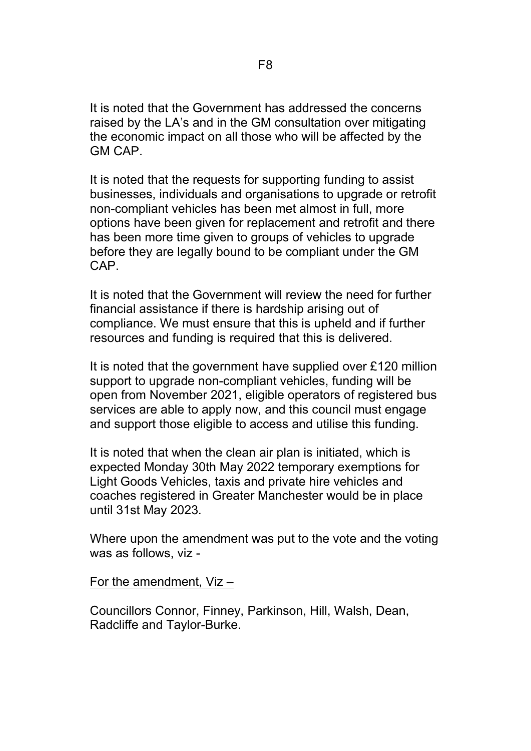It is noted that the Government has addressed the concerns raised by the LA's and in the GM consultation over mitigating the economic impact on all those who will be affected by the GM CAP.

It is noted that the requests for supporting funding to assist businesses, individuals and organisations to upgrade or retrofit non-compliant vehicles has been met almost in full, more options have been given for replacement and retrofit and there has been more time given to groups of vehicles to upgrade before they are legally bound to be compliant under the GM CAP.

It is noted that the Government will review the need for further financial assistance if there is hardship arising out of compliance. We must ensure that this is upheld and if further resources and funding is required that this is delivered.

It is noted that the government have supplied over £120 million support to upgrade non-compliant vehicles, funding will be open from November 2021, eligible operators of registered bus services are able to apply now, and this council must engage and support those eligible to access and utilise this funding.

It is noted that when the clean air plan is initiated, which is expected Monday 30th May 2022 temporary exemptions for Light Goods Vehicles, taxis and private hire vehicles and coaches registered in Greater Manchester would be in place until 31st May 2023.

Where upon the amendment was put to the vote and the voting was as follows, viz -

<u>For the amendment, Viz –</u>

Councillors Connor, Finney, Parkinson, Hill, Walsh, Dean, Radcliffe and Taylor-Burke.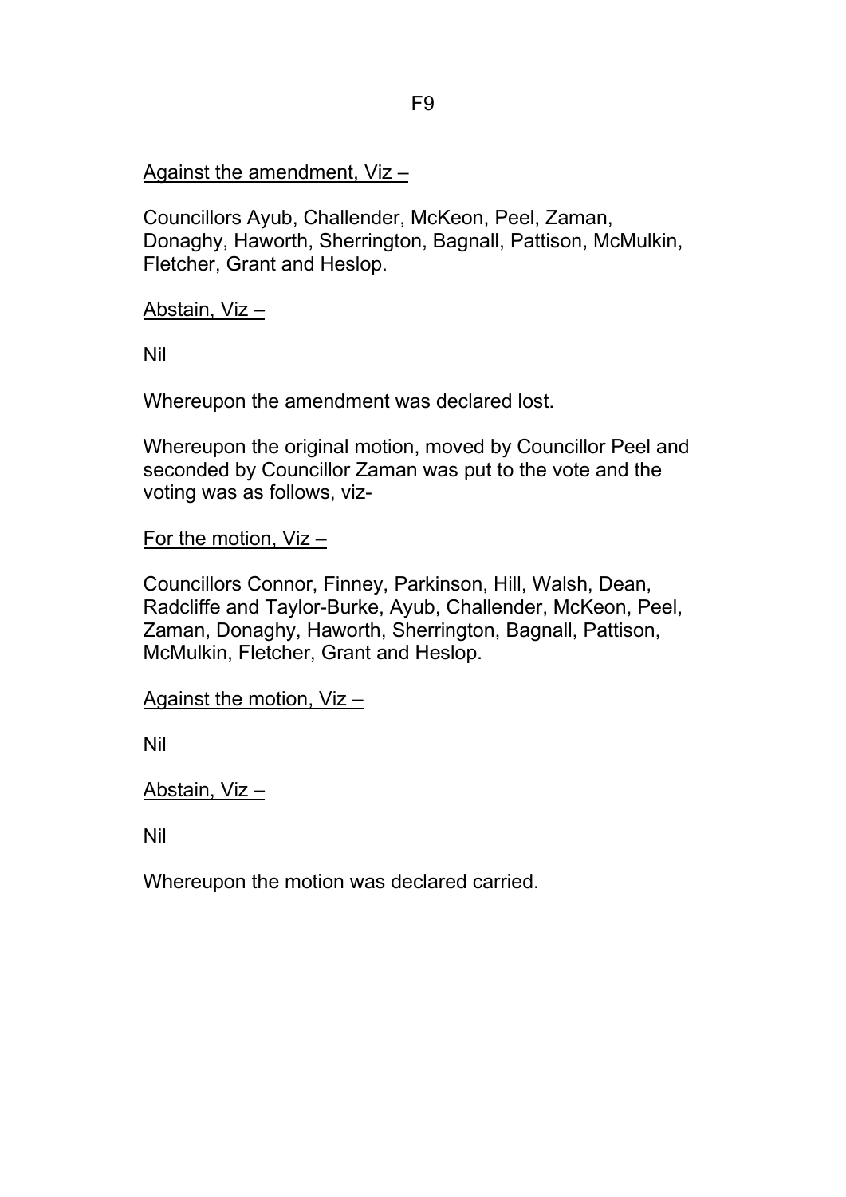<u>Against the amendment, Viz –</u>

Councillors Ayub, Challender, McKeon, Peel, Zaman, Donaghy, Haworth, Sherrington, Bagnall, Pattison, McMulkin, Fletcher, Grant and Heslop.

<u>Abstain, Viz –</u>

Nil

Whereupon the amendment was declared lost.

Whereupon the original motion, moved by Councillor Peel and seconded by Councillor Zaman was put to the vote and the voting was as follows, viz-

<u>For the motion, Viz –</u>

Councillors Connor, Finney, Parkinson, Hill, Walsh, Dean, Radcliffe and Taylor-Burke, Ayub, Challender, McKeon, Peel, Zaman, Donaghy, Haworth, Sherrington, Bagnall, Pattison, McMulkin, Fletcher, Grant and Heslop.

<u>Against the motion, Viz –</u>

Nil

<u>Abstain, Viz –</u>

Nil

Whereupon the motion was declared carried.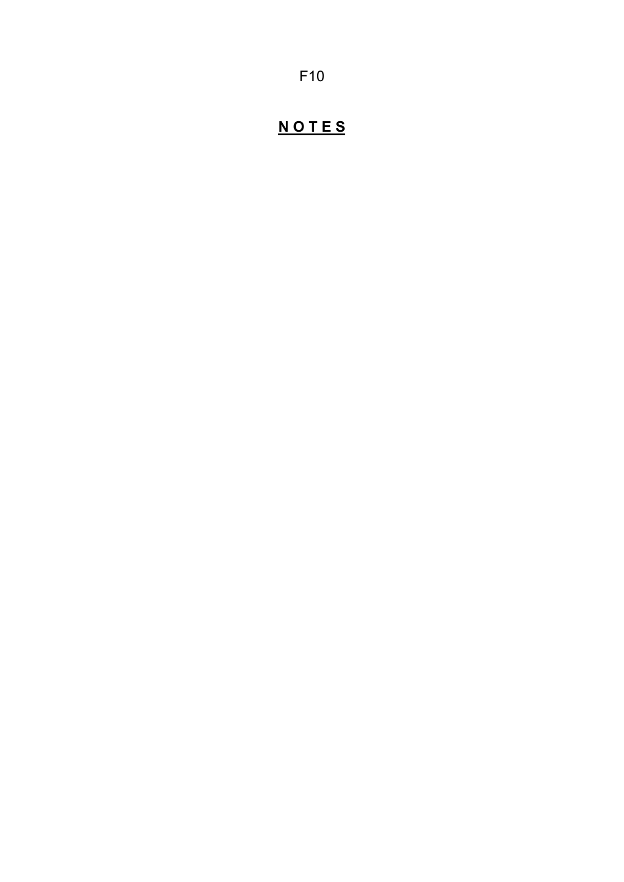F10

**NOTES**